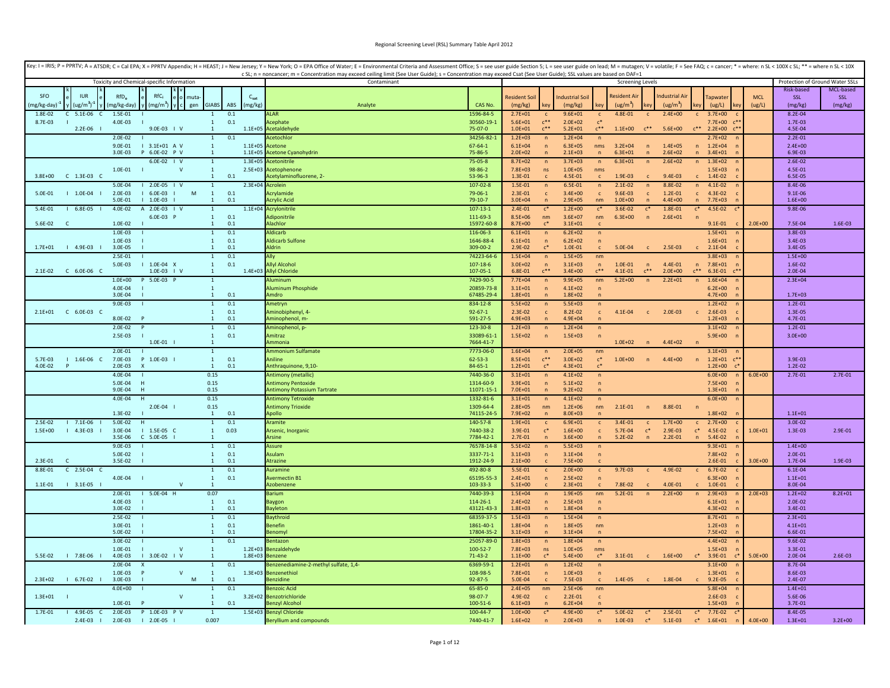Key: I = IRIS; P = PPRTV; A = ATSDR; C = Cal EPA; X = PPRTV Appendix; H = HEAST; J = New Jersey; Y = New York; O = EPA Office of Water; E = Environmental Criteria and Assessment Office; S = see user guide Section 5; L = see user guide on lead; M = mutagen; V = volatile; F = See FAQ; c = cancer; * = where: n SL < 100X c SL; ** = where n SL < 10X c SL; n = noncancer; m = Concentration may exceed ceiling limit (See User Guide); s = Concentration may exceed Csat (See User Guide); SSL values are based on DAF=1

| Toxicity and Chemical-specific Information | | | | | | | | | | | | | Contaminant | | Screening Levels | | | | | | | | | | | Protection of Ground Water SSLs | | |
|---|---|---|---|---|---|---|---|---|---|---|---|---|---|---|---|---|---|---|---|---|---|---|---|---|---|---|---|---|
| SFO (mg/kg-day)$^{-1}$ | key | IUR (ug/m$^3$)$^{-1}$ | key | RfD$_o$ (mg/kg-day) | key | RfC$_i$ (mg/m$^3$) | key | voc | mutagen | GIABS | ABS | C$_{sat}$ (mg/kg) | Analyte | CAS No. | Resident Soil (mg/kg) | key | Industrial Soil (mg/kg) | key | Resident Air (ug/m$^3$) | key | Industrial Air (ug/m$^3$) | key | Tapwater (ug/L) | key | MCL (ug/L) | Risk-based SSL (mg/kg) | MCL-based SSL (mg/kg) |
| 1.8E-02 | C | 5.1E-06 | C | 1.5E-01 | I | | | | | 1 | 0.1 | | ALAR | 1596-84-5 | 2.7E+01 | c | 9.6E+01 | c | 4.8E-01 | c | 2.4E+00 | c | 3.7E+00 | c | | 8.2E-04 | |
| 8.7E-03 | I | | | 4.0E-03 | I | | | | | 1 | 0.1 | | Acephate | 30560-19-1 | 5.6E+01 | c** | 2.0E+02 | c* | | | | | 7.7E+00 | c** | | 1.7E-03 | |
| | | 2.2E-06 | I | | | 9.0E-03 | I | V | | 1 | | 1.1E+05 | Acetaldehyde | 75-07-0 | 1.0E+01 | c** | 5.2E+01 | c** | 1.1E+00 | c** | 5.6E+00 | c** | 2.2E+00 | c** | | 4.5E-04 | |
| | | | | 2.0E-02 | I | | | | | 1 | 0.1 | | Acetochlor | 34256-82-1 | 1.2E+03 | n | 1.2E+04 | n | | | | | 2.7E+02 | n | | 2.2E-01 | |
| | | | | 9.0E-01 | I | 3.1E+01 | A | V | | 1 | | 1.1E+05 | Acetone | 67-64-1 | 6.1E+04 | n | 6.3E+05 | nms | 3.2E+04 | n | 1.4E+05 | n | 1.2E+04 | n | | 2.4E+00 | |
| | | | | 3.0E-03 | P | 6.0E-02 | P | V | | 1 | | 1.1E+05 | Acetone Cyanohydrin | 75-86-5 | 2.0E+02 | n | 2.1E+03 | n | 6.3E+01 | n | 2.6E+02 | n | 3.4E+01 | n | | 6.9E-03 | |
| | | | | | | 6.0E-02 | I | V | | 1 | | 1.3E+05 | Acetonitrile | 75-05-8 | 8.7E+02 | n | 3.7E+03 | n | 6.3E+01 | n | 2.6E+02 | n | 1.3E+02 | n | | 2.6E-02 | |
| | | | | 1.0E-01 | I | | | V | | 1 | | 2.5E+03 | Acetophenone | 98-86-2 | 7.8E+03 | ns | 1.0E+05 | nms | | | | | 1.5E+03 | n | | 4.5E-01 | |
| 3.8E+00 | C | 1.3E-03 | C | | | | | | | 1 | 0.1 | | Acetylaminofluorene, 2- | 53-96-3 | 1.3E-01 | c | 4.5E-01 | c | 1.9E-03 | c | 9.4E-03 | c | 1.4E-02 | c | | 6.5E-05 | |
| | | | | 5.0E-04 | I | 2.0E-05 | I | V | | 1 | | 2.3E+04 | Acrolein | 107-02-8 | 1.5E-01 | n | 6.5E-01 | n | 2.1E-02 | n | 8.8E-02 | n | 4.1E-02 | n | | 8.4E-06 | |
| 5.0E-01 | I | 1.0E-04 | I | 2.0E-03 | I | 6.0E-03 | I | | M | 1 | 0.1 | | Acrylamide | 79-06-1 | 2.3E-01 | c | 3.4E+00 | c | 9.6E-03 | c | 1.2E-01 | c | 4.3E-02 | c | | 9.1E-06 | |
| | | | | 5.0E-01 | I | 1.0E-03 | I | | | 1 | 0.1 | | Acrylic Acid | 79-10-7 | 3.0E+04 | n | 2.9E+05 | nm | 1.0E+00 | n | 4.4E+00 | n | 7.7E+03 | n | | 1.6E+00 | |
| 5.4E-01 | I | 6.8E-05 | I | 4.0E-02 | A | 2.0E-03 | I | V | | 1 | | 1.1E+04 | Acrylonitrile | 107-13-1 | 2.4E-01 | c* | 1.2E+00 | c* | 3.6E-02 | c* | 1.8E-01 | c* | 4.5E-02 | c* | | 9.8E-06 | |
| | | | | | | 6.0E-03 | P | | | 1 | 0.1 | | Adiponitrile | 111-69-3 | 8.5E+06 | nm | 3.6E+07 | nm | 6.3E+00 | n | 2.6E+01 | n | | | | | |
| 5.6E-02 | C | | | 1.0E-02 | I | | | | | 1 | 0.1 | | Alachlor | 15972-60-8 | 8.7E+00 | c* | 3.1E+01 | c | | | | | 9.1E-01 | c | 2.0E+00 | 7.5E-04 | 1.6E-03 |
| | | | | 1.0E-03 | I | | | | | 1 | 0.1 | | Aldicarb | 116-06-3 | 6.1E+01 | n | 6.2E+02 | n | | | | | 1.5E+01 | n | | 3.8E-03 | |
| | | | | 1.0E-03 | I | | | | | 1 | 0.1 | | Aldicarb Sulfone | 1646-88-4 | 6.1E+01 | n | 6.2E+02 | n | | | | | 1.6E+01 | n | | 3.4E-03 | |
| 1.7E+01 | I | 4.9E-03 | I | 3.0E-05 | I | | | | | 1 | 0.1 | | Aldrin | 309-00-2 | 2.9E-02 | c* | 1.0E-01 | c | 5.0E-04 | c | 2.5E-03 | c | 2.1E-04 | c | | 3.4E-05 | |
| | | | | 2.5E-01 | I | | | | | 1 | 0.1 | | Ally | 74223-64-6 | 1.5E+04 | n | 1.5E+05 | nm | | | | | 3.8E+03 | n | | 1.5E+00 | |
| | | | | 5.0E-03 | I | 1.0E-04 | X | | | 1 | 0.1 | | Allyl Alcohol | 107-18-6 | 3.0E+02 | n | 3.1E+03 | n | 1.0E-01 | n | 4.4E-01 | n | 7.8E+01 | n | | 1.6E-02 | |
| 2.1E-02 | C | 6.0E-06 | C | | | 1.0E-03 | I | V | | 1 | | 1.4E+03 | Allyl Chloride | 107-05-1 | 6.8E-01 | c** | 3.4E+00 | c** | 4.1E-01 | c** | 2.0E+00 | c** | 6.3E-01 | c** | | 2.0E-04 | |
| | | | | 1.0E+00 | P | 5.0E-03 | P | | | 1 | | | Aluminum | 7429-90-5 | 7.7E+04 | n | 9.9E+05 | nm | 5.2E+00 | n | 2.2E+01 | n | 1.6E+04 | n | | 2.3E+04 | |
| | | | | 4.0E-04 | I | | | | | 1 | | | Aluminum Phosphide | 20859-73-8 | 3.1E+01 | n | 4.1E+02 | n | | | | | 6.2E+00 | n | | | |
| | | | | 3.0E-04 | I | | | | | 1 | 0.1 | | Amdro | 67485-29-4 | 1.8E+01 | n | 1.8E+02 | n | | | | | 4.7E+00 | n | | 1.7E+03 | |
| | | | | 9.0E-03 | I | | | | | 1 | 0.1 | | Ametryn | 834-12-8 | 5.5E+02 | n | 5.5E+03 | n | | | | | 1.2E+02 | n | | 1.2E-01 | |
| 2.1E+01 | C | 6.0E-03 | C | | | | | | | 1 | 0.1 | | Aminobiphenyl, 4- | 92-67-1 | 2.3E-02 | c | 8.2E-02 | c | 4.1E-04 | c | 2.0E-03 | c | 2.6E-03 | c | | 1.3E-05 | |
| | | | | 8.0E-02 | P | | | | | 1 | 0.1 | | Aminophenol, m- | 591-27-5 | 4.9E+03 | n | 4.9E+04 | n | | | | | 1.2E+03 | n | | 4.7E-01 | |
| | | | | 2.0E-02 | P | | | | | 1 | 0.1 | | Aminophenol, p- | 123-30-8 | 1.2E+03 | n | 1.2E+04 | n | | | | | 3.1E+02 | n | | 1.2E-01 | |
| | | | | 2.5E-03 | I | | | | | 1 | 0.1 | | Amitraz | 33089-61-1 | 1.5E+02 | n | 1.5E+03 | n | | | | | 5.9E+00 | n | | 3.0E+00 | |
| | | | | | | 1.0E-01 | I | | | 1 | | | Ammonia | 7664-41-7 | | | | | 1.0E+02 | n | 4.4E+02 | n | | | | | |
| | | | | 2.0E-01 | I | | | | | 1 | | | Ammonium Sulfamate | 7773-06-0 | 1.6E+04 | n | 2.0E+05 | nm | | | | | 3.1E+03 | n | | | |
| 5.7E-03 | I | 1.6E-06 | C | 7.0E-03 | P | 1.0E-03 | I | | | 1 | 0.1 | | Aniline | 62-53-3 | 8.5E+01 | c** | 3.0E+02 | c* | 1.0E+00 | n | 4.4E+00 | n | 1.2E+01 | c** | | 3.9E-03 | |
| 4.0E-02 | P | | | 2.0E-03 | X | | | | | 1 | 0.1 | | Anthraquinone, 9,10- | 84-65-1 | 1.2E+01 | c* | 4.3E+01 | c* | | | | | 1.2E+00 | c* | | 1.2E-02 | |
| | | | | 4.0E-04 | I | | | | | 0.15 | | | Antimony (metallic) | 7440-36-0 | 3.1E+01 | n | 4.1E+02 | n | | | | | 6.0E+00 | n | 6.0E+00 | 2.7E-01 | 2.7E-01 |
| | | | | 5.0E-04 | H | | | | | 0.15 | | | Antimony Pentoxide | 1314-60-9 | 3.9E+01 | n | 5.1E+02 | n | | | | | 7.5E+00 | n | | | |
| | | | | 9.0E-04 | H | | | | | 0.15 | | | Antimony Potassium Tartrate | 11071-15-1 | 7.0E+01 | n | 9.2E+02 | n | | | | | 1.3E+01 | n | | | |
| | | | | 4.0E-04 | H | | | | | 0.15 | | | Antimony Tetroxide | 1332-81-6 | 3.1E+01 | n | 4.1E+02 | n | | | | | 6.0E+00 | n | | | |
| | | | | | | 2.0E-04 | I | | | 0.15 | | | Antimony Trioxide | 1309-64-4 | 2.8E+05 | nm | 1.2E+06 | nm | 2.1E-01 | n | 8.8E-01 | n | | | | | |
| | | | | 1.3E-02 | I | | | | | 1 | 0.1 | | Apollo | 74115-24-5 | 7.9E+02 | n | 8.0E+03 | n | | | | | 1.8E+02 | n | | 1.1E+01 | |
| 2.5E-02 | I | 7.1E-06 | I | 5.0E-02 | H | | | | | 1 | 0.1 | | Aramite | 140-57-8 | 1.9E+01 | c | 6.9E+01 | c | 3.4E-01 | c | 1.7E+00 | c | 2.7E+00 | c | | 3.0E-02 | |
| 1.5E+00 | I | 4.3E-03 | I | 3.0E-04 | I | 1.5E-05 | C | | | 1 | 0.03 | | Arsenic, Inorganic | 7440-38-2 | 3.9E-01 | c* | 1.6E+00 | c | 5.7E-04 | c* | 2.9E-03 | c* | 4.5E-02 | c | 1.0E+01 | 1.3E-03 | 2.9E-01 |
| | | | | 3.5E-06 | C | 5.0E-05 | I | | | 1 | | | Arsine | 7784-42-1 | 2.7E-01 | n | 3.6E+00 | n | 5.2E-02 | n | 2.2E-01 | n | 5.4E-02 | n | | | |
| | | | | 9.0E-03 | I | | | | | 1 | 0.1 | | Assure | 76578-14-8 | 5.5E+02 | n | 5.5E+03 | n | | | | | 9.3E+01 | n | | 1.4E+00 | |
| | | | | 5.0E-02 | I | | | | | 1 | 0.1 | | Asulam | 3337-71-1 | 3.1E+03 | n | 3.1E+04 | n | | | | | 7.8E+02 | n | | 2.0E-01 | |
| 2.3E-01 | C | | | 3.5E-02 | I | | | | | 1 | 0.1 | | Atrazine | 1912-24-9 | 2.1E+00 | c | 7.5E+00 | c | | | | | 2.6E-01 | c | 3.0E+00 | 1.7E-04 | 1.9E-03 |
| 8.8E-01 | C | 2.5E-04 | C | | | | | | | 1 | 0.1 | | Auramine | 492-80-8 | 5.5E-01 | c | 2.0E+00 | c | 9.7E-03 | c | 4.9E-02 | c | 6.7E-02 | c | | 6.1E-04 | |
| | | | | 4.0E-04 | I | | | | | 1 | 0.1 | | Avermectin B1 | 65195-55-3 | 2.4E+01 | n | 2.5E+02 | n | | | | | 6.3E+00 | n | | 1.1E+01 | |
| 1.1E-01 | I | 3.1E-05 | I | | | | | V | | 1 | | | Azobenzene | 103-33-3 | 5.1E+00 | c | 2.3E+01 | c | 7.8E-02 | c | 4.0E-01 | c | 1.0E-01 | c | | 8.0E-04 | |
| | | | | 2.0E-01 | I | 5.0E-04 | H | | | 0.07 | | | Barium | 7440-39-3 | 1.5E+04 | n | 1.9E+05 | nm | 5.2E-01 | n | 2.2E+00 | n | 2.9E+03 | n | 2.0E+03 | 1.2E+02 | 8.2E+01 |
| | | | | 4.0E-03 | I | | | | | 1 | 0.1 | | Baygon | 114-26-1 | 2.4E+02 | n | 2.5E+03 | n | | | | | 6.1E+01 | n | | 2.0E-02 | |
| | | | | 3.0E-02 | I | | | | | 1 | 0.1 | | Bayleton | 43121-43-3 | 1.8E+03 | n | 1.8E+04 | n | | | | | 4.3E+02 | n | | 3.4E-01 | |
| | | | | 2.5E-02 | I | | | | | 1 | 0.1 | | Baythroid | 68359-37-5 | 1.5E+03 | n | 1.5E+04 | n | | | | | 8.7E+01 | n | | 2.3E+01 | |
| | | | | 3.0E-01 | I | | | | | 1 | 0.1 | | Benefin | 1861-40-1 | 1.8E+04 | n | 1.8E+05 | nm | | | | | 1.2E+03 | n | | 4.1E+01 | |
| | | | | 5.0E-02 | I | | | | | 1 | 0.1 | | Benomyl | 17804-35-2 | 3.1E+03 | n | 3.1E+04 | n | | | | | 7.5E+02 | n | | 6.6E-01 | |
| | | | | 3.0E-02 | I | | | | | 1 | 0.1 | | Bentazon | 25057-89-0 | 1.8E+03 | n | 1.8E+04 | n | | | | | 4.4E+02 | n | | 9.6E-02 | |
| | | | | 1.0E-01 | I | | | V | | 1 | | 1.2E+03 | Benzaldehyde | 100-52-7 | 7.8E+03 | ns | 1.0E+05 | nms | | | | | 1.5E+03 | n | | 3.3E-01 | |
| 5.5E-02 | I | 7.8E-06 | I | 4.0E-03 | I | 3.0E-02 | I | V | | 1 | | 1.8E+03 | Benzene | 71-43-2 | 1.1E+00 | c* | 5.4E+00 | c* | 3.1E-01 | c | 1.6E+00 | c* | 3.9E-01 | c* | 5.0E+00 | 2.0E-04 | 2.6E-03 |
| | | | | 2.0E-04 | X | | | | | 1 | 0.1 | | Benzenediamine-2-methyl sulfate, 1,4- | 6369-59-1 | 1.2E+01 | n | 1.2E+02 | n | | | | | 3.1E+00 | n | | 8.7E-04 | |
| | | | | 1.0E-03 | P | | | V | | 1 | | 1.3E+03 | Benzenethiol | 108-98-5 | 7.8E+01 | n | 1.0E+03 | n | | | | | 1.3E+01 | n | | 8.6E-03 | |
| 2.3E+02 | I | 6.7E-02 | I | 3.0E-03 | I | | | | M | 1 | 0.1 | | Benzidine | 92-87-5 | 5.0E-04 | c | 7.5E-03 | c | 1.4E-05 | c | 1.8E-04 | c | 9.2E-05 | c | | 2.4E-07 | |
| | | | | 4.0E+00 | I | | | | | 1 | 0.1 | | Benzoic Acid | 65-85-0 | 2.4E+05 | nm | 2.5E+06 | nm | | | | | 5.8E+04 | n | | 1.4E+01 | |
| 1.3E+01 | I | | | | | | | V | | 1 | | 3.2E+02 | Benzotrichloride | 98-07-7 | 4.9E-02 | c | 2.2E-01 | c | | | | | 2.6E-03 | c | | 5.6E-06 | |
| | | | | 1.0E-01 | P | | | | | 1 | 0.1 | | Benzyl Alcohol | 100-51-6 | 6.1E+03 | n | 6.2E+04 | n | | | | | 1.5E+03 | n | | 3.7E-01 | |
| 1.7E-01 | I | 4.9E-05 | C | 2.0E-03 | P | 1.0E-03 | P | V | | 1 | | 1.5E+03 | Benzyl Chloride | 100-44-7 | 1.0E+00 | c* | 4.9E+00 | c* | 5.0E-02 | c* | 2.5E-01 | c* | 7.7E-02 | c* | | 8.4E-05 | |
| | | 2.4E-03 | I | 2.0E-03 | I | 2.0E-05 | I | | | 0.007 | | | Beryllium and compounds | 7440-41-7 | 1.6E+02 | n | 2.0E+03 | n | 1.0E-03 | c* | 5.1E-03 | c* | 1.6E+01 | n | 4.0E+00 | 1.3E+01 | 3.2E+00 |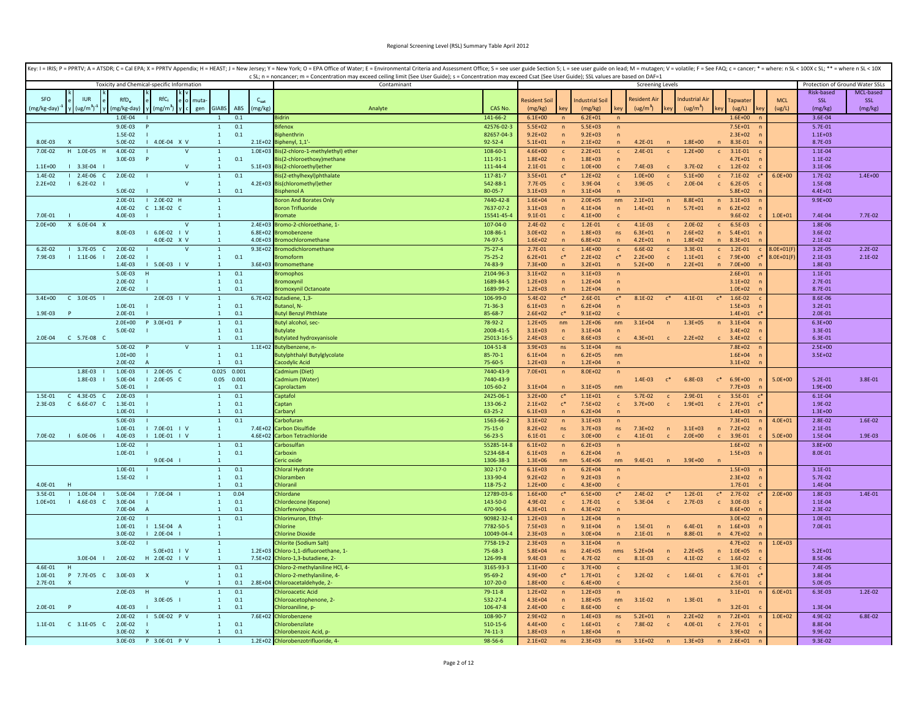Regional Screening Level (RSL) Summary Table April 2012

Key: I = IRIS; P = PPRTV; A = ATSDR; C = Cal EPA; X = PPRTV Appendix; H = HEAST; J = New Jersey; Y = New York; O = EPA Office of Water; E = Environmental Criteria and Assessment Office; S = see user guide Section 5; L = see user guide on lead; M = mutagen; V = volatile; F = See FAQ; c = cancer; * = where: n SL < 100X c SL; ** = where n SL < 10X c SL; n = noncancer; m = Concentration may exceed ceiling limit (See User Guide); s = Concentration may exceed Csat (See User Guide); SSL values are based on DAF=1

| Toxicity and Chemical-specific Information | | | | | | | | | | | | | | Contaminant | | Screening Levels | | | | | | | | | | | | Protection of Ground Water SSLs | |
|---|---|---|---|---|---|---|---|---|---|---|---|---|---|---|---|---|---|---|---|---|---|---|---|---|---|---|---|---|---|
| SFO $(mg/kg\text{-}day)^{-1}$ | key | IUR $(ug/m^3)^{-1}$ | key | $RfD_o$ (mg/kg-day) | key | $RfC_i$ $(mg/m^3)$ | key | v o c | mutagen | GIABS | ABS | $C_{sat}$ (mg/kg) | Analyte | CAS No. | Resident Soil (mg/kg) | key | Industrial Soil (mg/kg) | key | Resident Air $(ug/m^3)$ | key | Industrial Air $(ug/m^3)$ | key | Tapwater (ug/L) | key | MCL (ug/L) | Risk-based SSL (mg/kg) | MCL-based SSL (mg/kg) |
| | | | | 1.0E-04 | I | | | | | 1 | 0.1 | | Bidrin | 141-66-2 | 6.1E+00 | n | 6.2E+01 | n | | | | | 1.6E+00 | n | | 3.6E-04 | |
| | | | | 9.0E-03 | P | | | | | 1 | 0.1 | | Bifenox | 42576-02-3 | 5.5E+02 | n | 5.5E+03 | n | | | | | 7.5E+01 | n | | 5.7E-01 | |
| | | | | 1.5E-02 | I | | | | | 1 | 0.1 | | Biphenthrin | 82657-04-3 | 9.2E+02 | n | 9.2E+03 | n | | | | | 2.3E+02 | n | | 1.1E+03 | |
| 8.0E-03 | X | | | 5.0E-02 | I | 4.0E-04 | X | V | | 1 | | 2.1E+02 | Biphenyl, 1,1'- | 92-52-4 | 5.1E+01 | n | 2.1E+02 | n | 4.2E-01 | n | 1.8E+00 | n | 8.3E-01 | n | | 8.7E-03 | |
| 7.0E-02 | H | 1.0E-05 | H | 4.0E-02 | I | | | V | | 1 | | 1.0E+03 | Bis(2-chloro-1-methylethyl) ether | 108-60-1 | 4.6E+00 | c | 2.2E+01 | c | 2.4E-01 | c | 1.2E+00 | c | 3.1E-01 | c | | 1.1E-04 | |
| | | | | 3.0E-03 | P | | | | | 1 | 0.1 | | Bis(2-chloroethoxy)methane | 111-91-1 | 1.8E+02 | n | 1.8E+03 | n | | | | | 4.7E+01 | n | | 1.1E-02 | |
| 1.1E+00 | I | 3.3E-04 | I | | | | | V | | 1 | | 5.1E+03 | Bis(2-chloroethyl)ether | 111-44-4 | 2.1E-01 | c | 1.0E+00 | c | 7.4E-03 | c | 3.7E-02 | c | 1.2E-02 | c | | 3.1E-06 | |
| 1.4E-02 | I | 2.4E-06 | C | 2.0E-02 | I | | | | | 1 | 0.1 | | Bis(2-ethylhexyl)phthalate | 117-81-7 | 3.5E+01 | c* | 1.2E+02 | c | 1.0E+00 | c | 5.1E+00 | c | 7.1E-02 | c* | 6.0E+00 | 1.7E-02 | 1.4E+00 |
| 2.2E+02 | I | 6.2E-02 | I | | | | | V | | 1 | | 4.2E+03 | Bis(chloromethyl)ether | 542-88-1 | 7.7E-05 | c | 3.9E-04 | c | 3.9E-05 | c | 2.0E-04 | c | 6.2E-05 | c | | 1.5E-08 | |
| | | | | 5.0E-02 | I | | | | | 1 | 0.1 | | Bisphenol A | 80-05-7 | 3.1E+03 | n | 3.1E+04 | n | | | | | 5.8E+02 | n | | 4.4E+01 | |
| | | | | 2.0E-01 | I | 2.0E-02 | H | | | 1 | | | Boron And Borates Only | 7440-42-8 | 1.6E+04 | n | 2.0E+05 | nm | 2.1E+01 | n | 8.8E+01 | n | 3.1E+03 | n | | 9.9E+00 | |
| | | | | 4.0E-02 | C | 1.3E-02 | C | | | 1 | | | Boron Trifluoride | 7637-07-2 | 3.1E+03 | n | 4.1E+04 | n | 1.4E+01 | n | 5.7E+01 | n | 6.2E+02 | n | | | |
| 7.0E-01 | I | | | 4.0E-03 | I | | | | | 1 | | | Bromate | 15541-45-4 | 9.1E-01 | c | 4.1E+00 | c | | | | | 9.6E-02 | c | 1.0E+01 | 7.4E-04 | 7.7E-02 |
| 2.0E+00 | X | 6.0E-04 | X | | | | | V | | 1 | | 2.4E+03 | Bromo-2-chloroethane, 1- | 107-04-0 | 2.4E-02 | c | 1.2E-01 | c | 4.1E-03 | c | 2.0E-02 | c | 6.5E-03 | c | | 1.8E-06 | |
| | | | | 8.0E-03 | I | 6.0E-02 | I | V | | 1 | | 6.8E+02 | Bromobenzene | 108-86-1 | 3.0E+02 | n | 1.8E+03 | ns | 6.3E+01 | n | 2.6E+02 | n | 5.4E+01 | n | | 3.6E-02 | |
| | | | | | | 4.0E-02 | X | V | | 1 | | 4.0E+03 | Bromochloromethane | 74-97-5 | 1.6E+02 | n | 6.8E+02 | n | 4.2E+01 | n | 1.8E+02 | n | 8.3E+01 | n | | 2.1E-02 | |
| 6.2E-02 | I | 3.7E-05 | C | 2.0E-02 | I | | | V | | 1 | | 9.3E+02 | Bromodichloromethane | 75-27-4 | 2.7E-01 | c | 1.4E+00 | c | 6.6E-02 | c | 3.3E-01 | c | 1.2E-01 | c | 8.0E+01(F) | 3.2E-05 | 2.2E-02 |
| 7.9E-03 | I | 1.1E-06 | I | 2.0E-02 | I | | | | | 1 | 0.1 | | Bromoform | 75-25-2 | 6.2E+01 | c* | 2.2E+02 | c* | 2.2E+00 | c | 1.1E+01 | c | 7.9E+00 | c* | 8.0E+01(F) | 2.1E-03 | 2.1E-02 |
| | | | | 1.4E-03 | I | 5.0E-03 | I | V | | 1 | | 3.6E+03 | Bromomethane | 74-83-9 | 7.3E+00 | n | 3.2E+01 | n | 5.2E+00 | n | 2.2E+01 | n | 7.0E+00 | n | | 1.8E-03 | |
| | | | | 5.0E-03 | H | | | | | 1 | 0.1 | | Bromophos | 2104-96-3 | 3.1E+02 | n | 3.1E+03 | n | | | | | 2.6E+01 | n | | 1.1E-01 | |
| | | | | 2.0E-02 | I | | | | | 1 | 0.1 | | Bromoxynil | 1689-84-5 | 1.2E+03 | n | 1.2E+04 | n | | | | | 3.1E+02 | n | | 2.7E-01 | |
| | | | | 2.0E-02 | I | | | | | 1 | 0.1 | | Bromoxynil Octanoate | 1689-99-2 | 1.2E+03 | n | 1.2E+04 | n | | | | | 1.0E+02 | n | | 8.7E-01 | |
| 3.4E+00 | C | 3.0E-05 | I | | | 2.0E-03 | I | V | | 1 | | 6.7E+02 | Butadiene, 1,3- | 106-99-0 | 5.4E-02 | c* | 2.6E-01 | c* | 8.1E-02 | c* | 4.1E-01 | c* | 1.6E-02 | c | | 8.6E-06 | |
| | | | | 1.0E-01 | I | | | | | 1 | 0.1 | | Butanol, N- | 71-36-3 | 6.1E+03 | n | 6.2E+04 | n | | | | | 1.5E+03 | n | | 3.2E-01 | |
| 1.9E-03 | P | | | 2.0E-01 | I | | | | | 1 | 0.1 | | Butyl Benzyl Phthlate | 85-68-7 | 2.6E+02 | c* | 9.1E+02 | c | | | | | 1.4E+01 | c* | | 2.0E-01 | |
| | | | | 2.0E+00 | P | 3.0E+01 | P | | | 1 | 0.1 | | Butyl alcohol, sec- | 78-92-2 | 1.2E+05 | nm | 1.2E+06 | nm | 3.1E+04 | n | 1.3E+05 | n | 3.1E+04 | n | | 6.3E+00 | |
| | | | | 5.0E-02 | I | | | | | 1 | 0.1 | | Butylate | 2008-41-5 | 3.1E+03 | n | 3.1E+04 | n | | | | | 3.4E+02 | n | | 3.3E-01 | |
| 2.0E-04 | C | 5.7E-08 | C | | | | | | | 1 | 0.1 | | Butylated hydroxyanisole | 25013-16-5 | 2.4E+03 | c | 8.6E+03 | c | 4.3E+01 | c | 2.2E+02 | c | 3.4E+02 | c | | 6.3E-01 | |
| | | | | 5.0E-02 | P | | | V | | 1 | | 1.1E+02 | Butylbenzene, n- | 104-51-8 | 3.9E+03 | ns | 5.1E+04 | ns | | | | | 7.8E+02 | n | | 2.5E+00 | |
| | | | | 1.0E+00 | I | | | | | 1 | 0.1 | | Butylphthalyl Butylglycolate | 85-70-1 | 6.1E+04 | n | 6.2E+05 | nm | | | | | 1.6E+04 | n | | 3.5E+02 | |
| | | | | 2.0E-02 | A | | | | | 1 | 0.1 | | Cacodylic Acid | 75-60-5 | 1.2E+03 | n | 1.2E+04 | n | | | | | 3.1E+02 | n | | | |
| | | 1.8E-03 | I | 1.0E-03 | I | 2.0E-05 | C | | | 0.025 | 0.001 | | Cadmium (Diet) | 7440-43-9 | 7.0E+01 | n | 8.0E+02 | n | | | | | | | | | |
| | | 1.8E-03 | I | 5.0E-04 | I | 2.0E-05 | C | | | 0.05 | 0.001 | | Cadmium (Water) | 7440-43-9 | | | | | 1.4E-03 | c* | 6.8E-03 | c* | 6.9E+00 | n | 5.0E+00 | 5.2E-01 | 3.8E-01 |
| | | | | 5.0E-01 | I | | | | | 1 | 0.1 | | Caprolactam | 105-60-2 | 3.1E+04 | n | 3.1E+05 | nm | | | | | 7.7E+03 | n | | 1.9E+00 | |
| 1.5E-01 | C | 4.3E-05 | C | 2.0E-03 | I | | | | | 1 | 0.1 | | Captafol | 2425-06-1 | 3.2E+00 | c* | 1.1E+01 | c | 5.7E-02 | c | 2.9E-01 | c | 3.5E-01 | c* | | 6.1E-04 | |
| 2.3E-03 | C | 6.6E-07 | C | 1.3E-01 | I | | | | | 1 | 0.1 | | Captan | 133-06-2 | 2.1E+02 | c* | 7.5E+02 | c | 3.7E+00 | c | 1.9E+01 | c | 2.7E+01 | c* | | 1.9E-02 | |
| | | | | 1.0E-01 | I | | | | | 1 | 0.1 | | Carbaryl | 63-25-2 | 6.1E+03 | n | 6.2E+04 | n | | | | | 1.4E+03 | n | | 1.3E+00 | |
| | | | | 5.0E-03 | I | | | | | 1 | 0.1 | | Carbofuran | 1563-66-2 | 3.1E+02 | n | 3.1E+03 | n | | | | | 7.3E+01 | n | 4.0E+01 | 2.8E-02 | 1.6E-02 |
| | | | | 1.0E-01 | I | 7.0E-01 | I | V | | 1 | | 7.4E+02 | Carbon Disulfide | 75-15-0 | 8.2E+02 | ns | 3.7E+03 | ns | 7.3E+02 | n | 3.1E+03 | n | 7.2E+02 | n | | 2.1E-01 | |
| 7.0E-02 | I | 6.0E-06 | I | 4.0E-03 | I | 1.0E-01 | I | V | | 1 | | 4.6E+02 | Carbon Tetrachloride | 56-23-5 | 6.1E-01 | c | 3.0E+00 | c | 4.1E-01 | c | 2.0E+00 | c | 3.9E-01 | c | 5.0E+00 | 1.5E-04 | 1.9E-03 |
| | | | | 1.0E-02 | I | | | | | 1 | 0.1 | | Carbosulfan | 55285-14-8 | 6.1E+02 | n | 6.2E+03 | n | | | | | 1.6E+02 | n | | 3.8E+00 | |
| | | | | 1.0E-01 | I | | | | | 1 | 0.1 | | Carboxin | 5234-68-4 | 6.1E+03 | n | 6.2E+04 | n | | | | | 1.5E+03 | n | | 8.0E-01 | |
| | | | | | | 9.0E-04 | I | | | 1 | | | Ceric oxide | 1306-38-3 | 1.3E+06 | nm | 5.4E+06 | nm | 9.4E-01 | n | 3.9E+00 | n | | | | | |
| | | | | 1.0E-01 | I | | | | | 1 | 0.1 | | Chloral Hydrate | 302-17-0 | 6.1E+03 | n | 6.2E+04 | n | | | | | 1.5E+03 | n | | 3.1E-01 | |
| | | | | 1.5E-02 | I | | | | | 1 | 0.1 | | Chloramben | 133-90-4 | 9.2E+02 | n | 9.2E+03 | n | | | | | 2.3E+02 | n | | 5.7E-02 | |
| 4.0E-01 | H | | | | | | | | | 1 | 0.1 | | Chloranil | 118-75-2 | 1.2E+00 | c | 4.3E+00 | c | | | | | 1.7E-01 | c | | 1.4E-04 | |
| 3.5E-01 | I | 1.0E-04 | I | 5.0E-04 | I | 7.0E-04 | I | | | 1 | 0.04 | | Chlordane | 12789-03-6 | 1.6E+00 | c* | 6.5E+00 | c* | 2.4E-02 | c* | 1.2E-01 | c* | 2.7E-02 | c* | 2.0E+00 | 1.8E-03 | 1.4E-01 |
| 1.0E+01 | I | 4.6E-03 | C | 3.0E-04 | I | | | | | 1 | 0.1 | | Chlordecone (Kepone) | 143-50-0 | 4.9E-02 | c | 1.7E-01 | c | 5.3E-04 | c | 2.7E-03 | c | 3.0E-03 | c | | 1.1E-04 | |
| | | | | 7.0E-04 | A | | | | | 1 | 0.1 | | Chlorfenvinphos | 470-90-6 | 4.3E+01 | n | 4.3E+02 | n | | | | | 8.6E+00 | n | | 2.3E-02 | |
| | | | | 2.0E-02 | I | | | | | 1 | 0.1 | | Chlorimuron, Ethyl- | 90982-32-4 | 1.2E+03 | n | 1.2E+04 | n | | | | | 3.0E+02 | n | | 1.0E-01 | |
| | | | | 1.0E-01 | I | 1.5E-04 | A | | | 1 | | | Chlorine | 7782-50-5 | 7.5E+03 | n | 9.1E+04 | n | 1.5E-01 | n | 6.4E-01 | n | 1.6E+03 | n | | 7.0E-01 | |
| | | | | 3.0E-02 | I | 2.0E-04 | I | | | 1 | | | Chlorine Dioxide | 10049-04-4 | 2.3E+03 | n | 3.0E+04 | n | 2.1E-01 | n | 8.8E-01 | n | 4.7E+02 | n | | | |
| | | | | 3.0E-02 | I | | | | | 1 | | | Chlorite (Sodium Salt) | 7758-19-2 | 2.3E+03 | n | 3.1E+04 | n | | | | | 4.7E+02 | n | 1.0E+03 | | |
| | | | | | | 5.0E+01 | I | V | | 1 | | 1.2E+03 | Chloro-1,1-difluoroethane, 1- | 75-68-3 | 5.8E+04 | ns | 2.4E+05 | nms | 5.2E+04 | n | 2.2E+05 | n | 1.0E+05 | n | | 5.2E+01 | |
| | | 3.0E-04 | I | 2.0E-02 | H | 2.0E-02 | I | V | | 1 | | 7.5E+02 | Chloro-1,3-butadiene, 2- | 126-99-8 | 9.4E-03 | c | 4.7E-02 | c | 8.1E-03 | c | 4.1E-02 | c | 1.6E-02 | c | | 8.5E-06 | |
| 4.6E-01 | H | | | | | | | | | 1 | 0.1 | | Chloro-2-methylaniline HCl, 4- | 3165-93-3 | 1.1E+00 | c | 3.7E+00 | c | | | | | 1.3E-01 | c | | 7.4E-05 | |
| 1.0E-01 | P | 7.7E-05 | C | 3.0E-03 | X | | | | | 1 | 0.1 | | Chloro-2-methylaniline, 4- | 95-69-2 | 4.9E+00 | c* | 1.7E+01 | c | 3.2E-02 | c | 1.6E-01 | c | 6.7E-01 | c* | | 3.8E-04 | |
| 2.7E-01 | X | | | | | | | V | | 1 | 0.1 | 2.8E+04 | Chloroacetaldehyde, 2- | 107-20-0 | 1.8E+00 | c | 6.4E+00 | c | | | | | 2.5E-01 | c | | 5.0E-05 | |
| | | | | 2.0E-03 | H | | | | | 1 | 0.1 | | Chloroacetic Acid | 79-11-8 | 1.2E+02 | n | 1.2E+03 | n | | | | | 3.1E+01 | n | 6.0E+01 | 6.3E-03 | 1.2E-02 |
| | | | | | | 3.0E-05 | I | | | 1 | 0.1 | | Chloroacetophenone, 2- | 532-27-4 | 4.3E+04 | n | 1.8E+05 | nm | 3.1E-02 | n | 1.3E-01 | n | | | | | |
| 2.0E-01 | P | | | 4.0E-03 | I | | | | | 1 | 0.1 | | Chloroaniline, p- | 106-47-8 | 2.4E+00 | c | 8.6E+00 | c | | | | | 3.2E-01 | c | | 1.3E-04 | |
| | | | | 2.0E-02 | I | 5.0E-02 | P | V | | 1 | | 7.6E+02 | Chlorobenzene | 108-90-7 | 2.9E+02 | n | 1.4E+03 | ns | 5.2E+01 | n | 2.2E+02 | n | 7.2E+01 | n | 1.0E+02 | 4.9E-02 | 6.8E-02 |
| 1.1E-01 | C | 3.1E-05 | C | 2.0E-02 | I | | | | | 1 | 0.1 | | Chlorobenzilate | 510-15-6 | 4.4E+00 | c | 1.6E+01 | c | 7.8E-02 | c | 4.0E-01 | c | 2.7E-01 | c | | 8.8E-04 | |
| | | | | 3.0E-02 | X | | | | | 1 | 0.1 | | Chlorobenzoic Acid, p- | 74-11-3 | 1.8E+03 | n | 1.8E+04 | n | | | | | 3.9E+02 | n | | 9.9E-02 | |
| | | | | 3.0E-03 | P | 3.0E-01 | P | V | | 1 | | 1.2E+02 | Chlorobenzotrifluoride, 4- | 98-56-6 | 2.1E+02 | ns | 2.3E+03 | ns | 3.1E+02 | n | 1.3E+03 | n | 2.6E+01 | n | | 9.3E-02 | |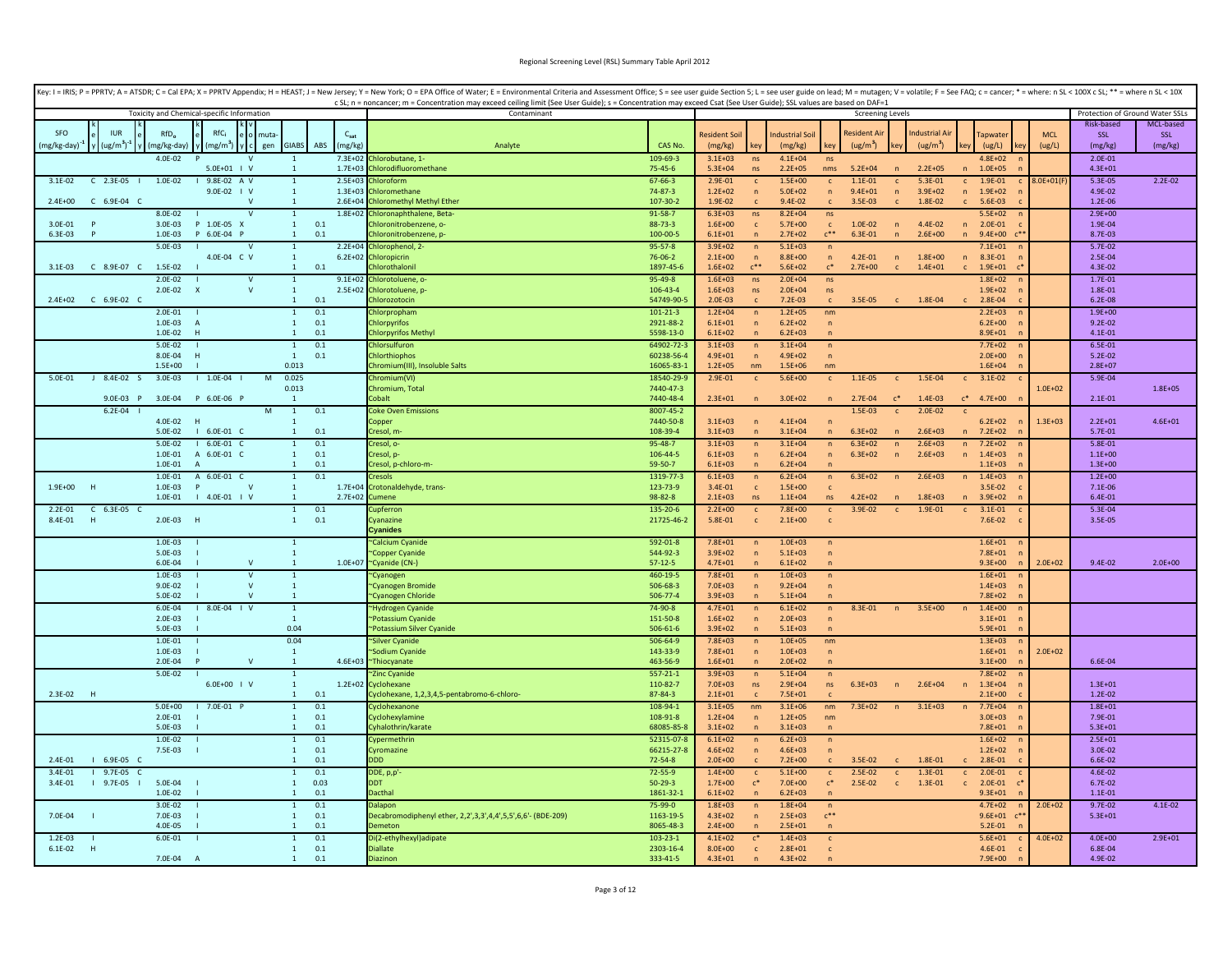Key: I = IRIS; P = PPRTV; A = ATSDR; C = Cal EPA; X = PPRTV Appendix; H = HEAST; J = New Jersey; Y = New York; O = EPA Office of Water; E = Environmental Criteria and Assessment Office; S = see user guide Section 5; L = see user guide on lead; M = mutagen; V = volatile; F = See FAQ; c = cancer; * = where: n SL < 100X c SL; ** = where n SL < 10X c SL; n = noncancer; m = Concentration may exceed ceiling limit (See User Guide); s = Concentration may exceed Csat (See User Guide); SSL values are based on DAF=1

| Toxicity and Chemical-specific Information | | | | | | | | | | | | | Contaminant | | Screening Levels | | | | | | | | | | | Protection of Ground Water SSLs | |
|---|---|---|---|---|---|---|---|---|---|---|---|---|---|---|---|---|---|---|---|---|---|---|---|---|---|---|---|
| SFO (mg/kg-day)$^{-1}$ | key | IUR (ug/m$^3$)$^{-1}$ | key | $RfD_o$ (mg/kg-day) | key | $RfC_i$ (mg/m$^3$) | key | v o c | mutagen | GIABS | ABS | $C_{sat}$ (mg/kg) | Analyte | CAS No. | Resident Soil (mg/kg) | key | Industrial Soil (mg/kg) | key | Resident Air (ug/m$^3$) | key | Industrial Air (ug/m$^3$) | key | Tapwater (ug/L) | key | MCL (ug/L) | Risk-based SSL (mg/kg) | MCL-based SSL (mg/kg) |
| | | | | 4.0E-02 | P | | | V | | 1 | | 7.3E+02 | Chlorobutane, 1- | 109-69-3 | 3.1E+03 | ns | 4.1E+04 | ns | | | | | 4.8E+02 | n | | 2.0E-01 | |
| | | | | | | 5.0E+01 | I | V | | 1 | | 1.7E+03 | Chlorodifluoromethane | 75-45-6 | 5.3E+04 | ns | 2.2E+05 | nms | 5.2E+04 | n | 2.2E+05 | n | 1.0E+05 | n | | 4.3E+01 | |
| 3.1E-02 | C | 2.3E-05 | I | 1.0E-02 | I | 9.8E-02 | A | V | | 1 | | 2.5E+03 | Chloroform | 67-66-3 | 2.9E-01 | c | 1.5E+00 | c | 1.1E-01 | c | 5.3E-01 | c | 1.9E-01 | c | 8.0E+01(F) | 5.3E-05 | 2.2E-02 |
| | | | | | | 9.0E-02 | I | V | | 1 | | 1.3E+03 | Chloromethane | 74-87-3 | 1.2E+02 | n | 5.0E+02 | n | 9.4E+01 | n | 3.9E+02 | n | 1.9E+02 | n | | 4.9E-02 | |
| 2.4E+00 | C | 6.9E-04 | C | | | | | V | | 1 | | 2.6E+04 | Chloromethyl Methyl Ether | 107-30-2 | 1.9E-02 | c | 9.4E-02 | c | 3.5E-03 | c | 1.8E-02 | c | 5.6E-03 | c | | 1.2E-06 | |
| | | | | 8.0E-02 | I | | | V | | 1 | | 1.8E+02 | Chloronaphthalene, Beta- | 91-58-7 | 6.3E+03 | ns | 8.2E+04 | ns | | | | | 5.5E+02 | n | | 2.9E+00 | |
| 3.0E-01 | P | | | 3.0E-03 | P | 1.0E-05 | X | | | 1 | 0.1 | | Chloronitrobenzene, o- | 88-73-3 | 1.6E+00 | c | 5.7E+00 | c | 1.0E-02 | n | 4.4E-02 | n | 2.0E-01 | c | | 1.9E-04 | |
| 6.3E-03 | P | | | 1.0E-03 | P | 6.0E-04 | P | | | 1 | 0.1 | | Chloronitrobenzene, p- | 100-00-5 | 6.1E+01 | n | 2.7E+02 | c** | 6.3E-01 | n | 2.6E+00 | n | 9.4E+00 | c** | | 8.7E-03 | |
| | | | | 5.0E-03 | I | | | V | | 1 | | 2.2E+04 | Chlorophenol, 2- | 95-57-8 | 3.9E+02 | n | 5.1E+03 | n | | | | | 7.1E+01 | n | | 5.7E-02 | |
| | | | | | | 4.0E-04 | C | V | | 1 | | 6.2E+02 | Chloropicrin | 76-06-2 | 2.1E+00 | n | 8.8E+00 | n | 4.2E-01 | n | 1.8E+00 | n | 8.3E-01 | n | | 2.5E-04 | |
| 3.1E-03 | C | 8.9E-07 | C | 1.5E-02 | I | | | | | 1 | 0.1 | | Chlorothalonil | 1897-45-6 | 1.6E+02 | c** | 5.6E+02 | c* | 2.7E+00 | c | 1.4E+01 | c | 1.9E+01 | c* | | 4.3E-02 | |
| | | | | 2.0E-02 | I | | | V | | 1 | | 9.1E+02 | Chlorotoluene, o- | 95-49-8 | 1.6E+03 | ns | 2.0E+04 | ns | | | | | 1.8E+02 | n | | 1.7E-01 | |
| | | | | 2.0E-02 | X | | | V | | 1 | | 2.5E+02 | Chlorotoluene, p- | 106-43-4 | 1.6E+03 | ns | 2.0E+04 | ns | | | | | 1.9E+02 | n | | 1.8E-01 | |
| 2.4E+02 | C | 6.9E-02 | C | | | | | | | 1 | 0.1 | | Chlorozotocin | 54749-90-5 | 2.0E-03 | c | 7.2E-03 | c | 3.5E-05 | c | 1.8E-04 | c | 2.8E-04 | c | | 6.2E-08 | |
| | | | | 2.0E-01 | I | | | | | 1 | 0.1 | | Chlorpropham | 101-21-3 | 1.2E+04 | n | 1.2E+05 | nm | | | | | 2.2E+03 | n | | 1.9E+00 | |
| | | | | 1.0E-03 | A | | | | | 1 | 0.1 | | Chlorpyrifos | 2921-88-2 | 6.1E+01 | n | 6.2E+02 | n | | | | | 6.2E+00 | n | | 9.2E-02 | |
| | | | | 1.0E-02 | H | | | | | 1 | 0.1 | | Chlorpyrifos Methyl | 5598-13-0 | 6.1E+02 | n | 6.2E+03 | n | | | | | 8.9E+01 | n | | 4.1E-01 | |
| | | | | 5.0E-02 | I | | | | | 1 | 0.1 | | Chlorsulfuron | 64902-72-3 | 3.1E+03 | n | 3.1E+04 | n | | | | | 7.7E+02 | n | | 6.5E-01 | |
| | | | | 8.0E-04 | H | | | | | 1 | 0.1 | | Chlorthiophos | 60238-56-4 | 4.9E+01 | n | 4.9E+02 | n | | | | | 2.0E+00 | n | | 5.2E-02 | |
| | | | | 1.5E+00 | I | | | | | 0.013 | | | Chromium(III), Insoluble Salts | 16065-83-1 | 1.2E+05 | nm | 1.5E+06 | nm | | | | | 1.6E+04 | n | | 2.8E+07 | |
| 5.0E-01 | J | 8.4E-02 | S | 3.0E-03 | I | 1.0E-04 | I | | M | 0.025 | | | Chromium(VI) | 18540-29-9 | 2.9E-01 | c | 5.6E+00 | c | 1.1E-05 | c | 1.5E-04 | c | 3.1E-02 | c | | 5.9E-04 | |
| | | | | | | | | | | 0.013 | | | Chromium, Total | 7440-47-3 | | | | | | | | | | | 1.0E+02 | | 1.8E+05 |
| | | 9.0E-03 | P | 3.0E-04 | P | 6.0E-06 | P | | | 1 | | | Cobalt | 7440-48-4 | 2.3E+01 | n | 3.0E+02 | n | 2.7E-04 | c* | 1.4E-03 | c* | 4.7E+00 | n | | 2.1E-01 | |
| | | 6.2E-04 | I | | | | | | M | 1 | 0.1 | | Coke Oven Emissions | 8007-45-2 | | | | | 1.5E-03 | c | 2.0E-02 | c | | | | | |
| | | | | 4.0E-02 | H | | | | | 1 | | | Copper | 7440-50-8 | 3.1E+03 | n | 4.1E+04 | n | | | | | 6.2E+02 | n | 1.3E+03 | 2.2E+01 | 4.6E+01 |
| | | | | 5.0E-02 | I | 6.0E-01 | C | | | 1 | 0.1 | | Cresol, m- | 108-39-4 | 3.1E+03 | n | 3.1E+04 | n | 6.3E+02 | n | 2.6E+03 | n | 7.2E+02 | n | | 5.7E-01 | |
| | | | | 5.0E-02 | I | 6.0E-01 | C | | | 1 | 0.1 | | Cresol, o- | 95-48-7 | 3.1E+03 | n | 3.1E+04 | n | 6.3E+02 | n | 2.6E+03 | n | 7.2E+02 | n | | 5.8E-01 | |
| | | | | 1.0E-01 | A | 6.0E-01 | C | | | 1 | 0.1 | | Cresol, p- | 106-44-5 | 6.1E+03 | n | 6.2E+04 | n | 6.3E+02 | n | 2.6E+03 | n | 1.4E+03 | n | | 1.1E+00 | |
| | | | | 1.0E-01 | A | | | | | 1 | 0.1 | | Cresol, p-chloro-m- | 59-50-7 | 6.1E+03 | n | 6.2E+04 | n | | | | | 1.1E+03 | n | | 1.3E+00 | |
| | | | | 1.0E-01 | A | 6.0E-01 | C | | | 1 | 0.1 | | Cresols | 1319-77-3 | 6.1E+03 | n | 6.2E+04 | n | 6.3E+02 | n | 2.6E+03 | n | 1.4E+03 | n | | 1.2E+00 | |
| 1.9E+00 | H | | | 1.0E-03 | P | | | V | | 1 | | 1.7E+04 | Crotonaldehyde, trans- | 123-73-9 | 3.4E-01 | c | 1.5E+00 | c | | | | | 3.5E-02 | c | | 7.1E-06 | |
| | | | | 1.0E-01 | I | 4.0E-01 | I | V | | 1 | | 2.7E+02 | Cumene | 98-82-8 | 2.1E+03 | ns | 1.1E+04 | ns | 4.2E+02 | n | 1.8E+03 | n | 3.9E+02 | n | | 6.4E-01 | |
| 2.2E-01 | C | 6.3E-05 | C | | | | | | | 1 | 0.1 | | Cupferron | 135-20-6 | 2.2E+00 | c | 7.8E+00 | c | 3.9E-02 | c | 1.9E-01 | c | 3.1E-01 | c | | 5.3E-04 | |
| 8.4E-01 | H | | | 2.0E-03 | H | | | | | 1 | 0.1 | | Cyanazine | 21725-46-2 | 5.8E-01 | c | 2.1E+00 | c | | | | | 7.6E-02 | c | | 3.5E-05 | |
| | | | | | | | | | | | | | **Cyanides** | | | | | | | | | | | | | | |
| | | | | 1.0E-03 | I | | | | | 1 | | | ~Calcium Cyanide | 592-01-8 | 7.8E+01 | n | 1.0E+03 | n | | | | | 1.6E+01 | n | | | |
| | | | | 5.0E-03 | I | | | | | 1 | | | ~Copper Cyanide | 544-92-3 | 3.9E+02 | n | 5.1E+03 | n | | | | | 7.8E+01 | n | | | |
| | | | | 6.0E-04 | I | | | V | | 1 | | 1.0E+07 | ~Cyanide (CN-) | 57-12-5 | 4.7E+01 | n | 6.1E+02 | n | | | | | 9.3E+00 | n | 2.0E+02 | 9.4E-02 | 2.0E+00 |
| | | | | 1.0E-03 | I | | | V | | 1 | | | ~Cyanogen | 460-19-5 | 7.8E+01 | n | 1.0E+03 | n | | | | | 1.6E+01 | n | | | |
| | | | | 9.0E-02 | I | | | V | | 1 | | | ~Cyanogen Bromide | 506-68-3 | 7.0E+03 | n | 9.2E+04 | n | | | | | 1.4E+03 | n | | | |
| | | | | 5.0E-02 | I | | | V | | 1 | | | ~Cyanogen Chloride | 506-77-4 | 3.9E+03 | n | 5.1E+04 | n | | | | | 7.8E+02 | n | | | |
| | | | | 6.0E-04 | I | 8.0E-04 | I | V | | 1 | | | ~Hydrogen Cyanide | 74-90-8 | 4.7E+01 | n | 6.1E+02 | n | 8.3E-01 | n | 3.5E+00 | n | 1.4E+00 | n | | | |
| | | | | 2.0E-03 | I | | | | | 1 | | | ~Potassium Cyanide | 151-50-8 | 1.6E+02 | n | 2.0E+03 | n | | | | | 3.1E+01 | n | | | |
| | | | | 5.0E-03 | I | | | | | 0.04 | | | ~Potassium Silver Cyanide | 506-61-6 | 3.9E+02 | n | 5.1E+03 | n | | | | | 5.9E+01 | n | | | |
| | | | | 1.0E-01 | I | | | | | 0.04 | | | ~Silver Cyanide | 506-64-9 | 7.8E+03 | n | 1.0E+05 | nm | | | | | 1.3E+03 | n | | | |
| | | | | 1.0E-03 | I | | | | | 1 | | | ~Sodium Cyanide | 143-33-9 | 7.8E+01 | n | 1.0E+03 | n | | | | | 1.6E+01 | n | 2.0E+02 | | |
| | | | | 2.0E-04 | P | | | V | | 1 | | 4.6E+03 | ~Thiocyanate | 463-56-9 | 1.6E+01 | n | 2.0E+02 | n | | | | | 3.1E+00 | n | | 6.6E-04 | |
| | | | | 5.0E-02 | I | | | | | 1 | | | ~Zinc Cyanide | 557-21-1 | 3.9E+03 | n | 5.1E+04 | n | | | | | 7.8E+02 | n | | | |
| | | | | | | 6.0E+00 | I | V | | 1 | | 1.2E+02 | Cyclohexane | 110-82-7 | 7.0E+03 | ns | 2.9E+04 | ns | 6.3E+03 | n | 2.6E+04 | n | 1.3E+04 | n | | 1.3E+01 | |
| 2.3E-02 | H | | | | | | | | | 1 | 0.1 | | Cyclohexane, 1,2,3,4,5-pentabromo-6-chloro- | 87-84-3 | 2.1E+01 | c | 7.5E+01 | c | | | | | 2.1E+00 | c | | 1.2E-02 | |
| | | | | 5.0E+00 | I | 7.0E-01 | P | | | 1 | 0.1 | | Cyclohexanone | 108-94-1 | 3.1E+05 | nm | 3.1E+06 | nm | 7.3E+02 | n | 3.1E+03 | n | 7.7E+04 | n | | 1.8E+01 | |
| | | | | 2.0E-01 | I | | | | | 1 | 0.1 | | Cyclohexylamine | 108-91-8 | 1.2E+04 | n | 1.2E+05 | nm | | | | | 3.0E+03 | n | | 7.9E-01 | |
| | | | | 5.0E-03 | I | | | | | 1 | 0.1 | | Cyhalothrin/karate | 68085-85-8 | 3.1E+02 | n | 3.1E+03 | n | | | | | 7.8E+01 | n | | 5.3E+01 | |
| | | | | 1.0E-02 | I | | | | | 1 | 0.1 | | Cypermethrin | 52315-07-8 | 6.1E+02 | n | 6.2E+03 | n | | | | | 1.6E+02 | n | | 2.5E+01 | |
| | | | | 7.5E-03 | I | | | | | 1 | 0.1 | | Cyromazine | 66215-27-8 | 4.6E+02 | n | 4.6E+03 | n | | | | | 1.2E+02 | n | | 3.0E-02 | |
| 2.4E-01 | I | 6.9E-05 | C | | | | | | | 1 | 0.1 | | DDD | 72-54-8 | 2.0E+00 | c | 7.2E+00 | c | 3.5E-02 | c | 1.8E-01 | c | 2.8E-01 | c | | 6.6E-02 | |
| 3.4E-01 | I | 9.7E-05 | C | | | | | | | 1 | 0.1 | | DDE, p,p'- | 72-55-9 | 1.4E+00 | c | 5.1E+00 | c | 2.5E-02 | c | 1.3E-01 | c | 2.0E-01 | c | | 4.6E-02 | |
| 3.4E-01 | I | 9.7E-05 | I | 5.0E-04 | I | | | | | 1 | 0.03 | | DDT | 50-29-3 | 1.7E+00 | c* | 7.0E+00 | c* | 2.5E-02 | c | 1.3E-01 | c | 2.0E-01 | c* | | 6.7E-02 | |
| | | | | 1.0E-02 | I | | | | | 1 | 0.1 | | Dacthal | 1861-32-1 | 6.1E+02 | n | 6.2E+03 | n | | | | | 9.3E+01 | n | | 1.1E-01 | |
| | | | | 3.0E-02 | I | | | | | 1 | 0.1 | | Dalapon | 75-99-0 | 1.8E+03 | n | 1.8E+04 | n | | | | | 4.7E+02 | n | 2.0E+02 | 9.7E-02 | 4.1E-02 |
| 7.0E-04 | I | | | 7.0E-03 | I | | | | | 1 | 0.1 | | Decabromodiphenyl ether, 2,2',3,3',4,4',5,5',6,6'- (BDE-209) | 1163-19-5 | 4.3E+02 | n | 2.5E+03 | c** | | | | | 9.6E+01 | c** | | 5.3E+01 | |
| | | | | 4.0E-05 | I | | | | | 1 | 0.1 | | Demeton | 8065-48-3 | 2.4E+00 | n | 2.5E+01 | n | | | | | 5.2E-01 | n | | | |
| 1.2E-03 | I | | | 6.0E-01 | I | | | | | 1 | 0.1 | | Di(2-ethylhexyl)adipate | 103-23-1 | 4.1E+02 | c* | 1.4E+03 | c | | | | | 5.6E+01 | c | 4.0E+02 | 4.0E+00 | 2.9E+01 |
| 6.1E-02 | H | | | | | | | | | 1 | 0.1 | | Diallate | 2303-16-4 | 8.0E+00 | c | 2.8E+01 | c | | | | | 4.6E-01 | c | | 6.8E-04 | |
| | | | | 7.0E-04 | A | | | | | 1 | 0.1 | | Diazinon | 333-41-5 | 4.3E+01 | n | 4.3E+02 | n | | | | | 7.9E+00 | n | | 4.9E-02 | |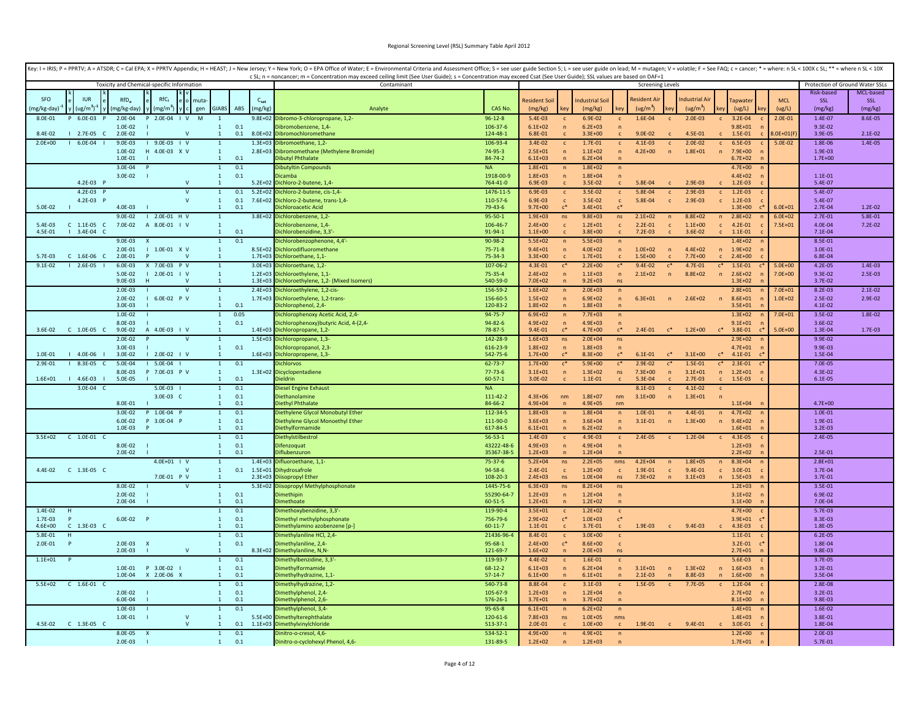Key: I = IRIS; P = PPRTV; A = ATSDR; C = Cal EPA; X = PPRTV Appendix; H = HEAST; J = New Jersey; Y = New York; O = EPA Office of Water; E = Environmental Criteria and Assessment Office; S = see user guide Section 5; L = see user guide on lead; M = mutagen; V = volatile; F = See FAQ; c = cancer; * = where: n SL < 100X c SL; ** = where n SL < 10X c SL; n = noncancer; m = Concentration may exceed ceiling limit (See User Guide); s = Concentration may exceed Csat (See User Guide); SSL values are based on DAF=1

| Toxicity and Chemical-specific Information | | | | | | | | | | | | | Contaminant | | Screening Levels | | | | | | | | | | | Protection of Ground Water SSLs | |
|---|---|---|---|---|---|---|---|---|---|---|---|---|---|---|---|---|---|---|---|---|---|---|---|---|---|---|---|
| SFO (mg/kg-day)$^{-1}$ | key | IUR (ug/m$^3$)$^{-1}$ | key | RfD$_o$ (mg/kg-day) | key | RfC$_i$ (mg/m$^3$) | key | v o c | mutagen | GIABS | ABS | C$_{sat}$ (mg/kg) | Analyte | CAS No. | Resident Soil (mg/kg) | key | Industrial Soil (mg/kg) | key | Resident Air (ug/m$^3$) | key | Industrial Air (ug/m$^3$) | key | Tapwater (ug/L) | key | MCL (ug/L) | Risk-based SSL (mg/kg) | MCL-based SSL (mg/kg) |
| 8.0E-01 | P | 6.0E-03 | P | 2.0E-04 | P | 2.0E-04 | I | V | M | 1 | | 9.8E+02 | Dibromo-3-chloropropane, 1,2- | 96-12-8 | 5.4E-03 | c | 6.9E-02 | c | 1.6E-04 | c | 2.0E-03 | c | 3.2E-04 | c | 2.0E-01 | 1.4E-07 | 8.6E-05 |
| | | | | 1.0E-02 | I | | | | | 1 | 0.1 | | Dibromobenzene, 1,4- | 106-37-6 | 6.1E+02 | n | 6.2E+03 | n | | | | | 9.8E+01 | n | | 9.3E-02 | |
| 8.4E-02 | I | 2.7E-05 | C | 2.0E-02 | I | | | V | | 1 | 0.1 | 8.0E+02 | Dibromochloromethane | 124-48-1 | 6.8E-01 | c | 3.3E+00 | c | 9.0E-02 | c | 4.5E-01 | c | 1.5E-01 | c | 8.0E+01(F) | 3.9E-05 | 2.1E-02 |
| 2.0E+00 | I | 6.0E-04 | I | 9.0E-03 | I | 9.0E-03 | I | V | | 1 | | 1.3E+03 | Dibromoethane, 1,2- | 106-93-4 | 3.4E-02 | c | 1.7E-01 | c | 4.1E-03 | c | 2.0E-02 | c | 6.5E-03 | c | 5.0E-02 | 1.8E-06 | 1.4E-05 |
| | | | | 1.0E-02 | H | 4.0E-03 | X | V | | 1 | | 2.8E+03 | Dibromomethane (Methylene Bromide) | 74-95-3 | 2.5E+01 | n | 1.1E+02 | n | 4.2E+00 | n | 1.8E+01 | n | 7.9E+00 | n | | 1.9E-03 | |
| | | | | 1.0E-01 | I | | | | | 1 | 0.1 | | Dibutyl Phthalate | 84-74-2 | 6.1E+03 | n | 6.2E+04 | n | | | | | 6.7E+02 | n | | 1.7E+00 | |
| | | | | 3.0E-04 | P | | | | | 1 | 0.1 | | Dibutyltin Compounds | NA | 1.8E+01 | n | 1.8E+02 | n | | | | | 4.7E+00 | n | | | |
| | | | | 3.0E-02 | I | | | | | 1 | 0.1 | | Dicamba | 1918-00-9 | 1.8E+03 | n | 1.8E+04 | n | | | | | 4.4E+02 | n | | 1.1E-01 | |
| | | 4.2E-03 | P | | | | | V | | 1 | | 5.2E+02 | Dichloro-2-butene, 1,4- | 764-41-0 | 6.9E-03 | c | 3.5E-02 | c | 5.8E-04 | c | 2.9E-03 | c | 1.2E-03 | c | | 5.4E-07 | |
| | | 4.2E-03 | P | | | | | V | | 1 | 0.1 | 5.2E+02 | Dichloro-2-butene, cis-1,4- | 1476-11-5 | 6.9E-03 | c | 3.5E-02 | c | 5.8E-04 | c | 2.9E-03 | c | 1.2E-03 | c | | 5.4E-07 | |
| | | 4.2E-03 | P | | | | | V | | 1 | 0.1 | 7.6E+02 | Dichloro-2-butene, trans-1,4- | 110-57-6 | 6.9E-03 | c | 3.5E-02 | c | 5.8E-04 | c | 2.9E-03 | c | 1.2E-03 | c | | 5.4E-07 | |
| 5.0E-02 | I | | | 4.0E-03 | I | | | | | 1 | 0.1 | | Dichloroacetic Acid | 79-43-6 | 9.7E+00 | c* | 3.4E+01 | c* | | | | | 1.3E+00 | c* | 6.0E+01 | 2.7E-04 | 1.2E-02 |
| | | | | 9.0E-02 | I | 2.0E-01 | H | V | | 1 | | 3.8E+02 | Dichlorobenzene, 1,2- | 95-50-1 | 1.9E+03 | ns | 9.8E+03 | ns | 2.1E+02 | n | 8.8E+02 | n | 2.8E+02 | n | 6.0E+02 | 2.7E-01 | 5.8E-01 |
| 5.4E-03 | C | 1.1E-05 | C | 7.0E-02 | A | 8.0E-01 | I | V | | 1 | | | Dichlorobenzene, 1,4- | 106-46-7 | 2.4E+00 | c | 1.2E+01 | c | 2.2E-01 | c | 1.1E+00 | c | 4.2E-01 | c | 7.5E+01 | 4.0E-04 | 7.2E-02 |
| 4.5E-01 | I | 3.4E-04 | C | | | | | | | 1 | 0.1 | | Dichlorobenzidine, 3,3'- | 91-94-1 | 1.1E+00 | c | 3.8E+00 | c | 7.2E-03 | c | 3.6E-02 | c | 1.1E-01 | c | | 7.1E-04 | |
| | | | | 9.0E-03 | X | | | | | 1 | 0.1 | | Dichlorobenzophenone, 4,4'- | 90-98-2 | 5.5E+02 | n | 5.5E+03 | n | | | | | 1.4E+02 | n | | 8.5E-01 | |
| | | | | 2.0E-01 | I | 1.0E-01 | X | V | | 1 | | 8.5E+02 | Dichlorodifluoromethane | 75-71-8 | 9.4E+01 | n | 4.0E+02 | n | 1.0E+02 | n | 4.4E+02 | n | 1.9E+02 | n | | 3.0E-01 | |
| 5.7E-03 | C | 1.6E-06 | C | 2.0E-01 | P | | | V | | 1 | | 1.7E+03 | Dichloroethane, 1,1- | 75-34-3 | 3.3E+00 | c | 1.7E+01 | c | 1.5E+00 | c | 7.7E+00 | c | 2.4E+00 | c | | 6.8E-04 | |
| 9.1E-02 | I | 2.6E-05 | I | 6.0E-03 | X | 7.0E-03 | P | V | | 1 | | 3.0E+03 | Dichloroethane, 1,2- | 107-06-2 | 4.3E-01 | c* | 2.2E+00 | c* | 9.4E-02 | c* | 4.7E-01 | c* | 1.5E-01 | c* | 5.0E+00 | 4.2E-05 | 1.4E-03 |
| | | | | 5.0E-02 | I | 2.0E-01 | I | V | | 1 | | 1.2E+03 | Dichloroethylene, 1,1- | 75-35-4 | 2.4E+02 | n | 1.1E+03 | n | 2.1E+02 | n | 8.8E+02 | n | 2.6E+02 | n | 7.0E+00 | 9.3E-02 | 2.5E-03 |
| | | | | 9.0E-03 | H | | | V | | 1 | | 1.3E+03 | Dichloroethylene, 1,2- (Mixed Isomers) | 540-59-0 | 7.0E+02 | n | 9.2E+03 | ns | | | | | 1.3E+02 | n | | 3.7E-02 | |
| | | | | 2.0E-03 | I | | | V | | 1 | | 2.4E+03 | Dichloroethylene, 1,2-cis- | 156-59-2 | 1.6E+02 | n | 2.0E+03 | n | | | | | 2.8E+01 | n | 7.0E+01 | 8.2E-03 | 2.1E-02 |
| | | | | 2.0E-02 | I | 6.0E-02 | P | V | | 1 | | 1.7E+03 | Dichloroethylene, 1,2-trans- | 156-60-5 | 1.5E+02 | n | 6.9E+02 | n | 6.3E+01 | n | 2.6E+02 | n | 8.6E+01 | n | 1.0E+02 | 2.5E-02 | 2.9E-02 |
| | | | | 3.0E-03 | I | | | | | 1 | 0.1 | | Dichlorophenol, 2,4- | 120-83-2 | 1.8E+02 | n | 1.8E+03 | n | | | | | 3.5E+01 | n | | 4.1E-02 | |
| | | | | 1.0E-02 | I | | | | | 1 | 0.05 | | Dichlorophenoxy Acetic Acid, 2,4- | 94-75-7 | 6.9E+02 | n | 7.7E+03 | n | | | | | 1.3E+02 | n | 7.0E+01 | 3.5E-02 | 1.8E-02 |
| | | | | 8.0E-03 | I | | | | | 1 | 0.1 | | Dichlorophenoxy)butyric Acid, 4-(2,4- | 94-82-6 | 4.9E+02 | n | 4.9E+03 | n | | | | | 9.1E+01 | n | | 3.6E-02 | |
| 3.6E-02 | C | 1.0E-05 | C | 9.0E-02 | A | 4.0E-03 | I | V | | 1 | | 1.4E+03 | Dichloropropane, 1,2- | 78-87-5 | 9.4E-01 | c* | 4.7E+00 | c* | 2.4E-01 | c* | 1.2E+00 | c* | 3.8E-01 | c* | 5.0E+00 | 1.3E-04 | 1.7E-03 |
| | | | | 2.0E-02 | P | | | V | | 1 | | 1.5E+03 | Dichloropropane, 1,3- | 142-28-9 | 1.6E+03 | ns | 2.0E+04 | ns | | | | | 2.9E+02 | n | | 9.9E-02 | |
| | | | | 3.0E-03 | I | | | | | 1 | 0.1 | | Dichloropropanol, 2,3- | 616-23-9 | 1.8E+02 | n | 1.8E+03 | n | | | | | 4.7E+01 | n | | 9.9E-03 | |
| 1.0E-01 | I | 4.0E-06 | I | 3.0E-02 | I | 2.0E-02 | I | V | | 1 | | 1.6E+03 | Dichloropropene, 1,3- | 542-75-6 | 1.7E+00 | c* | 8.3E+00 | c* | 6.1E-01 | c* | 3.1E+00 | c* | 4.1E-01 | c* | | 1.5E-04 | |
| 2.9E-01 | I | 8.3E-05 | C | 5.0E-04 | I | 5.0E-04 | I | | | 1 | 0.1 | | Dichlorvos | 62-73-7 | 1.7E+00 | c* | 5.9E+00 | c* | 2.9E-02 | c* | 1.5E-01 | c* | 2.3E-01 | c* | | 7.0E-05 | |
| | | | | 8.0E-03 | P | 7.0E-03 | P | V | | 1 | | 1.3E+02 | Dicyclopentadiene | 77-73-6 | 3.1E+01 | n | 1.3E+02 | ns | 7.3E+00 | n | 3.1E+01 | n | 1.2E+01 | n | | 4.3E-02 | |
| 1.6E+01 | I | 4.6E-03 | I | 5.0E-05 | I | | | | | 1 | 0.1 | | Dieldrin | 60-57-1 | 3.0E-02 | c | 1.1E-01 | c | 5.3E-04 | c | 2.7E-03 | c | 1.5E-03 | c | | 6.1E-05 | |
| | | 3.0E-04 | C | | | 5.0E-03 | I | | | 1 | 0.1 | | Diesel Engine Exhaust | NA | | | | | 8.1E-03 | c | 4.1E-02 | c | | | | | |
| | | | | | | 3.0E-03 | C | | | 1 | 0.1 | | Diethanolamine | 111-42-2 | 4.3E+06 | nm | 1.8E+07 | nm | 3.1E+00 | n | 1.3E+01 | n | | | | | |
| | | | | 8.0E-01 | I | | | | | 1 | 0.1 | | Diethyl Phthalate | 84-66-2 | 4.9E+04 | n | 4.9E+05 | nm | | | | | 1.1E+04 | n | | 4.7E+00 | |
| | | | | 3.0E-02 | P | 1.0E-04 | P | | | 1 | 0.1 | | Diethylene Glycol Monobutyl Ether | 112-34-5 | 1.8E+03 | n | 1.8E+04 | n | 1.0E-01 | n | 4.4E-01 | n | 4.7E+02 | n | | 1.0E-01 | |
| | | | | 6.0E-02 | P | 3.0E-04 | P | | | 1 | 0.1 | | Diethylene Glycol Monoethyl Ether | 111-90-0 | 3.6E+03 | n | 3.6E+04 | n | 3.1E-01 | n | 1.3E+00 | n | 9.4E+02 | n | | 1.9E-01 | |
| | | | | 1.0E-03 | P | | | | | 1 | 0.1 | | Diethylformamide | 617-84-5 | 6.1E+01 | n | 6.2E+02 | n | | | | | 1.6E+01 | n | | 3.2E-03 | |
| 3.5E+02 | C | 1.0E-01 | C | | | | | | | 1 | 0.1 | | Diethylstilbestrol | 56-53-1 | 1.4E-03 | c | 4.9E-03 | c | 2.4E-05 | c | 1.2E-04 | c | 4.3E-05 | c | | 2.4E-05 | |
| | | | | 8.0E-02 | I | | | | | 1 | 0.1 | | Difenzoquat | 43222-48-6 | 4.9E+03 | n | 4.9E+04 | n | | | | | 1.2E+03 | n | | | |
| | | | | 2.0E-02 | I | | | | | 1 | 0.1 | | Diflubenzuron | 35367-38-5 | 1.2E+03 | n | 1.2E+04 | n | | | | | 2.2E+02 | n | | 2.5E-01 | |
| | | | | | | 4.0E+01 | I | V | | 1 | | 1.4E+03 | Difluoroethane, 1,1- | 75-37-6 | 5.2E+04 | ns | 2.2E+05 | nms | 4.2E+04 | n | 1.8E+05 | n | 8.3E+04 | n | | 2.8E+01 | |
| 4.4E-02 | C | 1.3E-05 | C | | | | | V | | 1 | 0.1 | 1.5E+01 | Dihydrosafrole | 94-58-6 | 2.4E-01 | c | 1.2E+00 | c | 1.9E-01 | c | 9.4E-01 | c | 3.0E-01 | c | | 3.7E-04 | |
| | | | | | | 7.0E-01 | P | V | | 1 | | 2.3E+03 | Diisopropyl Ether | 108-20-3 | 2.4E+03 | ns | 1.0E+04 | ns | 7.3E+02 | n | 3.1E+03 | n | 1.5E+03 | n | | 3.7E-01 | |
| | | | | 8.0E-02 | I | | | V | | 1 | | 5.3E+02 | Diisopropyl Methylphosphonate | 1445-75-6 | 6.3E+03 | ns | 8.2E+04 | ns | | | | | 1.2E+03 | n | | 3.5E-01 | |
| | | | | 2.0E-02 | I | | | | | 1 | 0.1 | | Dimethipin | 55290-64-7 | 1.2E+03 | n | 1.2E+04 | n | | | | | 3.1E+02 | n | | 6.9E-02 | |
| | | | | 2.0E-04 | I | | | | | 1 | 0.1 | | Dimethoate | 60-51-5 | 1.2E+01 | n | 1.2E+02 | n | | | | | 3.1E+00 | n | | 7.0E-04 | |
| 1.4E-02 | H | | | | | | | | | 1 | 0.1 | | Dimethoxybenzidine, 3,3'- | 119-90-4 | 3.5E+01 | c | 1.2E+02 | c | | | | | 4.7E+00 | c | | 5.7E-03 | |
| 1.7E-03 | P | | | 6.0E-02 | P | | | | | 1 | 0.1 | | Dimethyl methylphosphonate | 756-79-6 | 2.9E+02 | c* | 1.0E+03 | c* | | | | | 3.9E+01 | c* | | 8.3E-03 | |
| 4.6E+00 | C | 1.3E-03 | C | | | | | | | 1 | 0.1 | | Dimethylamino azobenzene [p-] | 60-11-7 | 1.1E-01 | c | 3.7E-01 | c | 1.9E-03 | c | 9.4E-03 | c | 4.3E-03 | c | | 1.8E-05 | |
| 5.8E-01 | H | | | | | | | | | 1 | 0.1 | | Dimethylaniline HCl, 2,4- | 21436-96-4 | 8.4E-01 | c | 3.0E+00 | c | | | | | 1.1E-01 | c | | 6.2E-05 | |
| 2.0E-01 | P | | | 2.0E-03 | X | | | | | 1 | 0.1 | | Dimethylaniline, 2,4- | 95-68-1 | 2.4E+00 | c* | 8.6E+00 | c | | | | | 3.2E-01 | c* | | 1.8E-04 | |
| | | | | 2.0E-03 | I | | | V | | 1 | | 8.3E+02 | Dimethylaniline, N,N- | 121-69-7 | 1.6E+02 | n | 2.0E+03 | ns | | | | | 2.7E+01 | n | | 9.8E-03 | |
| 1.1E+01 | P | | | | | | | | | 1 | 0.1 | | Dimethylbenzidine, 3,3'- | 119-93-7 | 4.4E-02 | c | 1.6E-01 | c | | | | | 5.6E-03 | c | | 3.7E-05 | |
| | | | | 1.0E-01 | P | 3.0E-02 | I | | | 1 | 0.1 | | Dimethylformamide | 68-12-2 | 6.1E+03 | n | 6.2E+04 | n | 3.1E+01 | n | 1.3E+02 | n | 1.6E+03 | n | | 3.2E-01 | |
| | | | | 1.0E-04 | X | 2.0E-06 | X | | | 1 | 0.1 | | Dimethylhydrazine, 1,1- | 57-14-7 | 6.1E+00 | n | 6.1E+01 | n | 2.1E-03 | n | 8.8E-03 | n | 1.6E+00 | n | | 3.5E-04 | |
| 5.5E+02 | C | 1.6E-01 | C | | | | | | | 1 | 0.1 | | Dimethylhydrazine, 1,2- | 540-73-8 | 8.8E-04 | c | 3.1E-03 | c | 1.5E-05 | c | 7.7E-05 | c | 1.2E-04 | c | | 2.8E-08 | |
| | | | | 2.0E-02 | I | | | | | 1 | 0.1 | | Dimethylphenol, 2,4- | 105-67-9 | 1.2E+03 | n | 1.2E+04 | n | | | | | 2.7E+02 | n | | 3.2E-01 | |
| | | | | 6.0E-04 | I | | | | | 1 | 0.1 | | Dimethylphenol, 2,6- | 576-26-1 | 3.7E+01 | n | 3.7E+02 | n | | | | | 8.1E+00 | n | | 9.8E-03 | |
| | | | | 1.0E-03 | I | | | | | 1 | 0.1 | | Dimethylphenol, 3,4- | 95-65-8 | 6.1E+01 | n | 6.2E+02 | n | | | | | 1.4E+01 | n | | 1.6E-02 | |
| | | | | 1.0E-01 | I | | | V | | 1 | | 5.5E+00 | Dimethylterephthalate | 120-61-6 | 7.8E+03 | ns | 1.0E+05 | nms | | | | | 1.4E+03 | n | | 3.8E-01 | |
| 4.5E-02 | C | 1.3E-05 | C | | | | | V | | 1 | 0.1 | 1.1E+03 | Dimethylvinylchloride | 513-37-1 | 2.0E-01 | c | 1.0E+00 | c | 1.9E-01 | c | 9.4E-01 | c | 3.0E-01 | c | | 1.8E-04 | |
| | | | | 8.0E-05 | X | | | | | 1 | 0.1 | | Dinitro-o-cresol, 4,6- | 534-52-1 | 4.9E+00 | n | 4.9E+01 | n | | | | | 1.2E+00 | n | | 2.0E-03 | |
| | | | | 2.0E-03 | I | | | | | 1 | 0.1 | | Dinitro-o-cyclohexyl Phenol, 4,6- | 131-89-5 | 1.2E+02 | n | 1.2E+03 | n | | | | | 1.7E+01 | n | | 5.7E-01 | |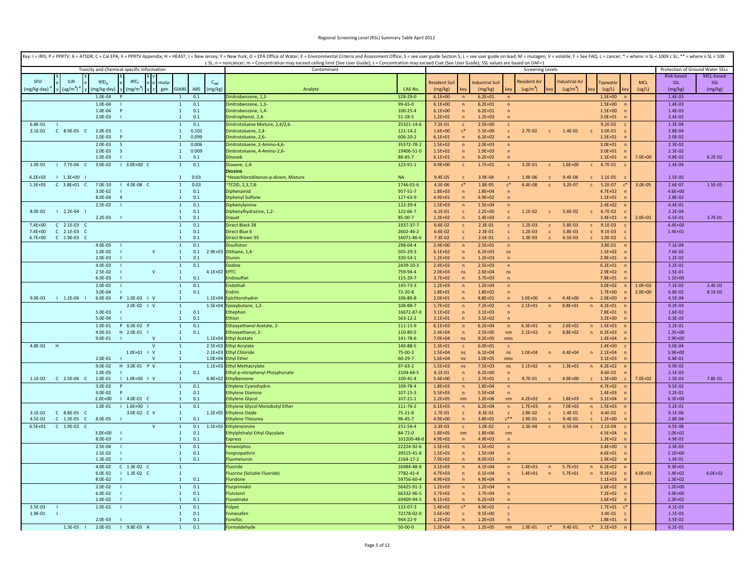Key: I = IRIS; P = PPRTV; A = ATSDR; C = Cal EPA; X = PPRTV Appendix; H = HEAST; J = New Jersey; Y = New York; O = EPA Office of Water; E = Environmental Criteria and Assessment Office; S = see user guide Section 5; L = see user guide on lead; M = mutagen; V = volatile; F = See FAQ; c = cancer; * = where: n SL < 100X c SL; ** = where n SL < 10X c SL; n = noncancer; m = Concentration may exceed ceiling limit (See User Guide); s = Concentration may exceed Csat (See User Guide); SSL values are based on DAF=1

| Toxicity and Chemical-specific Information | | | | | | | | | | | | | Contaminant | | Screening Levels | | | | | | | | | | | Protection of Ground Water SSLs | |
|---|---|---|---|---|---|---|---|---|---|---|---|---|---|---|---|---|---|---|---|---|---|---|---|---|---|---|---|
| SFO $(mg/kg\text{-}day)^{-1}$ | key | IUR $(ug/m^3)^{-1}$ | key | $RfD_o$ (mg/kg-day) | key | $RfC_i$ $(mg/m^3)$ | key | voc | mutagen | GIABS | ABS | $C_{sat}$ (mg/kg) | Analyte | CAS No. | Resident Soil (mg/kg) | key | Industrial Soil (mg/kg) | key | Resident Air $(ug/m^3)$ | key | Industrial Air $(ug/m^3)$ | key | Tapwater (ug/L) | key | MCL (ug/L) | Risk-based SSL (mg/kg) | MCL-based SSL (mg/kg) |
| | | | | 1.0E-04 | P | | | | | 1 | 0.1 | | Dinitrobenzene, 1,2- | 528-29-0 | 6.1E+00 | n | 6.2E+01 | n | | | | | 1.5E+00 | n | | 1.4E-03 | |
| | | | | 1.0E-04 | I | | | | | 1 | 0.1 | | Dinitrobenzene, 1,3- | 99-65-0 | 6.1E+00 | n | 6.2E+01 | n | | | | | 1.5E+00 | n | | 1.4E-03 | |
| | | | | 1.0E-04 | P | | | | | 1 | 0.1 | | Dinitrobenzene, 1,4- | 100-25-4 | 6.1E+00 | n | 6.2E+01 | n | | | | | 1.5E+00 | n | | 1.4E-03 | |
| | | | | 2.0E-03 | I | | | | | 1 | 0.1 | | Dinitrophenol, 2,4- | 51-28-5 | 1.2E+02 | n | 1.2E+03 | n | | | | | 3.0E+01 | n | | 3.4E-02 | |
| 6.8E-01 | I | | | | | | | | | 1 | 0.1 | | Dinitrotoluene Mixture, 2,4/2,6- | 25321-14-6 | 7.2E-01 | c | 2.5E+00 | c | | | | | 9.2E-02 | c | | 1.3E-04 | |
| 3.1E-01 | C | 8.9E-05 | C | 2.0E-03 | I | | | | | 1 | 0.102 | | Dinitrotoluene, 2,4- | 121-14-2 | 1.6E+00 | c* | 5.5E+00 | c | 2.7E-02 | c | 1.4E-01 | c | 2.0E-01 | c | | 2.8E-04 | |
| | | | | 1.0E-03 | P | | | | | 1 | 0.099 | | Dinitrotoluene, 2,6- | 606-20-2 | 6.1E+01 | n | 6.2E+02 | n | | | | | 1.5E+01 | n | | 2.0E-02 | |
| | | | | 2.0E-03 | S | | | | | 1 | 0.006 | | Dinitrotoluene, 2-Amino-4,6- | 35572-78-2 | 1.5E+02 | n | 2.0E+03 | n | | | | | 3.0E+01 | n | | 2.3E-02 | |
| | | | | 2.0E-03 | S | | | | | 1 | 0.009 | | Dinitrotoluene, 4-Amino-2,6- | 19406-51-0 | 1.5E+02 | n | 1.9E+03 | n | | | | | 3.0E+01 | n | | 2.3E-02 | |
| | | | | 1.0E-03 | I | | | | | 1 | 0.1 | | Dinoseb | 88-85-7 | 6.1E+01 | n | 6.2E+02 | n | | | | | 1.1E+01 | n | 7.0E+00 | 9.8E-02 | 6.2E-02 |
| 1.0E-01 | I | 7.7E-06 | C | 3.0E-02 | I | 3.0E+00 | C | | | 1 | 0.1 | | Dioxane, 1,4- | 123-91-1 | 4.9E+00 | c | 1.7E+01 | c | 3.2E-01 | c | 1.6E+00 | c | 6.7E-01 | c | | 1.4E-04 | |
| | | | | | | | | | | | | | **Dioxins** | | | | | | | | | | | | | | |
| 6.2E+03 | I | 1.3E+00 | I | | | | | | | 1 | 0.03 | | ~Hexachlorodibenzo-p-dioxin, Mixture | NA | 9.4E-05 | c | 3.9E-04 | c | 1.9E-06 | c | 9.4E-06 | c | 1.1E-05 | c | | 1.5E-05 | |
| 1.3E+05 | C | 3.8E+01 | C | 7.0E-10 | I | 4.0E-08 | C | | | 1 | 0.03 | | ~TCDD, 2,3,7,8- | 1746-01-6 | 4.5E-06 | c* | 1.8E-05 | c* | 6.4E-08 | c | 3.2E-07 | c | 5.2E-07 | c* | 3.0E-05 | 2.6E-07 | 1.5E-05 |
| | | | | 3.0E-02 | I | | | | | 1 | 0.1 | | Diphenamid | 957-51-7 | 1.8E+03 | n | 1.8E+04 | n | | | | | 4.7E+02 | n | | 4.6E+00 | |
| | | | | 8.0E-04 | X | | | | | 1 | 0.1 | | Diphenyl Sulfone | 127-63-9 | 4.9E+01 | n | 4.9E+02 | n | | | | | 1.1E+01 | n | | 2.8E-02 | |
| | | | | 2.5E-02 | I | | | | | 1 | 0.1 | | Diphenylamine | 122-39-4 | 1.5E+03 | n | 1.5E+04 | n | | | | | 2.4E+02 | n | | 4.4E-01 | |
| 8.0E-01 | I | 2.2E-04 | I | | | | | | | 1 | 0.1 | | Diphenylhydrazine, 1,2- | 122-66-7 | 6.1E-01 | c | 2.2E+00 | c | 1.1E-02 | c | 5.6E-02 | c | 6.7E-02 | c | | 2.2E-04 | |
| | | | | 2.2E-03 | I | | | | | 1 | 0.1 | | Diquat | 85-00-7 | 1.3E+02 | n | 1.4E+03 | n | | | | | 3.4E+01 | n | 2.0E+01 | 6.5E-01 | 3.7E-01 |
| 7.4E+00 | C | 2.1E-03 | C | | | | | | | 1 | 0.1 | | Direct Black 38 | 1937-37-7 | 6.6E-02 | c | 2.3E-01 | c | 1.2E-03 | c | 5.8E-03 | c | 9.1E-03 | c | | 4.4E+00 | |
| 7.4E+00 | C | 2.1E-03 | C | | | | | | | 1 | 0.1 | | Direct Blue 6 | 2602-46-2 | 6.6E-02 | c | 2.3E-01 | c | 1.2E-03 | c | 5.8E-03 | c | 9.1E-03 | c | | 1.4E+01 | |
| 6.7E+00 | C | 1.9E-03 | C | | | | | | | 1 | 0.1 | | Direct Brown 95 | 16071-86-6 | 7.3E-02 | c | 2.6E-01 | c | 1.3E-03 | c | 6.5E-03 | c | 1.0E-02 | c | | | |
| | | | | 4.0E-05 | I | | | | | 1 | 0.1 | | Disulfoton | 298-04-4 | 2.4E+00 | n | 2.5E+01 | n | | | | | 3.8E-01 | n | | 7.1E-04 | |
| | | | | 1.0E-02 | I | | | V | | 1 | 0.1 | 2.9E+03 | Dithiane, 1,4- | 505-29-3 | 6.1E+02 | n | 6.2E+03 | ns | | | | | 1.5E+02 | n | | 7.6E-02 | |
| | | | | 2.0E-03 | I | | | | | 1 | 0.1 | | Diuron | 330-54-1 | 1.2E+02 | n | 1.2E+03 | n | | | | | 2.8E+01 | n | | 1.2E-02 | |
| | | | | 4.0E-03 | I | | | | | 1 | 0.1 | | Dodine | 2439-10-3 | 2.4E+02 | n | 2.5E+03 | n | | | | | 6.2E+01 | n | | 3.2E-01 | |
| | | | | 2.5E-02 | I | | | V | | 1 | | 4.1E+02 | EPTC | 759-94-4 | 2.0E+03 | ns | 2.6E+04 | ns | | | | | 2.9E+02 | n | | 1.5E-01 | |
| | | | | 6.0E-03 | I | | | | | 1 | 0.1 | | Endosulfan | 115-29-7 | 3.7E+02 | n | 3.7E+03 | n | | | | | 7.8E+01 | n | | 1.1E+00 | |
| | | | | 2.0E-02 | I | | | | | 1 | 0.1 | | Endothall | 145-73-3 | 1.2E+03 | n | 1.2E+04 | n | | | | | 3.0E+02 | n | 1.0E+02 | 7.1E-02 | 2.4E-02 |
| | | | | 3.0E-04 | I | | | | | 1 | 0.1 | | Endrin | 72-20-8 | 1.8E+01 | n | 1.8E+02 | n | | | | | 1.7E+00 | n | 2.0E+00 | 6.8E-02 | 8.1E-02 |
| 9.9E-03 | I | 1.2E-06 | I | 6.0E-03 | P | 1.0E-03 | I | V | | 1 | | 1.1E+04 | Epichlorohydrin | 106-89-8 | 2.0E+01 | n | 8.8E+01 | n | 1.0E+00 | n | 4.4E+00 | n | 2.0E+00 | n | | 4.5E-04 | |
| | | | | | | 2.0E-02 | I | V | | 1 | | 1.5E+04 | Epoxybutane, 1,2- | 106-88-7 | 1.7E+02 | n | 7.2E+02 | n | 2.1E+01 | n | 8.8E+01 | n | 4.2E+01 | n | | 9.2E-03 | |
| | | | | 5.0E-03 | I | | | | | 1 | 0.1 | | Ethephon | 16672-87-0 | 3.1E+02 | n | 3.1E+03 | n | | | | | 7.8E+01 | n | | 1.6E-02 | |
| | | | | 5.0E-04 | I | | | | | 1 | 0.1 | | Ethion | 563-12-2 | 3.1E+01 | n | 3.1E+02 | n | | | | | 3.2E+00 | n | | 6.3E-03 | |
| | | | | 1.0E-01 | P | 6.0E-02 | P | | | 1 | 0.1 | | Ethoxyethanol Acetate, 2- | 111-15-9 | 6.1E+03 | n | 6.2E+04 | n | 6.3E+01 | n | 2.6E+02 | n | 1.5E+03 | n | | 3.2E-01 | |
| | | | | 4.0E-01 | H | 2.0E-01 | I | | | 1 | 0.1 | | Ethoxyethanol, 2- | 110-80-5 | 2.4E+04 | n | 2.5E+05 | nm | 2.1E+02 | n | 8.8E+02 | n | 6.2E+03 | n | | 1.3E+00 | |
| | | | | 9.0E-01 | I | | | V | | 1 | | 1.1E+04 | Ethyl Acetate | 141-78-6 | 7.0E+04 | ns | 9.2E+05 | nms | | | | | 1.4E+04 | n | | 2.9E+00 | |
| 4.8E-02 | H | | | | | | | V | | 1 | | 2.5E+03 | Ethyl Acrylate | 140-88-5 | 1.3E+01 | c | 6.0E+01 | c | | | | | 1.4E+00 | c | | 3.0E-04 | |
| | | | | | | 1.0E+01 | I | V | | 1 | | 2.1E+03 | Ethyl Chloride | 75-00-3 | 1.5E+04 | ns | 6.1E+04 | ns | 1.0E+04 | n | 4.4E+04 | n | 2.1E+04 | n | | 5.9E+00 | |
| | | | | 2.0E-01 | I | | | V | | 1 | | 1.0E+04 | Ethyl Ether | 60-29-7 | 1.6E+04 | ns | 2.0E+05 | nms | | | | | 3.1E+03 | n | | 6.8E-01 | |
| | | | | 9.0E-02 | H | 3.0E-01 | P | V | | 1 | | 1.1E+03 | Ethyl Methacrylate | 97-63-2 | 1.5E+03 | ns | 7.5E+03 | ns | 3.1E+02 | n | 1.3E+03 | n | 4.2E+02 | n | | 9.9E-02 | |
| | | | | 1.0E-05 | I | | | | | 1 | 0.1 | | Ethyl-p-nitrophenyl Phosphonate | 2104-64-5 | 6.1E-01 | n | 6.2E+00 | n | | | | | 6.6E-02 | n | | 2.1E-03 | |
| 1.1E-02 | C | 2.5E-06 | C | 1.0E-01 | I | 1.0E+00 | I | V | | 1 | | 4.8E+02 | Ethylbenzene | 100-41-4 | 5.4E+00 | c | 2.7E+01 | c | 9.7E-01 | c | 4.9E+00 | c | 1.3E+00 | c | 7.0E+02 | 1.5E-03 | 7.8E-01 |
| | | | | 3.0E-02 | P | | | | | 1 | 0.1 | | Ethylene Cyanohydrin | 109-78-4 | 1.8E+03 | n | 1.8E+04 | n | | | | | 4.7E+02 | n | | 9.5E-02 | |
| | | | | 9.0E-02 | P | | | | | 1 | 0.1 | | Ethylene Diamine | 107-15-3 | 5.5E+03 | n | 5.5E+04 | n | | | | | 1.4E+03 | n | | 3.2E-01 | |
| | | | | 2.0E+00 | I | 4.0E-01 | C | | | 1 | 0.1 | | Ethylene Glycol | 107-21-1 | 1.2E+05 | nm | 1.2E+06 | nm | 4.2E+02 | n | 1.8E+03 | n | 3.1E+04 | n | | 6.3E+00 | |
| | | | | 1.0E-01 | I | 1.6E+00 | I | | | 1 | 0.1 | | Ethylene Glycol Monobutyl Ether | 111-76-2 | 6.1E+03 | n | 6.2E+04 | n | 1.7E+03 | n | 7.0E+03 | n | 1.5E+03 | n | | 3.2E-01 | |
| 3.1E-01 | C | 8.8E-05 | C | | | 3.0E-02 | C | V | | 1 | | 1.2E+05 | Ethylene Oxide | 75-21-8 | 1.7E-01 | c | 8.3E-01 | c | 2.8E-02 | c | 1.4E-01 | c | 4.4E-02 | c | | 9.1E-06 | |
| 4.5E-02 | C | 1.3E-05 | C | 8.0E-05 | I | | | | | 1 | 0.1 | | Ethylene Thiourea | 96-45-7 | 4.9E+00 | n | 3.8E+01 | c** | 1.9E-01 | c | 9.4E-01 | c | 1.2E+00 | n | | 2.8E-04 | |
| 6.5E+01 | C | 1.9E-02 | C | | | | | V | | 1 | 0.1 | 1.5E+05 | Ethyleneimine | 151-56-4 | 2.3E-03 | c | 1.0E-02 | c | 1.3E-04 | c | 6.5E-04 | c | 2.1E-04 | c | | 4.5E-08 | |
| | | | | 3.0E+00 | I | | | | | 1 | 0.1 | | Ethylphthalyl Ethyl Glycolate | 84-72-0 | 1.8E+05 | nm | 1.8E+06 | nm | | | | | 4.5E+04 | n | | 1.0E+02 | |
| | | | | 8.0E-03 | I | | | | | 1 | 0.1 | | Express | 101200-48-0 | 4.9E+02 | n | 4.9E+03 | n | | | | | 1.3E+02 | n | | 4.9E-02 | |
| | | | | 2.5E-04 | I | | | | | 1 | 0.1 | | Fenamiphos | 22224-92-6 | 1.5E+01 | n | 1.5E+02 | n | | | | | 3.4E+00 | n | | 3.3E-03 | |
| | | | | 2.5E-02 | I | | | | | 1 | 0.1 | | Fenpropathrin | 39515-41-8 | 1.5E+03 | n | 1.5E+04 | n | | | | | 4.6E+01 | n | | 2.1E+00 | |
| | | | | 1.3E-02 | I | | | | | 1 | 0.1 | | Fluometuron | 2164-17-2 | 7.9E+02 | n | 8.0E+03 | n | | | | | 1.9E+02 | n | | 1.4E-01 | |
| | | | | 4.0E-02 | C | 1.3E-02 | C | | | 1 | | | Fluoride | 16984-48-8 | 3.1E+03 | n | 4.1E+04 | n | 1.4E+01 | n | 5.7E+01 | n | 6.2E+02 | n | | 9.3E+01 | |
| | | | | 6.0E-02 | I | 1.3E-02 | C | | | 1 | | | Fluorine (Soluble Fluoride) | 7782-41-4 | 4.7E+03 | n | 6.1E+04 | n | 1.4E+01 | n | 5.7E+01 | n | 9.3E+02 | n | 4.0E+03 | 1.4E+02 | 6.0E+02 |
| | | | | 8.0E-02 | I | | | | | 1 | 0.1 | | Fluridone | 59756-60-4 | 4.9E+03 | n | 4.9E+04 | n | | | | | 1.1E+03 | n | | 1.3E+02 | |
| | | | | 2.0E-02 | I | | | | | 1 | 0.1 | | Flurprimidol | 56425-91-3 | 1.2E+03 | n | 1.2E+04 | n | | | | | 2.6E+02 | n | | 1.2E+00 | |
| | | | | 6.0E-02 | I | | | | | 1 | 0.1 | | Flutolanil | 66332-96-5 | 3.7E+03 | n | 3.7E+04 | n | | | | | 7.2E+02 | n | | 3.9E+00 | |
| | | | | 1.0E-02 | I | | | | | 1 | 0.1 | | Fluvalinate | 69409-94-5 | 6.1E+02 | n | 6.2E+03 | n | | | | | 1.6E+02 | n | | 2.3E+02 | |
| 3.5E-03 | I | | | 1.0E-01 | I | | | | | 1 | 0.1 | | Folpet | 133-07-3 | 1.4E+02 | c* | 4.9E+02 | c | | | | | 1.7E+01 | c* | | 4.1E-03 | |
| 1.9E-01 | I | | | | | | | | | 1 | 0.1 | | Fomesafen | 72178-02-0 | 2.6E+00 | c | 9.1E+00 | c | | | | | 3.4E-01 | c | | 1.1E-03 | |
| | | | | 2.0E-03 | I | | | | | 1 | 0.1 | | Fonofos | 944-22-9 | 1.2E+02 | n | 1.2E+03 | n | | | | | 1.8E+01 | n | | 3.5E-02 | |
| | | 1.3E-05 | I | 2.0E-01 | I | 9.8E-03 | A | | | 1 | 0.1 | | Formaldehyde | 50-00-0 | 1.2E+04 | n | 1.2E+05 | nm | 1.9E-01 | c* | 9.4E-01 | c* | 3.1E+03 | n | | 6.2E-01 | |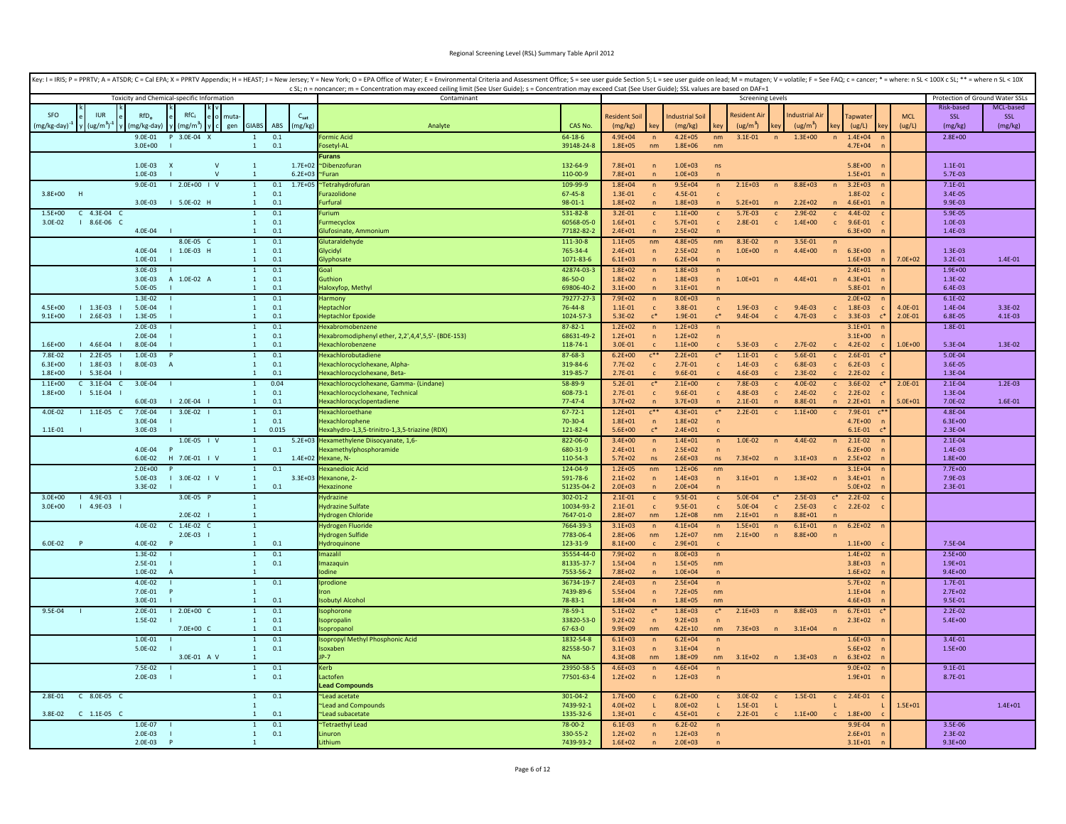Key: I = IRIS; P = PPRTV; A = ATSDR; C = Cal EPA; X = PPRTV Appendix; H = HEAST; J = New Jersey; Y = New York; O = EPA Office of Water; E = Environmental Criteria and Assessment Office; S = see user guide Section 5; L = see user guide on lead; M = mutagen; V = volatile; F = See FAQ; c = cancer; * = where: n SL < 100X c SL; ** = where n SL < 10X c SL; n = noncancer; m = Concentration may exceed ceiling limit (See User Guide); s = Concentration may exceed Csat (See User Guide); SSL values are based on DAF=1

| Toxicity and Chemical-specific Information | | | | | | | | | | | | | Contaminant | | Screening Levels | | | | | | | | | | | Protection of Ground Water SSLs | |
|---|---|---|---|---|---|---|---|---|---|---|---|---|---|---|---|---|---|---|---|---|---|---|---|---|---|---|---|
| SFO $(mg/kg\text{-}day)^{-1}$ | key | IUR $(ug/m^3)^{-1}$ | key | $RfD_o$ (mg/kg-day) | key | $RfC_i$ $(mg/m^3)$ | key | voc | mutagen | GIABS | ABS | $C_{sat}$ (mg/kg) | Analyte | CAS No. | Resident Soil (mg/kg) | key | Industrial Soil (mg/kg) | key | Resident Air $(ug/m^3)$ | key | Industrial Air $(ug/m^3)$ | key | Tapwater (ug/L) | key | MCL (ug/L) | Risk-based SSL (mg/kg) | MCL-based SSL (mg/kg) |
| | | | | 9.0E-01 | P | 3.0E-04 | X | | | 1 | 0.1 | | Formic Acid | 64-18-6 | 4.9E+04 | n | 4.2E+05 | nm | 3.1E-01 | n | 1.3E+00 | n | 1.4E+04 | n | | 2.8E+00 | |
| | | | | 3.0E+00 | I | | | | | 1 | 0.1 | | Fosetyl-AL | 39148-24-8 | 1.8E+05 | nm | 1.8E+06 | nm | | | | | 4.7E+04 | n | | | |
| | | | | | | | | | | | | | **Furans** | | | | | | | | | | | | | | |
| | | | | 1.0E-03 | X | | | V | | 1 | | 1.7E+02 | ~Dibenzofuran | 132-64-9 | 7.8E+01 | n | 1.0E+03 | ns | | | | | 5.8E+00 | n | | 1.1E-01 | |
| | | | | 1.0E-03 | I | | | V | | 1 | | 6.2E+03 | ~Furan | 110-00-9 | 7.8E+01 | n | 1.0E+03 | n | | | | | 1.5E+01 | n | | 5.7E-03 | |
| | | | | 9.0E-01 | I | 2.0E+00 | I | V | | 1 | 0.1 | 1.7E+05 | ~Tetrahydrofuran | 109-99-9 | 1.8E+04 | n | 9.5E+04 | n | 2.1E+03 | n | 8.8E+03 | n | 3.2E+03 | n | | 7.1E-01 | |
| 3.8E+00 | H | | | | | | | | | 1 | 0.1 | | Furazolidone | 67-45-8 | 1.3E-01 | c | 4.5E-01 | c | | | | | 1.8E-02 | c | | 3.4E-05 | |
| | | | | 3.0E-03 | I | 5.0E-02 | H | | | 1 | 0.1 | | Furfural | 98-01-1 | 1.8E+02 | n | 1.8E+03 | n | 5.2E+01 | n | 2.2E+02 | n | 4.6E+01 | n | | 9.9E-03 | |
| 1.5E+00 | C | 4.3E-04 | C | | | | | | | 1 | 0.1 | | Furium | 531-82-8 | 3.2E-01 | c | 1.1E+00 | c | 5.7E-03 | c | 2.9E-02 | c | 4.4E-02 | c | | 5.9E-05 | |
| 3.0E-02 | I | 8.6E-06 | C | | | | | | | 1 | 0.1 | | Furmecyclox | 60568-05-0 | 1.6E+01 | c | 5.7E+01 | c | 2.8E-01 | c | 1.4E+00 | c | 9.6E-01 | c | | 1.0E-03 | |
| | | | | 4.0E-04 | I | | | | | 1 | 0.1 | | Glufosinate, Ammonium | 77182-82-2 | 2.4E+01 | n | 2.5E+02 | n | | | | | 6.3E+00 | n | | 1.4E-03 | |
| | | | | | | 8.0E-05 | C | | | 1 | 0.1 | | Glutaraldehyde | 111-30-8 | 1.1E+05 | nm | 4.8E+05 | nm | 8.3E-02 | n | 3.5E-01 | n | | | | | |
| | | | | 4.0E-04 | I | 1.0E-03 | H | | | 1 | 0.1 | | Glycidyl | 765-34-4 | 2.4E+01 | n | 2.5E+02 | n | 1.0E+00 | n | 4.4E+00 | n | 6.3E+00 | n | | 1.3E-03 | |
| | | | | 1.0E-01 | I | | | | | 1 | 0.1 | | Glyphosate | 1071-83-6 | 6.1E+03 | n | 6.2E+04 | n | | | | | 1.6E+03 | n | 7.0E+02 | 3.2E-01 | 1.4E-01 |
| | | | | 3.0E-03 | I | | | | | 1 | 0.1 | | Goal | 42874-03-3 | 1.8E+02 | n | 1.8E+03 | n | | | | | 2.4E+01 | n | | 1.9E+00 | |
| | | | | 3.0E-03 | A | 1.0E-02 | A | | | 1 | 0.1 | | Guthion | 86-50-0 | 1.8E+02 | n | 1.8E+03 | n | 1.0E+01 | n | 4.4E+01 | n | 4.3E+01 | n | | 1.3E-02 | |
| | | | | 5.0E-05 | I | | | | | 1 | 0.1 | | Haloxyfop, Methyl | 69806-40-2 | 3.1E+00 | n | 3.1E+01 | n | | | | | 5.8E-01 | n | | 6.4E-03 | |
| | | | | 1.3E-02 | I | | | | | 1 | 0.1 | | Harmony | 79277-27-3 | 7.9E+02 | n | 8.0E+03 | n | | | | | 2.0E+02 | n | | 6.1E-02 | |
| 4.5E+00 | I | 1.3E-03 | I | 5.0E-04 | I | | | | | 1 | 0.1 | | Heptachlor | 76-44-8 | 1.1E-01 | c | 3.8E-01 | c | 1.9E-03 | c | 9.4E-03 | c | 1.8E-03 | c | 4.0E-01 | 1.4E-04 | 3.3E-02 |
| 9.1E+00 | I | 2.6E-03 | I | 1.3E-05 | I | | | | | 1 | 0.1 | | Heptachlor Epoxide | 1024-57-3 | 5.3E-02 | c* | 1.9E-01 | c* | 9.4E-04 | c | 4.7E-03 | c | 3.3E-03 | c* | 2.0E-01 | 6.8E-05 | 4.1E-03 |
| | | | | 2.0E-03 | I | | | | | 1 | 0.1 | | Hexabromobenzene | 87-82-1 | 1.2E+02 | n | 1.2E+03 | n | | | | | 3.1E+01 | n | | 1.8E-01 | |
| | | | | 2.0E-04 | I | | | | | 1 | 0.1 | | Hexabromodiphenyl ether, 2,2',4,4',5,5'- (BDE-153) | 68631-49-2 | 1.2E+01 | n | 1.2E+02 | n | | | | | 3.1E+00 | n | | | |
| 1.6E+00 | I | 4.6E-04 | I | 8.0E-04 | I | | | | | 1 | 0.1 | | Hexachlorobenzene | 118-74-1 | 3.0E-01 | c | 1.1E+00 | c | 5.3E-03 | c | 2.7E-02 | c | 4.2E-02 | c | 1.0E+00 | 5.3E-04 | 1.3E-02 |
| 7.8E-02 | I | 2.2E-05 | I | 1.0E-03 | P | | | | | 1 | 0.1 | | Hexachlorobutadiene | 87-68-3 | 6.2E+00 | c** | 2.2E+01 | c* | 1.1E-01 | c | 5.6E-01 | c | 2.6E-01 | c* | | 5.0E-04 | |
| 6.3E+00 | I | 1.8E-03 | I | 8.0E-03 | A | | | | | 1 | 0.1 | | Hexachlorocyclohexane, Alpha- | 319-84-6 | 7.7E-02 | c | 2.7E-01 | c | 1.4E-03 | c | 6.8E-03 | c | 6.2E-03 | c | | 3.6E-05 | |
| 1.8E+00 | I | 5.3E-04 | I | | | | | | | 1 | 0.1 | | Hexachlorocyclohexane, Beta- | 319-85-7 | 2.7E-01 | c | 9.6E-01 | c | 4.6E-03 | c | 2.3E-02 | c | 2.2E-02 | c | | 1.3E-04 | |
| 1.1E+00 | C | 3.1E-04 | C | 3.0E-04 | I | | | | | 1 | 0.04 | | Hexachlorocyclohexane, Gamma- (Lindane) | 58-89-9 | 5.2E-01 | c* | 2.1E+00 | c* | 7.8E-03 | c | 4.0E-02 | c | 3.6E-02 | c* | 2.0E-01 | 2.1E-04 | 1.2E-03 |
| 1.8E+00 | I | 5.1E-04 | I | | | | | | | 1 | 0.1 | | Hexachlorocyclohexane, Technical | 608-73-1 | 2.7E-01 | c | 9.6E-01 | c | 4.8E-03 | c | 2.4E-02 | c | 2.2E-02 | c | | 1.3E-04 | |
| | | | | 6.0E-03 | I | 2.0E-04 | I | | | 1 | 0.1 | | Hexachlorocyclopentadiene | 77-47-4 | 3.7E+02 | n | 3.7E+03 | n | 2.1E-01 | n | 8.8E-01 | n | 2.2E+01 | n | 5.0E+01 | 7.0E-02 | 1.6E-01 |
| 4.0E-02 | I | 1.1E-05 | C | 7.0E-04 | I | 3.0E-02 | I | | | 1 | 0.1 | | Hexachloroethane | 67-72-1 | 1.2E+01 | c** | 4.3E+01 | c* | 2.2E-01 | c | 1.1E+00 | c | 7.9E-01 | c** | | 4.8E-04 | |
| | | | | 3.0E-04 | I | | | | | 1 | 0.1 | | Hexachlorophene | 70-30-4 | 1.8E+01 | n | 1.8E+02 | n | | | | | 4.7E+00 | n | | 6.3E+00 | |
| 1.1E-01 | I | | | 3.0E-03 | I | | | | | 1 | 0.015 | | Hexahydro-1,3,5-trinitro-1,3,5-triazine (RDX) | 121-82-4 | 5.6E+00 | c* | 2.4E+01 | c | | | | | 6.1E-01 | c* | | 2.3E-04 | |
| | | | | | | 1.0E-05 | I | V | | 1 | | 5.2E+03 | Hexamethylene Diisocyanate, 1,6- | 822-06-0 | 3.4E+00 | n | 1.4E+01 | n | 1.0E-02 | n | 4.4E-02 | n | 2.1E-02 | n | | 2.1E-04 | |
| | | | | 4.0E-04 | P | | | | | 1 | 0.1 | | Hexamethylphosphoramide | 680-31-9 | 2.4E+01 | n | 2.5E+02 | n | | | | | 6.2E+00 | n | | 1.4E-03 | |
| | | | | 6.0E-02 | H | 7.0E-01 | I | V | | 1 | | 1.4E+02 | Hexane, N- | 110-54-3 | 5.7E+02 | ns | 2.6E+03 | ns | 7.3E+02 | n | 3.1E+03 | n | 2.5E+02 | n | | 1.8E+00 | |
| | | | | 2.0E+00 | P | | | | | 1 | 0.1 | | Hexanedioic Acid | 124-04-9 | 1.2E+05 | nm | 1.2E+06 | nm | | | | | 3.1E+04 | n | | 7.7E+00 | |
| | | | | 5.0E-03 | I | 3.0E-02 | I | V | | 1 | | 3.3E+03 | Hexanone, 2- | 591-78-6 | 2.1E+02 | n | 1.4E+03 | n | 3.1E+01 | n | 1.3E+02 | n | 3.4E+01 | n | | 7.9E-03 | |
| | | | | 3.3E-02 | I | | | | | 1 | 0.1 | | Hexazinone | 51235-04-2 | 2.0E+03 | n | 2.0E+04 | n | | | | | 5.0E+02 | n | | 2.3E-01 | |
| 3.0E+00 | I | 4.9E-03 | I | | | 3.0E-05 | P | | | 1 | | | Hydrazine | 302-01-2 | 2.1E-01 | c | 9.5E-01 | c | 5.0E-04 | c* | 2.5E-03 | c* | 2.2E-02 | c | | | |
| 3.0E+00 | I | 4.9E-03 | I | | | | | | | 1 | | | Hydrazine Sulfate | 10034-93-2 | 2.1E-01 | c | 9.5E-01 | c | 5.0E-04 | c | 2.5E-03 | c | 2.2E-02 | c | | | |
| | | | | | | 2.0E-02 | I | | | 1 | | | Hydrogen Chloride | 7647-01-0 | 2.8E+07 | nm | 1.2E+08 | nm | 2.1E+01 | n | 8.8E+01 | n | | | | | |
| | | | | 4.0E-02 | C | 1.4E-02 | C | | | 1 | | | Hydrogen Fluoride | 7664-39-3 | 3.1E+03 | n | 4.1E+04 | n | 1.5E+01 | n | 6.1E+01 | n | 6.2E+02 | n | | | |
| | | | | | | 2.0E-03 | I | | | 1 | | | Hydrogen Sulfide | 7783-06-4 | 2.8E+06 | nm | 1.2E+07 | nm | 2.1E+00 | n | 8.8E+00 | n | | | | | |
| 6.0E-02 | P | | | 4.0E-02 | P | | | | | 1 | 0.1 | | Hydroquinone | 123-31-9 | 8.1E+00 | c | 2.9E+01 | c | | | | | 1.1E+00 | c | | 7.5E-04 | |
| | | | | 1.3E-02 | I | | | | | 1 | 0.1 | | Imazalil | 35554-44-0 | 7.9E+02 | n | 8.0E+03 | n | | | | | 1.4E+02 | n | | 2.5E+00 | |
| | | | | 2.5E-01 | I | | | | | 1 | 0.1 | | Imazaquin | 81335-37-7 | 1.5E+04 | n | 1.5E+05 | nm | | | | | 3.8E+03 | n | | 1.9E+01 | |
| | | | | 1.0E-02 | A | | | | | 1 | | | Iodine | 7553-56-2 | 7.8E+02 | n | 1.0E+04 | n | | | | | 1.6E+02 | n | | 9.4E+00 | |
| | | | | 4.0E-02 | I | | | | | 1 | 0.1 | | Iprodione | 36734-19-7 | 2.4E+03 | n | 2.5E+04 | n | | | | | 5.7E+02 | n | | 1.7E-01 | |
| | | | | 7.0E-01 | P | | | | | 1 | | | Iron | 7439-89-6 | 5.5E+04 | n | 7.2E+05 | nm | | | | | 1.1E+04 | n | | 2.7E+02 | |
| | | | | 3.0E-01 | I | | | | | 1 | 0.1 | | Isobutyl Alcohol | 78-83-1 | 1.8E+04 | n | 1.8E+05 | nm | | | | | 4.6E+03 | n | | 9.5E-01 | |
| 9.5E-04 | I | | | 2.0E-01 | I | 2.0E+00 | C | | | 1 | 0.1 | | Isophorone | 78-59-1 | 5.1E+02 | c* | 1.8E+03 | c* | 2.1E+03 | n | 8.8E+03 | n | 6.7E+01 | c* | | 2.2E-02 | |
| | | | | 1.5E-02 | I | | | | | 1 | 0.1 | | Isopropalin | 33820-53-0 | 9.2E+02 | n | 9.2E+03 | n | | | | | 2.3E+02 | n | | 5.4E+00 | |
| | | | | | | 7.0E+00 | C | | | 1 | 0.1 | | Isopropanol | 67-63-0 | 9.9E+09 | nm | 4.2E+10 | nm | 7.3E+03 | n | 3.1E+04 | n | | | | | |
| | | | | 1.0E-01 | I | | | | | 1 | 0.1 | | Isopropyl Methyl Phosphonic Acid | 1832-54-8 | 6.1E+03 | n | 6.2E+04 | n | | | | | 1.6E+03 | n | | 3.4E-01 | |
| | | | | 5.0E-02 | I | | | | | 1 | 0.1 | | Isoxaben | 82558-50-7 | 3.1E+03 | n | 3.1E+04 | n | | | | | 5.6E+02 | n | | 1.5E+00 | |
| | | | | | | 3.0E-01 | A | V | | 1 | | | JP-7 | NA | 4.3E+08 | nm | 1.8E+09 | nm | 3.1E+02 | n | 1.3E+03 | n | 6.3E+02 | n | | | |
| | | | | 7.5E-02 | I | | | | | 1 | 0.1 | | Kerb | 23950-58-5 | 4.6E+03 | n | 4.6E+04 | n | | | | | 9.0E+02 | n | | 9.1E-01 | |
| | | | | 2.0E-03 | I | | | | | 1 | 0.1 | | Lactofen | 77501-63-4 | 1.2E+02 | n | 1.2E+03 | n | | | | | 1.9E+01 | n | | 8.7E-01 | |
| | | | | | | | | | | | | | **Lead Compounds** | | | | | | | | | | | | | | |
| 2.8E-01 | C | 8.0E-05 | C | | | | | | | 1 | 0.1 | | ~Lead acetate | 301-04-2 | 1.7E+00 | c | 6.2E+00 | c | 3.0E-02 | c | 1.5E-01 | c | 2.4E-01 | c | | | |
| | | | | | | | | | | 1 | | | ~Lead and Compounds | 7439-92-1 | 4.0E+02 | L | 8.0E+02 | L | 1.5E-01 | L | | L | | L | 1.5E+01 | | 1.4E+01 |
| 3.8E-02 | C | 1.1E-05 | C | | | | | | | 1 | 0.1 | | ~Lead subacetate | 1335-32-6 | 1.3E+01 | c | 4.5E+01 | c | 2.2E-01 | c | 1.1E+00 | c | 1.8E+00 | c | | | |
| | | | | 1.0E-07 | I | | | | | 1 | 0.1 | | ~Tetraethyl Lead | 78-00-2 | 6.1E-03 | n | 6.2E-02 | n | | | | | 9.9E-04 | n | | 3.5E-06 | |
| | | | | 2.0E-03 | I | | | | | 1 | 0.1 | | Linuron | 330-55-2 | 1.2E+02 | n | 1.2E+03 | n | | | | | 2.6E+01 | n | | 2.3E-02 | |
| | | | | 2.0E-03 | P | | | | | 1 | | | Lithium | 7439-93-2 | 1.6E+02 | n | 2.0E+03 | n | | | | | 3.1E+01 | n | | 9.3E+00 | |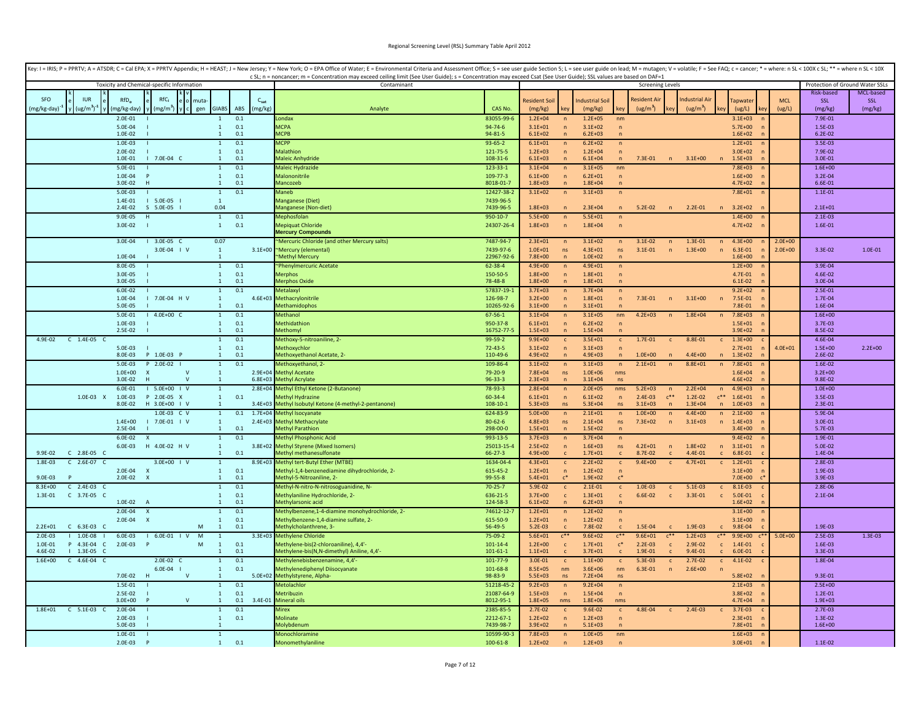Key: I = IRIS; P = PPRTV; A = ATSDR; C = Cal EPA; X = PPRTV Appendix; H = HEAST; J = New Jersey; Y = New York; O = EPA Office of Water; E = Environmental Criteria and Assessment Office; S = see user guide Section 5; L = see user guide on lead; M = mutagen; V = volatile; F = See FAQ; c = cancer; * = where: n SL < 100X c SL; ** = where n SL < 10X c SL; n = noncancer; m = Concentration may exceed ceiling limit (See User Guide); s = Concentration may exceed Csat (See User Guide); SSL values are based on DAF=1

| Toxicity and Chemical-specific Information | | | | | | | | | | | | | Contaminant | | Screening Levels | | | | | | | | | | | Protection of Ground Water SSLs | |
|---|---|---|---|---|---|---|---|---|---|---|---|---|---|---|---|---|---|---|---|---|---|---|---|---|---|---|---|
| SFO $(mg/kg\text{-}day)^{-1}$ | key | IUR $(ug/m^3)^{-1}$ | key | $RfD_o$ (mg/kg-day) | key | $RfC_i$ $(mg/m^3)$ | key | v o c | mutagen | GIABS | ABS | $C_{sat}$ (mg/kg) | Analyte | CAS No. | Resident Soil (mg/kg) | key | Industrial Soil (mg/kg) | key | Resident Air $(ug/m^3)$ | key | Industrial Air $(ug/m^3)$ | key | Tapwater (ug/L) | key | MCL (ug/L) | Risk-based SSL (mg/kg) | MCL-based SSL (mg/kg) |
| | | | | 2.0E-01 | I | | | | | 1 | 0.1 | | Londax | 83055-99-6 | 1.2E+04 | n | 1.2E+05 | nm | | | | | 3.1E+03 | n | | 7.9E-01 | |
| | | | | 5.0E-04 | I | | | | | 1 | 0.1 | | MCPA | 94-74-6 | 3.1E+01 | n | 3.1E+02 | n | | | | | 5.7E+00 | n | | 1.5E-03 | |
| | | | | 1.0E-02 | I | | | | | 1 | 0.1 | | MCPB | 94-81-5 | 6.1E+02 | n | 6.2E+03 | n | | | | | 1.6E+02 | n | | 6.2E-02 | |
| | | | | 1.0E-03 | I | | | | | 1 | 0.1 | | MCPP | 93-65-2 | 6.1E+01 | n | 6.2E+02 | n | | | | | 1.2E+01 | n | | 3.5E-03 | |
| | | | | 2.0E-02 | I | | | | | 1 | 0.1 | | Malathion | 121-75-5 | 1.2E+03 | n | 1.2E+04 | n | | | | | 3.0E+02 | n | | 7.9E-02 | |
| | | | | 1.0E-01 | I | 7.0E-04 | C | | | 1 | 0.1 | | Maleic Anhydride | 108-31-6 | 6.1E+03 | n | 6.1E+04 | n | 7.3E-01 | n | 3.1E+00 | n | 1.5E+03 | n | | 3.0E-01 | |
| | | | | 5.0E-01 | I | | | | | 1 | 0.1 | | Maleic Hydrazide | 123-33-1 | 3.1E+04 | n | 3.1E+05 | nm | | | | | 7.8E+03 | n | | 1.6E+00 | |
| | | | | 1.0E-04 | P | | | | | 1 | 0.1 | | Malononitrile | 109-77-3 | 6.1E+00 | n | 6.2E+01 | n | | | | | 1.6E+00 | n | | 3.2E-04 | |
| | | | | 3.0E-02 | H | | | | | 1 | 0.1 | | Mancozeb | 8018-01-7 | 1.8E+03 | n | 1.8E+04 | n | | | | | 4.7E+02 | n | | 6.6E-01 | |
| | | | | 5.0E-03 | I | | | | | 1 | 0.1 | | Maneb | 12427-38-2 | 3.1E+02 | n | 3.1E+03 | n | | | | | 7.8E+01 | n | | 1.1E-01 | |
| | | | | 1.4E-01 | I | 5.0E-05 | I | | | 1 | | | Manganese (Diet) | 7439-96-5 | | | | | | | | | | | | | |
| | | | | 2.4E-02 | S | 5.0E-05 | I | | | 0.04 | | | Manganese (Non-diet) | 7439-96-5 | 1.8E+03 | n | 2.3E+04 | n | 5.2E-02 | n | 2.2E-01 | n | 3.2E+02 | n | | 2.1E+01 | |
| | | | | 9.0E-05 | H | | | | | 1 | 0.1 | | Mephosfolan | 950-10-7 | 5.5E+00 | n | 5.5E+01 | n | | | | | 1.4E+00 | n | | 2.1E-03 | |
| | | | | 3.0E-02 | I | | | | | 1 | 0.1 | | Mepiquat Chloride | 24307-26-4 | 1.8E+03 | n | 1.8E+04 | n | | | | | 4.7E+02 | n | | 1.6E-01 | |
| | | | | | | | | | | | | | **Mercury Compounds** | | | | | | | | | | | | | | |
| | | | | 3.0E-04 | I | 3.0E-05 | C | | | 0.07 | | | ~Mercuric Chloride (and other Mercury salts) | 7487-94-7 | 2.3E+01 | n | 3.1E+02 | n | 3.1E-02 | n | 1.3E-01 | n | 4.3E+00 | n | 2.0E+00 | | |
| | | | | | | 3.0E-04 | I | V | | 1 | | 3.1E+00 | ~Mercury (elemental) | 7439-97-6 | 1.0E+01 | ns | 4.3E+01 | ns | 3.1E-01 | n | 1.3E+00 | n | 6.3E-01 | n | 2.0E+00 | 3.3E-02 | 1.0E-01 |
| | | | | 1.0E-04 | I | | | | | 1 | | | ~Methyl Mercury | 22967-92-6 | 7.8E+00 | n | 1.0E+02 | n | | | | | 1.6E+00 | n | | | |
| | | | | 8.0E-05 | I | | | | | 1 | 0.1 | | ~Phenylmercuric Acetate | 62-38-4 | 4.9E+00 | n | 4.9E+01 | n | | | | | 1.2E+00 | n | | 3.9E-04 | |
| | | | | 3.0E-05 | I | | | | | 1 | 0.1 | | Merphos | 150-50-5 | 1.8E+00 | n | 1.8E+01 | n | | | | | 4.7E-01 | n | | 4.6E-02 | |
| | | | | 3.0E-05 | I | | | | | 1 | 0.1 | | Merphos Oxide | 78-48-8 | 1.8E+00 | n | 1.8E+01 | n | | | | | 6.1E-02 | n | | 3.0E-04 | |
| | | | | 6.0E-02 | I | | | | | 1 | 0.1 | | Metalaxyl | 57837-19-1 | 3.7E+03 | n | 3.7E+04 | n | | | | | 9.2E+02 | n | | 2.5E-01 | |
| | | | | 1.0E-04 | I | 7.0E-04 | H | V | | 1 | | 4.6E+03 | Methacrylonitrile | 126-98-7 | 3.2E+00 | n | 1.8E+01 | n | 7.3E-01 | n | 3.1E+00 | n | 7.5E-01 | n | | 1.7E-04 | |
| | | | | 5.0E-05 | I | | | | | 1 | 0.1 | | Methamidophos | 10265-92-6 | 3.1E+00 | n | 3.1E+01 | n | | | | | 7.8E-01 | n | | 1.6E-04 | |
| | | | | 5.0E-01 | I | 4.0E+00 | C | | | 1 | 0.1 | | Methanol | 67-56-1 | 3.1E+04 | n | 3.1E+05 | nm | 4.2E+03 | n | 1.8E+04 | n | 7.8E+03 | n | | 1.6E+00 | |
| | | | | 1.0E-03 | I | | | | | 1 | 0.1 | | Methidathion | 950-37-8 | 6.1E+01 | n | 6.2E+02 | n | | | | | 1.5E+01 | n | | 3.7E-03 | |
| | | | | 2.5E-02 | I | | | | | 1 | 0.1 | | Methomyl | 16752-77-5 | 1.5E+03 | n | 1.5E+04 | n | | | | | 3.9E+02 | n | | 8.5E-02 | |
| 4.9E-02 | C | 1.4E-05 | C | | | | | | | 1 | 0.1 | | Methoxy-5-nitroaniline, 2- | 99-59-2 | 9.9E+00 | c | 3.5E+01 | c | 1.7E-01 | c | 8.8E-01 | c | 1.3E+00 | c | | 4.6E-04 | |
| | | | | 5.0E-03 | I | | | | | 1 | 0.1 | | Methoxychlor | 72-43-5 | 3.1E+02 | n | 3.1E+03 | n | | | | | 2.7E+01 | n | 4.0E+01 | 1.5E+00 | 2.2E+00 |
| | | | | 8.0E-03 | P | 1.0E-03 | P | | | 1 | 0.1 | | Methoxyethanol Acetate, 2- | 110-49-6 | 4.9E+02 | n | 4.9E+03 | n | 1.0E+00 | n | 4.4E+00 | n | 1.3E+02 | n | | 2.6E-02 | |
| | | | | 5.0E-03 | P | 2.0E-02 | I | | | 1 | 0.1 | | Methoxyethanol, 2- | 109-86-4 | 3.1E+02 | n | 3.1E+03 | n | 2.1E+01 | n | 8.8E+01 | n | 7.8E+01 | n | | 1.6E-02 | |
| | | | | 1.0E+00 | X | | | V | | 1 | | 2.9E+04 | Methyl Acetate | 79-20-9 | 7.8E+04 | ns | 1.0E+06 | nms | | | | | 1.6E+04 | n | | 3.2E+00 | |
| | | | | 3.0E-02 | H | | | V | | 1 | | 6.8E+03 | Methyl Acrylate | 96-33-3 | 2.3E+03 | n | 3.1E+04 | ns | | | | | 4.6E+02 | n | | 9.8E-02 | |
| | | | | 6.0E-01 | I | 5.0E+00 | I | V | | 1 | | 2.8E+04 | Methyl Ethyl Ketone (2-Butanone) | 78-93-3 | 2.8E+04 | n | 2.0E+05 | nms | 5.2E+03 | n | 2.2E+04 | n | 4.9E+03 | n | | 1.0E+00 | |
| | | 1.0E-03 | X | 1.0E-03 | P | 2.0E-05 | X | | | 1 | 0.1 | | Methyl Hydrazine | 60-34-4 | 6.1E+01 | n | 6.1E+02 | n | 2.4E-03 | c** | 1.2E-02 | c** | 1.6E+01 | n | | 3.5E-03 | |
| | | | | 8.0E-02 | H | 3.0E+00 | I | V | | 1 | | 3.4E+03 | Methyl Isobutyl Ketone (4-methyl-2-pentanone) | 108-10-1 | 5.3E+03 | ns | 5.3E+04 | ns | 3.1E+03 | n | 1.3E+04 | n | 1.0E+03 | n | | 2.3E-01 | |
| | | | | | | 1.0E-03 | C | V | | 1 | 0.1 | 1.7E+04 | Methyl Isocyanate | 624-83-9 | 5.0E+00 | n | 2.1E+01 | n | 1.0E+00 | n | 4.4E+00 | n | 2.1E+00 | n | | 5.9E-04 | |
| | | | | 1.4E+00 | I | 7.0E-01 | I | V | | 1 | | 2.4E+03 | Methyl Methacrylate | 80-62-6 | 4.8E+03 | ns | 2.1E+04 | ns | 7.3E+02 | n | 3.1E+03 | n | 1.4E+03 | n | | 3.0E-01 | |
| | | | | 2.5E-04 | I | | | | | 1 | 0.1 | | Methyl Parathion | 298-00-0 | 1.5E+01 | n | 1.5E+02 | n | | | | | 3.4E+00 | n | | 5.7E-03 | |
| | | | | 6.0E-02 | X | | | | | 1 | 0.1 | | Methyl Phosphonic Acid | 993-13-5 | 3.7E+03 | n | 3.7E+04 | n | | | | | 9.4E+02 | n | | 1.9E-01 | |
| | | | | 6.0E-03 | H | 4.0E-02 | H | V | | 1 | | 3.8E+02 | Methyl Styrene (Mixed Isomers) | 25013-15-4 | 2.5E+02 | n | 1.6E+03 | ns | 4.2E+01 | n | 1.8E+02 | n | 3.1E+01 | n | | 5.0E-02 | |
| 9.9E-02 | C | 2.8E-05 | C | | | | | | | 1 | 0.1 | | Methyl methanesulfonate | 66-27-3 | 4.9E+00 | c | 1.7E+01 | c | 8.7E-02 | c | 4.4E-01 | c | 6.8E-01 | c | | 1.4E-04 | |
| 1.8E-03 | C | 2.6E-07 | C | | | 3.0E+00 | I | V | | 1 | | 8.9E+03 | Methyl tert-Butyl Ether (MTBE) | 1634-04-4 | 4.3E+01 | c | 2.2E+02 | c | 9.4E+00 | c | 4.7E+01 | c | 1.2E+01 | c | | 2.8E-03 | |
| | | | | 2.0E-04 | X | | | | | 1 | 0.1 | | Methyl-1,4-benzenediamine dihydrochloride, 2- | 615-45-2 | 1.2E+01 | n | 1.2E+02 | n | | | | | 3.1E+00 | n | | 1.9E-03 | |
| 9.0E-03 | P | | | 2.0E-02 | X | | | | | 1 | 0.1 | | Methyl-5-Nitroaniline, 2- | 99-55-8 | 5.4E+01 | c* | 1.9E+02 | c* | | | | | 7.0E+00 | c* | | 3.9E-03 | |
| 8.3E+00 | C | 2.4E-03 | C | | | | | | | 1 | 0.1 | | Methyl-N-nitro-N-nitrosoguanidine, N- | 70-25-7 | 5.9E-02 | c | 2.1E-01 | c | 1.0E-03 | c | 5.1E-03 | c | 8.1E-03 | c | | 2.8E-06 | |
| 1.3E-01 | C | 3.7E-05 | C | | | | | | | 1 | 0.1 | | Methylaniline Hydrochloride, 2- | 636-21-5 | 3.7E+00 | c | 1.3E+01 | c | 6.6E-02 | c | 3.3E-01 | c | 5.0E-01 | c | | 2.1E-04 | |
| | | | | 1.0E-02 | A | | | | | 1 | 0.1 | | Methylarsonic acid | 124-58-3 | 6.1E+02 | n | 6.2E+03 | n | | | | | 1.6E+02 | n | | | |
| | | | | 2.0E-04 | X | | | | | 1 | 0.1 | | Methylbenzene,1-4-diamine monohydrochloride, 2- | 74612-12-7 | 1.2E+01 | n | 1.2E+02 | n | | | | | 3.1E+00 | n | | | |
| | | | | 2.0E-04 | X | | | | | 1 | 0.1 | | Methylbenzene-1,4-diamine sulfate, 2- | 615-50-9 | 1.2E+01 | n | 1.2E+02 | n | | | | | 3.1E+00 | n | | | |
| 2.2E+01 | C | 6.3E-03 | C | | | | | | M | 1 | 0.1 | | Methylcholanthrene, 3- | 56-49-5 | 5.2E-03 | c | 7.8E-02 | c | 1.5E-04 | c | 1.9E-03 | c | 9.8E-04 | c | | 1.9E-03 | |
| 2.0E-03 | I | 1.0E-08 | I | 6.0E-03 | I | 6.0E-01 | I | V | M | 1 | | 3.3E+03 | Methylene Chloride | 75-09-2 | 5.6E+01 | c** | 9.6E+02 | c** | 9.6E+01 | c** | 1.2E+03 | c** | 9.9E+00 | c** | 5.0E+00 | 2.5E-03 | 1.3E-03 |
| 1.0E-01 | P | 4.3E-04 | C | 2.0E-03 | P | | | | M | 1 | 0.1 | | Methylene-bis(2-chloroaniline), 4,4'- | 101-14-4 | 1.2E+00 | c* | 1.7E+01 | c* | 2.2E-03 | c | 2.9E-02 | c | 1.4E-01 | c | | 1.6E-03 | |
| 4.6E-02 | I | 1.3E-05 | C | | | | | | | 1 | 0.1 | | Methylene-bis(N,N-dimethyl) Aniline, 4,4'- | 101-61-1 | 1.1E+01 | c | 3.7E+01 | c | 1.9E-01 | c | 9.4E-01 | c | 6.0E-01 | c | | 3.3E-03 | |
| 1.6E+00 | C | 4.6E-04 | C | | | 2.0E-02 | C | | | 1 | 0.1 | | Methylenebisbenzenamine, 4,4'- | 101-77-9 | 3.0E-01 | c | 1.1E+00 | c | 5.3E-03 | c | 2.7E-02 | c | 4.1E-02 | c | | 1.8E-04 | |
| | | | | | | 6.0E-04 | I | | | 1 | 0.1 | | Methylenediphenyl Diisocyanate | 101-68-8 | 8.5E+05 | nm | 3.6E+06 | nm | 6.3E-01 | n | 2.6E+00 | n | | | | | |
| | | | | 7.0E-02 | H | | | V | | 1 | | 5.0E+02 | Methylstyrene, Alpha- | 98-83-9 | 5.5E+03 | ns | 7.2E+04 | ns | | | | | 5.8E+02 | n | | 9.3E-01 | |
| | | | | 1.5E-01 | I | | | | | 1 | 0.1 | | Metolachlor | 51218-45-2 | 9.2E+03 | n | 9.2E+04 | n | | | | | 2.1E+03 | n | | 2.5E+00 | |
| | | | | 2.5E-02 | I | | | | | 1 | 0.1 | | Metribuzin | 21087-64-9 | 1.5E+03 | n | 1.5E+04 | n | | | | | 3.8E+02 | n | | 1.2E-01 | |
| | | | | 3.0E+00 | P | | | V | | 1 | 0.1 | 3.4E-01 | Mineral oils | 8012-95-1 | 1.8E+05 | nms | 1.8E+06 | nms | | | | | 4.7E+04 | n | | 1.9E+03 | |
| 1.8E+01 | C | 5.1E-03 | C | 2.0E-04 | I | | | | | 1 | 0.1 | | Mirex | 2385-85-5 | 2.7E-02 | c | 9.6E-02 | c | 4.8E-04 | c | 2.4E-03 | c | 3.7E-03 | c | | 2.7E-03 | |
| | | | | 2.0E-03 | I | | | | | 1 | 0.1 | | Molinate | 2212-67-1 | 1.2E+02 | n | 1.2E+03 | n | | | | | 2.3E+01 | n | | 1.3E-02 | |
| | | | | 5.0E-03 | I | | | | | 1 | | | Molybdenum | 7439-98-7 | 3.9E+02 | n | 5.1E+03 | n | | | | | 7.8E+01 | n | | 1.6E+00 | |
| | | | | 1.0E-01 | I | | | | | 1 | | | Monochloramine | 10599-90-3 | 7.8E+03 | n | 1.0E+05 | nm | | | | | 1.6E+03 | n | | | |
| | | | | 2.0E-03 | P | | | | | 1 | 0.1 | | Monomethylaniline | 100-61-8 | 1.2E+02 | n | 1.2E+03 | n | | | | | 3.0E+01 | n | | 1.1E-02 | |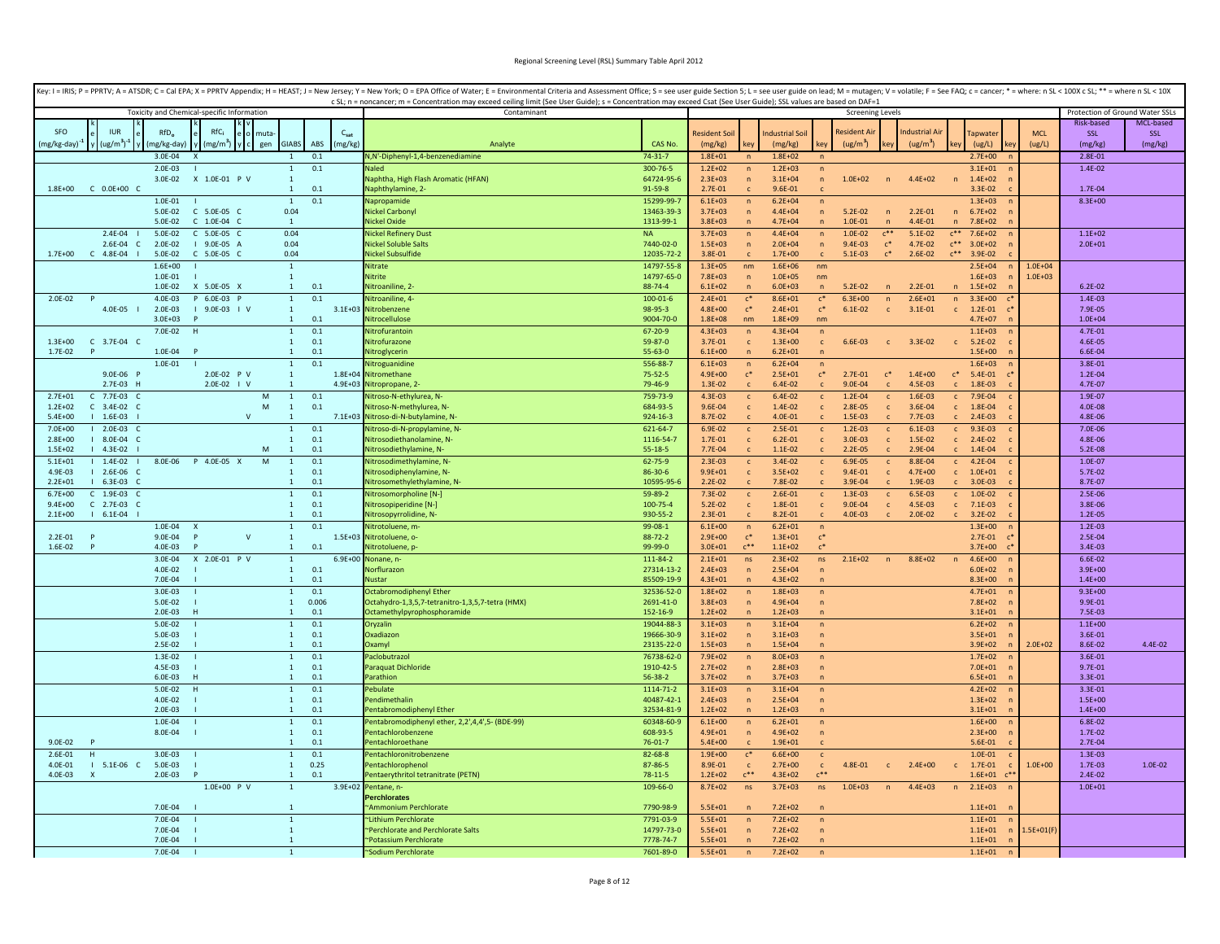Key: I = IRIS; P = PPRTV; A = ATSDR; C = Cal EPA; X = PPRTV Appendix; H = HEAST; J = New Jersey; Y = New York; O = EPA Office of Water; E = Environmental Criteria and Assessment Office; S = see user guide Section 5; L = see user guide on lead; M = mutagen; V = volatile; F = See FAQ; c = cancer; * = where: n SL < 100X c SL; ** = where n SL < 10X c SL; n = noncancer; m = Concentration may exceed ceiling limit (See User Guide); s = Concentration may exceed Csat (See User Guide); SSL values are based on DAF=1

| Toxicity and Chemical-specific Information | | | | | | | | | | | | | Contaminant | | Screening Levels | | | | | | | | | | | Protection of Ground Water SSLs | |
|---|---|---|---|---|---|---|---|---|---|---|---|---|---|---|---|---|---|---|---|---|---|---|---|---|---|---|---|
| SFO $(mg/kg\text{-}day)^{-1}$ | key | IUR $(ug/m^3)^{-1}$ | key | $RfD_o$ (mg/kg-day) | key | $RfC_i$ $(mg/m^3)$ | key | v o c | mutagen | GIABS | ABS | $C_{sat}$ (mg/kg) | Analyte | CAS No. | Resident Soil (mg/kg) | key | Industrial Soil (mg/kg) | key | Resident Air $(ug/m^3)$ | key | Industrial Air $(ug/m^3)$ | key | Tapwater (ug/L) | key | MCL (ug/L) | Risk-based SSL (mg/kg) | MCL-based SSL (mg/kg) |
| | | | | 3.0E-04 | X | | | | | 1 | 0.1 | | N,N'-Diphenyl-1,4-benzenediamine | 74-31-7 | 1.8E+01 | n | 1.8E+02 | n | | | | | 2.7E+00 | n | | 2.8E-01 | |
| | | | | 2.0E-03 | I | | | | | 1 | 0.1 | | Naled | 300-76-5 | 1.2E+02 | n | 1.2E+03 | n | | | | | 3.1E+01 | n | | 1.4E-02 | |
| | | | | 3.0E-02 | X | 1.0E-01 | P | V | | 1 | | | Naphtha, High Flash Aromatic (HFAN) | 64742-95-6 | 2.3E+03 | n | 3.1E+04 | n | 1.0E+02 | n | 4.4E+02 | n | 1.4E+02 | n | | | |
| 1.8E+00 | C | 0.0E+00 | C | | | | | | | 1 | 0.1 | | Naphthylamine, 2- | 91-59-8 | 2.7E-01 | c | 9.6E-01 | c | | | | | 3.3E-02 | c | | 1.7E-04 | |
| | | | | 1.0E-01 | I | | | | | 1 | 0.1 | | Napropamide | 15299-99-7 | 6.1E+03 | n | 6.2E+04 | n | | | | | 1.3E+03 | n | | 8.3E+00 | |
| | | | | 5.0E-02 | C | 5.0E-05 | C | | | 0.04 | | | Nickel Carbonyl | 13463-39-3 | 3.7E+03 | n | 4.4E+04 | n | 5.2E-02 | n | 2.2E-01 | n | 6.7E+02 | n | | | |
| | | | | 5.0E-02 | C | 1.0E-04 | C | | | 1 | | | Nickel Oxide | 1313-99-1 | 3.8E+03 | n | 4.7E+04 | n | 1.0E-01 | n | 4.4E-01 | n | 7.8E+02 | n | | | |
| | | 2.4E-04 | I | 5.0E-02 | C | 5.0E-05 | C | | | 0.04 | | | Nickel Refinery Dust | NA | 3.7E+03 | n | 4.4E+04 | n | 1.0E-02 | c** | 5.1E-02 | c** | 7.6E+02 | n | | 1.1E+02 | |
| | | 2.6E-04 | C | 2.0E-02 | I | 9.0E-05 | A | | | 0.04 | | | Nickel Soluble Salts | 7440-02-0 | 1.5E+03 | n | 2.0E+04 | n | 9.4E-03 | c* | 4.7E-02 | c** | 3.0E+02 | n | | 2.0E+01 | |
| 1.7E+00 | C | 4.8E-04 | I | 5.0E-02 | C | 5.0E-05 | C | | | 0.04 | | | Nickel Subsulfide | 12035-72-2 | 3.8E-01 | c | 1.7E+00 | c | 5.1E-03 | c* | 2.6E-02 | c** | 3.9E-02 | c | | | |
| | | | | 1.6E+00 | I | | | | | 1 | | | Nitrate | 14797-55-8 | 1.3E+05 | nm | 1.6E+06 | nm | | | | | 2.5E+04 | n | 1.0E+04 | | |
| | | | | 1.0E-01 | I | | | | | 1 | | | Nitrite | 14797-65-0 | 7.8E+03 | n | 1.0E+05 | nm | | | | | 1.6E+03 | n | 1.0E+03 | | |
| | | | | 1.0E-02 | X | 5.0E-05 | X | | | 1 | 0.1 | | Nitroaniline, 2- | 88-74-4 | 6.1E+02 | n | 6.0E+03 | n | 5.2E-02 | n | 2.2E-01 | n | 1.5E+02 | n | | 6.2E-02 | |
| 2.0E-02 | P | | | 4.0E-03 | P | 6.0E-03 | P | | | 1 | 0.1 | | Nitroaniline, 4- | 100-01-6 | 2.4E+01 | c* | 8.6E+01 | c* | 6.3E+00 | n | 2.6E+01 | n | 3.3E+00 | c* | | 1.4E-03 | |
| | | 4.0E-05 | I | 2.0E-03 | I | 9.0E-03 | I | V | | 1 | | 3.1E+03 | Nitrobenzene | 98-95-3 | 4.8E+00 | c* | 2.4E+01 | c* | 6.1E-02 | c | 3.1E-01 | c | 1.2E-01 | c* | | 7.9E-05 | |
| | | | | 3.0E+03 | P | | | | | 1 | 0.1 | | Nitrocellulose | 9004-70-0 | 1.8E+08 | nm | 1.8E+09 | nm | | | | | 4.7E+07 | n | | 1.0E+04 | |
| | | | | 7.0E-02 | H | | | | | 1 | 0.1 | | Nitrofurantoin | 67-20-9 | 4.3E+03 | n | 4.3E+04 | n | | | | | 1.1E+03 | n | | 4.7E-01 | |
| 1.3E+00 | C | 3.7E-04 | C | | | | | | | 1 | 0.1 | | Nitrofurazone | 59-87-0 | 3.7E-01 | c | 1.3E+00 | c | 6.6E-03 | c | 3.3E-02 | c | 5.2E-02 | c | | 4.6E-05 | |
| 1.7E-02 | P | | | 1.0E-04 | P | | | | | 1 | 0.1 | | Nitroglycerin | 55-63-0 | 6.1E+00 | n | 6.2E+01 | n | | | | | 1.5E+00 | n | | 6.6E-04 | |
| | | | | 1.0E-01 | I | | | | | 1 | 0.1 | | Nitroguanidine | 556-88-7 | 6.1E+03 | n | 6.2E+04 | n | | | | | 1.6E+03 | n | | 3.8E-01 | |
| | | 9.0E-06 | P | | | 2.0E-02 | P | V | | 1 | | 1.8E+04 | Nitromethane | 75-52-5 | 4.9E+00 | c* | 2.5E+01 | c* | 2.7E-01 | c* | 1.4E+00 | c* | 5.4E-01 | c* | | 1.2E-04 | |
| | | 2.7E-03 | H | | | 2.0E-02 | I | V | | 1 | | 4.9E+03 | Nitropropane, 2- | 79-46-9 | 1.3E-02 | c | 6.4E-02 | c | 9.0E-04 | c | 4.5E-03 | c | 1.8E-03 | c | | 4.7E-07 | |
| 2.7E+01 | C | 7.7E-03 | C | | | | | | M | 1 | 0.1 | | Nitroso-N-ethylurea, N- | 759-73-9 | 4.3E-03 | c | 6.4E-02 | c | 1.2E-04 | c | 1.6E-03 | c | 7.9E-04 | c | | 1.9E-07 | |
| 1.2E+02 | C | 3.4E-02 | C | | | | | | M | 1 | 0.1 | | Nitroso-N-methylurea, N- | 684-93-5 | 9.6E-04 | c | 1.4E-02 | c | 2.8E-05 | c | 3.6E-04 | c | 1.8E-04 | c | | 4.0E-08 | |
| 5.4E+00 | I | 1.6E-03 | I | | | | | V | | 1 | | 7.1E+03 | Nitroso-di-N-butylamine, N- | 924-16-3 | 8.7E-02 | c | 4.0E-01 | c | 1.5E-03 | c | 7.7E-03 | c | 2.4E-03 | c | | 4.8E-06 | |
| 7.0E+00 | I | 2.0E-03 | C | | | | | | | 1 | 0.1 | | Nitroso-di-N-propylamine, N- | 621-64-7 | 6.9E-02 | c | 2.5E-01 | c | 1.2E-03 | c | 6.1E-03 | c | 9.3E-03 | c | | 7.0E-06 | |
| 2.8E+00 | I | 8.0E-04 | C | | | | | | | 1 | 0.1 | | Nitrosodiethanolamine, N- | 1116-54-7 | 1.7E-01 | c | 6.2E-01 | c | 3.0E-03 | c | 1.5E-02 | c | 2.4E-02 | c | | 4.8E-06 | |
| 1.5E+02 | I | 4.3E-02 | I | | | | | | M | 1 | 0.1 | | Nitrosodiethylamine, N- | 55-18-5 | 7.7E-04 | c | 1.1E-02 | c | 2.2E-05 | c | 2.9E-04 | c | 1.4E-04 | c | | 5.2E-08 | |
| 5.1E+01 | I | 1.4E-02 | I | 8.0E-06 | P | 4.0E-05 | X | | M | 1 | 0.1 | | Nitrosodimethylamine, N- | 62-75-9 | 2.3E-03 | c | 3.4E-02 | c | 6.9E-05 | c | 8.8E-04 | c | 4.2E-04 | c | | 1.0E-07 | |
| 4.9E-03 | I | 2.6E-06 | C | | | | | | | 1 | 0.1 | | Nitrosodiphenylamine, N- | 86-30-6 | 9.9E+01 | c | 3.5E+02 | c | 9.4E-01 | c | 4.7E+00 | c | 1.0E+01 | c | | 5.7E-02 | |
| 2.2E+01 | I | 6.3E-03 | C | | | | | | | 1 | 0.1 | | Nitrosomethylethylamine, N- | 10595-95-6 | 2.2E-02 | c | 7.8E-02 | c | 3.9E-04 | c | 1.9E-03 | c | 3.0E-03 | c | | 8.7E-07 | |
| 6.7E+00 | C | 1.9E-03 | C | | | | | | | 1 | 0.1 | | Nitrosomorpholine [N-] | 59-89-2 | 7.3E-02 | c | 2.6E-01 | c | 1.3E-03 | c | 6.5E-03 | c | 1.0E-02 | c | | 2.5E-06 | |
| 9.4E+00 | C | 2.7E-03 | C | | | | | | | 1 | 0.1 | | Nitrosopiperidine [N-] | 100-75-4 | 5.2E-02 | c | 1.8E-01 | c | 9.0E-04 | c | 4.5E-03 | c | 7.1E-03 | c | | 3.8E-06 | |
| 2.1E+00 | I | 6.1E-04 | I | | | | | | | 1 | 0.1 | | Nitrosopyrrolidine, N- | 930-55-2 | 2.3E-01 | c | 8.2E-01 | c | 4.0E-03 | c | 2.0E-02 | c | 3.2E-02 | c | | 1.2E-05 | |
| | | | | 1.0E-04 | X | | | | | 1 | 0.1 | | Nitrotoluene, m- | 99-08-1 | 6.1E+00 | n | 6.2E+01 | n | | | | | 1.3E+00 | n | | 1.2E-03 | |
| 2.2E-01 | P | | | 9.0E-04 | P | | | V | | 1 | | 1.5E+03 | Nitrotoluene, o- | 88-72-2 | 2.9E+00 | c* | 1.3E+01 | c* | | | | | 2.7E-01 | c* | | 2.5E-04 | |
| 1.6E-02 | P | | | 4.0E-03 | P | | | | | 1 | 0.1 | | Nitrotoluene, p- | 99-99-0 | 3.0E+01 | c** | 1.1E+02 | c* | | | | | 3.7E+00 | c* | | 3.4E-03 | |
| | | | | 3.0E-04 | X | 2.0E-01 | P | V | | 1 | | 6.9E+00 | Nonane, n- | 111-84-2 | 2.1E+01 | ns | 2.3E+02 | ns | 2.1E+02 | n | 8.8E+02 | n | 4.6E+00 | n | | 6.6E-02 | |
| | | | | 4.0E-02 | I | | | | | 1 | 0.1 | | Norflurazon | 27314-13-2 | 2.4E+03 | n | 2.5E+04 | n | | | | | 6.0E+02 | n | | 3.9E+00 | |
| | | | | 7.0E-04 | I | | | | | 1 | 0.1 | | Nustar | 85509-19-9 | 4.3E+01 | n | 4.3E+02 | n | | | | | 8.3E+00 | n | | 1.4E+00 | |
| | | | | 3.0E-03 | I | | | | | 1 | 0.1 | | Octabromodiphenyl Ether | 32536-52-0 | 1.8E+02 | n | 1.8E+03 | n | | | | | 4.7E+01 | n | | 9.3E+00 | |
| | | | | 5.0E-02 | I | | | | | 1 | 0.006 | | Octahydro-1,3,5,7-tetranitro-1,3,5,7-tetra (HMX) | 2691-41-0 | 3.8E+03 | n | 4.9E+04 | n | | | | | 7.8E+02 | n | | 9.9E-01 | |
| | | | | 2.0E-03 | H | | | | | 1 | 0.1 | | Octamethylpyrophosphoramide | 152-16-9 | 1.2E+02 | n | 1.2E+03 | n | | | | | 3.1E+01 | n | | 7.5E-03 | |
| | | | | 5.0E-02 | I | | | | | 1 | 0.1 | | Oryzalin | 19044-88-3 | 3.1E+03 | n | 3.1E+04 | n | | | | | 6.2E+02 | n | | 1.1E+00 | |
| | | | | 5.0E-03 | I | | | | | 1 | 0.1 | | Oxadiazon | 19666-30-9 | 3.1E+02 | n | 3.1E+03 | n | | | | | 3.5E+01 | n | | 3.6E-01 | |
| | | | | 2.5E-02 | I | | | | | 1 | 0.1 | | Oxamyl | 23135-22-0 | 1.5E+03 | n | 1.5E+04 | n | | | | | 3.9E+02 | n | 2.0E+02 | 8.6E-02 | 4.4E-02 |
| | | | | 1.3E-02 | I | | | | | 1 | 0.1 | | Paclobutrazol | 76738-62-0 | 7.9E+02 | n | 8.0E+03 | n | | | | | 1.7E+02 | n | | 3.6E-01 | |
| | | | | 4.5E-03 | I | | | | | 1 | 0.1 | | Paraquat Dichloride | 1910-42-5 | 2.7E+02 | n | 2.8E+03 | n | | | | | 7.0E+01 | n | | 9.7E-01 | |
| | | | | 6.0E-03 | H | | | | | 1 | 0.1 | | Parathion | 56-38-2 | 3.7E+02 | n | 3.7E+03 | n | | | | | 6.5E+01 | n | | 3.3E-01 | |
| | | | | 5.0E-02 | H | | | | | 1 | 0.1 | | Pebulate | 1114-71-2 | 3.1E+03 | n | 3.1E+04 | n | | | | | 4.2E+02 | n | | 3.3E-01 | |
| | | | | 4.0E-02 | I | | | | | 1 | 0.1 | | Pendimethalin | 40487-42-1 | 2.4E+03 | n | 2.5E+04 | n | | | | | 1.3E+02 | n | | 1.5E+00 | |
| | | | | 2.0E-03 | I | | | | | 1 | 0.1 | | Pentabromodiphenyl Ether | 32534-81-9 | 1.2E+02 | n | 1.2E+03 | n | | | | | 3.1E+01 | n | | 1.4E+00 | |
| | | | | 1.0E-04 | I | | | | | 1 | 0.1 | | Pentabromodiphenyl ether, 2,2',4,4',5- (BDE-99) | 60348-60-9 | 6.1E+00 | n | 6.2E+01 | n | | | | | 1.6E+00 | n | | 6.8E-02 | |
| | | | | 8.0E-04 | I | | | | | 1 | 0.1 | | Pentachlorobenzene | 608-93-5 | 4.9E+01 | n | 4.9E+02 | n | | | | | 2.3E+00 | n | | 1.7E-02 | |
| 9.0E-02 | P | | | | | | | | | 1 | 0.1 | | Pentachloroethane | 76-01-7 | 5.4E+00 | c | 1.9E+01 | c | | | | | 5.6E-01 | c | | 2.7E-04 | |
| 2.6E-01 | H | | | 3.0E-03 | I | | | | | 1 | 0.1 | | Pentachloronitrobenzene | 82-68-8 | 1.9E+00 | c* | 6.6E+00 | c | | | | | 1.0E-01 | c | | 1.3E-03 | |
| 4.0E-01 | I | 5.1E-06 | C | 5.0E-03 | I | | | | | 1 | 0.25 | | Pentachlorophenol | 87-86-5 | 8.9E-01 | c | 2.7E+00 | c | 4.8E-01 | c | 2.4E+00 | c | 1.7E-01 | c | 1.0E+00 | 1.7E-03 | 1.0E-02 |
| 4.0E-03 | X | | | 2.0E-03 | P | | | | | 1 | 0.1 | | Pentaerythritol tetranitrate (PETN) | 78-11-5 | 1.2E+02 | c** | 4.3E+02 | c** | | | | | 1.6E+01 | c** | | 2.4E-02 | |
| | | | | | | 1.0E+00 | P | V | | 1 | | 3.9E+02 | Pentane, n- | 109-66-0 | 8.7E+02 | ns | 3.7E+03 | ns | 1.0E+03 | n | 4.4E+03 | n | 2.1E+03 | n | | 1.0E+01 | |
| | | | | | | | | | | | | | **Perchlorates** | | | | | | | | | | | | | | |
| | | | | 7.0E-04 | I | | | | | 1 | | | ~Ammonium Perchlorate | 7790-98-9 | 5.5E+01 | n | 7.2E+02 | n | | | | | 1.1E+01 | n | | | |
| | | | | 7.0E-04 | I | | | | | 1 | | | ~Lithium Perchlorate | 7791-03-9 | 5.5E+01 | n | 7.2E+02 | n | | | | | 1.1E+01 | n | | | |
| | | | | 7.0E-04 | I | | | | | 1 | | | ~Perchlorate and Perchlorate Salts | 14797-73-0 | 5.5E+01 | n | 7.2E+02 | n | | | | | 1.1E+01 | n | 1.5E+01(F) | | |
| | | | | 7.0E-04 | I | | | | | 1 | | | ~Potassium Perchlorate | 7778-74-7 | 5.5E+01 | n | 7.2E+02 | n | | | | | 1.1E+01 | n | | | |
| | | | | 7.0E-04 | I | | | | | 1 | | | ~Sodium Perchlorate | 7601-89-0 | 5.5E+01 | n | 7.2E+02 | n | | | | | 1.1E+01 | n | | | |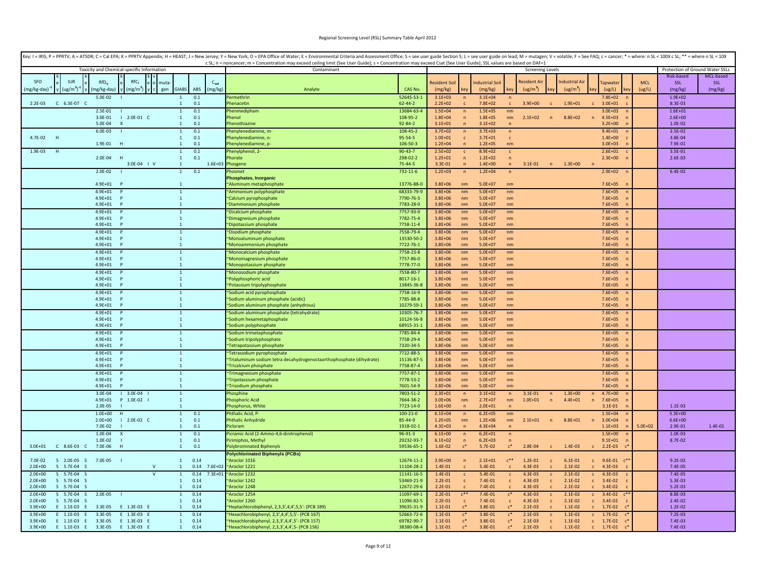Key: I = IRIS; P = PPRTV; A = ATSDR; C = Cal EPA; X = PPRTV Appendix; H = HEAST; J = New Jersey; Y = New York; O = EPA Office of Water; E = Environmental Criteria and Assessment Office; S = see user guide Section 5; L = see user guide on lead; M = mutagen; V = volatile; F = See FAQ; c = cancer; * = where: n SL < 100X c SL; ** = where n SL < 10X c SL; n = noncancer; m = Concentration may exceed ceiling limit (See User Guide); s = Concentration may exceed Csat (See User Guide); SSL values are based on DAF=1

| Toxicity and Chemical-specific Information | | | | | | | | | | | | | | Contaminant | | Screening Levels | | | | | | | | | | | Protection of Ground Water SSLs | | |
|---|---|---|---|---|---|---|---|---|---|---|---|---|---|---|---|---|---|---|---|---|---|---|---|---|---|---|---|---|---|
| SFO (mg/kg-day)$^{-1}$ | key | IUR (ug/m$^3$)$^{-1}$ | key | $RfD_o$ (mg/kg-day) | key | $RfC_i$ (mg/m$^3$) | key | v o c | muta-gen | GIABS | ABS | $C_{sat}$ (mg/kg) | Analyte | CAS No. | Resident Soil (mg/kg) | key | Industrial Soil (mg/kg) | key | Resident Air (ug/m$^3$) | key | Industrial Air (ug/m$^3$) | key | Tapwater (ug/L) | key | MCL (ug/L) | Risk-based SSL (mg/kg) | MCL-based SSL (mg/kg) |
| | | | | 5.0E-02 | I | | | | | 1 | 0.1 | | Permethrin | 52645-53-1 | 3.1E+03 | n | 3.1E+04 | n | | | | | 7.8E+02 | n | | 1.9E+02 | |
| 2.2E-03 | C | 6.3E-07 | C | | | | | | | 1 | 0.1 | | Phenacetin | 62-44-2 | 2.2E+02 | c | 7.8E+02 | c | 3.9E+00 | c | 1.9E+01 | c | 3.0E+01 | c | | 8.3E-03 | |
| | | | | 2.5E-01 | I | | | | | 1 | 0.1 | | Phenmedipham | 13684-63-4 | 1.5E+04 | n | 1.5E+05 | nm | | | | | 3.0E+03 | n | | 1.6E+01 | |
| | | | | 3.0E-01 | I | 2.0E-01 | C | | | 1 | 0.1 | | Phenol | 108-95-2 | 1.8E+04 | n | 1.8E+05 | nm | 2.1E+02 | n | 8.8E+02 | n | 4.5E+03 | n | | 2.6E+00 | |
| | | | | 5.0E-04 | X | | | | | 1 | 0.1 | | Phenothiazine | 92-84-2 | 3.1E+01 | n | 3.1E+02 | n | | | | | 3.2E+00 | n | | 1.0E-02 | |
| | | | | 6.0E-03 | I | | | | | 1 | 0.1 | | Phenylenediamine, m- | 108-45-2 | 3.7E+02 | n | 3.7E+03 | n | | | | | 9.4E+01 | n | | 2.5E-02 | |
| 4.7E-02 | H | | | | | | | | | 1 | 0.1 | | Phenylenediamine, o- | 95-54-5 | 1.0E+01 | c | 3.7E+01 | c | | | | | 1.4E+00 | c | | 3.8E-04 | |
| | | | | 1.9E-01 | H | | | | | 1 | 0.1 | | Phenylenediamine, p- | 106-50-3 | 1.2E+04 | n | 1.2E+05 | nm | | | | | 3.0E+03 | n | | 7.9E-01 | |
| 1.9E-03 | H | | | | | | | | | 1 | 0.1 | | Phenylphenol, 2- | 90-43-7 | 2.5E+02 | c | 8.9E+02 | c | | | | | 2.6E+01 | c | | 3.5E-01 | |
| | | | | 2.0E-04 | H | | | | | 1 | 0.1 | | Phorate | 298-02-2 | 1.2E+01 | n | 1.2E+02 | n | | | | | 2.3E+00 | n | | 2.6E-03 | |
| | | | | | | 3.0E-04 | I | V | | 1 | | 1.6E+03 | Phosgene | 75-44-5 | 3.3E-01 | n | 1.4E+00 | n | 3.1E-01 | n | 1.3E+00 | n | | | | | |
| | | | | 2.0E-02 | I | | | | | 1 | 0.1 | | Phosmet | 732-11-6 | 1.2E+03 | n | 1.2E+04 | n | | | | | 2.9E+02 | n | | 6.4E-02 | |
| | | | | | | | | | | | | | **Phosphates, Inorganic** | | | | | | | | | | | | | | |
| | | | | 4.9E+01 | P | | | | | 1 | | | ~Aluminum metaphosphate | 13776-88-0 | 3.8E+06 | nm | 5.0E+07 | nm | | | | | 7.6E+05 | n | | | |
| | | | | 4.9E+01 | P | | | | | 1 | | | ~Ammonium polyphosphate | 68333-79-9 | 3.8E+06 | nm | 5.0E+07 | nm | | | | | 7.6E+05 | n | | | |
| | | | | 4.9E+01 | P | | | | | 1 | | | ~Calcium pyrophosphate | 7790-76-3 | 3.8E+06 | nm | 5.0E+07 | nm | | | | | 7.6E+05 | n | | | |
| | | | | 4.9E+01 | P | | | | | 1 | | | ~Diammonium phosphate | 7783-28-0 | 3.8E+06 | nm | 5.0E+07 | nm | | | | | 7.6E+05 | n | | | |
| | | | | 4.9E+01 | P | | | | | 1 | | | ~Dicalcium phosphate | 7757-93-9 | 3.8E+06 | nm | 5.0E+07 | nm | | | | | 7.6E+05 | n | | | |
| | | | | 4.9E+01 | P | | | | | 1 | | | ~Dimagnesium phosphate | 7782-75-4 | 3.8E+06 | nm | 5.0E+07 | nm | | | | | 7.6E+05 | n | | | |
| | | | | 4.9E+01 | P | | | | | 1 | | | ~Dipotassium phosphate | 7758-11-4 | 3.8E+06 | nm | 5.0E+07 | nm | | | | | 7.6E+05 | n | | | |
| | | | | 4.9E+01 | P | | | | | 1 | | | ~Disodium phosphate | 7558-79-4 | 3.8E+06 | nm | 5.0E+07 | nm | | | | | 7.6E+05 | n | | | |
| | | | | 4.9E+01 | P | | | | | 1 | | | ~Monoaluminum phosphate | 13530-50-2 | 3.8E+06 | nm | 5.0E+07 | nm | | | | | 7.6E+05 | n | | | |
| | | | | 4.9E+01 | P | | | | | 1 | | | ~Monoammonium phosphate | 7722-76-1 | 3.8E+06 | nm | 5.0E+07 | nm | | | | | 7.6E+05 | n | | | |
| | | | | 4.9E+01 | P | | | | | 1 | | | ~Monocalcium phosphate | 7758-23-8 | 3.8E+06 | nm | 5.0E+07 | nm | | | | | 7.6E+05 | n | | | |
| | | | | 4.9E+01 | P | | | | | 1 | | | ~Monomagnesium phosphate | 7757-86-0 | 3.8E+06 | nm | 5.0E+07 | nm | | | | | 7.6E+05 | n | | | |
| | | | | 4.9E+01 | P | | | | | 1 | | | ~Monopotassium phosphate | 7778-77-0 | 3.8E+06 | nm | 5.0E+07 | nm | | | | | 7.6E+05 | n | | | |
| | | | | 4.9E+01 | P | | | | | 1 | | | ~Monosodium phosphate | 7558-80-7 | 3.8E+06 | nm | 5.0E+07 | nm | | | | | 7.6E+05 | n | | | |
| | | | | 4.9E+01 | P | | | | | 1 | | | ~Polyphosphoric acid | 8017-16-1 | 3.8E+06 | nm | 5.0E+07 | nm | | | | | 7.6E+05 | n | | | |
| | | | | 4.9E+01 | P | | | | | 1 | | | ~Potassium tripolyphosphate | 13845-36-8 | 3.8E+06 | nm | 5.0E+07 | nm | | | | | 7.6E+05 | n | | | |
| | | | | 4.9E+01 | P | | | | | 1 | | | ~Sodium acid pyrophosphate | 7758-16-9 | 3.8E+06 | nm | 5.0E+07 | nm | | | | | 7.6E+05 | n | | | |
| | | | | 4.9E+01 | P | | | | | 1 | | | ~Sodium aluminum phosphate (acidic) | 7785-88-8 | 3.8E+06 | nm | 5.0E+07 | nm | | | | | 7.6E+05 | n | | | |
| | | | | 4.9E+01 | P | | | | | 1 | | | ~Sodium aluminum phosphate (anhydrous) | 10279-59-1 | 3.8E+06 | nm | 5.0E+07 | nm | | | | | 7.6E+05 | n | | | |
| | | | | 4.9E+01 | P | | | | | 1 | | | ~Sodium aluminum phosphate (tetrahydrate) | 10305-76-7 | 3.8E+06 | nm | 5.0E+07 | nm | | | | | 7.6E+05 | n | | | |
| | | | | 4.9E+01 | P | | | | | 1 | | | ~Sodium hexametaphosphate | 10124-56-8 | 3.8E+06 | nm | 5.0E+07 | nm | | | | | 7.6E+05 | n | | | |
| | | | | 4.9E+01 | P | | | | | 1 | | | ~Sodium polyphosphate | 68915-31-1 | 3.8E+06 | nm | 5.0E+07 | nm | | | | | 7.6E+05 | n | | | |
| | | | | 4.9E+01 | P | | | | | 1 | | | ~Sodium trimetaphosphate | 7785-84-4 | 3.8E+06 | nm | 5.0E+07 | nm | | | | | 7.6E+05 | n | | | |
| | | | | 4.9E+01 | P | | | | | 1 | | | ~Sodium tripolyphosphate | 7758-29-4 | 3.8E+06 | nm | 5.0E+07 | nm | | | | | 7.6E+05 | n | | | |
| | | | | 4.9E+01 | P | | | | | 1 | | | ~Tetrapotassium phosphate | 7320-34-5 | 3.8E+06 | nm | 5.0E+07 | nm | | | | | 7.6E+05 | n | | | |
| | | | | 4.9E+01 | P | | | | | 1 | | | ~Tetrasodium pyrophosphate | 7722-88-5 | 3.8E+06 | nm | 5.0E+07 | nm | | | | | 7.6E+05 | n | | | |
| | | | | 4.9E+01 | P | | | | | 1 | | | ~Trialuminum sodium tetra decahydrogenoctaorthophosphate (dihydrate) | 15136-87-5 | 3.8E+06 | nm | 5.0E+07 | nm | | | | | 7.6E+05 | n | | | |
| | | | | 4.9E+01 | P | | | | | 1 | | | ~Tricalcium phosphate | 7758-87-4 | 3.8E+06 | nm | 5.0E+07 | nm | | | | | 7.6E+05 | n | | | |
| | | | | 4.9E+01 | P | | | | | 1 | | | ~Trimagnesium phosphate | 7757-87-1 | 3.8E+06 | nm | 5.0E+07 | nm | | | | | 7.6E+05 | n | | | |
| | | | | 4.9E+01 | P | | | | | 1 | | | ~Tripotassium phosphate | 7778-53-2 | 3.8E+06 | nm | 5.0E+07 | nm | | | | | 7.6E+05 | n | | | |
| | | | | 4.9E+01 | P | | | | | 1 | | | ~Trisodium phosphate | 7601-54-9 | 3.8E+06 | nm | 5.0E+07 | nm | | | | | 7.6E+05 | n | | | |
| | | | | 3.0E-04 | I | 3.0E-04 | I | | | 1 | | | Phosphine | 7803-51-2 | 2.3E+01 | n | 3.1E+02 | n | 3.1E-01 | n | 1.3E+00 | n | 4.7E+00 | n | | | |
| | | | | 4.9E+01 | P | 1.0E-02 | I | | | 1 | | | Phosphoric Acid | 7664-38-2 | 3.0E+06 | nm | 2.7E+07 | nm | 1.0E+01 | n | 4.4E+01 | n | 7.6E+05 | n | | | |
| | | | | 2.0E-05 | I | | | | | 1 | | | Phosphorus, White | 7723-14-0 | 1.6E+00 | n | 2.0E+01 | n | | | | | 3.1E-01 | n | | 1.1E-03 | |
| | | | | 1.0E+00 | H | | | | | 1 | 0.1 | | Phthalic Acid, P- | 100-21-0 | 6.1E+04 | n | 6.2E+05 | nm | | | | | 1.5E+04 | n | | 5.3E+00 | |
| | | | | 2.0E+00 | I | 2.0E-02 | C | | | 1 | 0.1 | | Phthalic Anhydride | 85-44-9 | 1.2E+05 | nm | 1.2E+06 | nm | 2.1E+01 | n | 8.8E+01 | n | 3.0E+04 | n | | 6.6E+00 | |
| | | | | 7.0E-02 | I | | | | | 1 | 0.1 | | Picloram | 1918-02-1 | 4.3E+03 | n | 4.3E+04 | n | | | | | 1.1E+03 | n | 5.0E+02 | 2.9E-01 | 1.4E-01 |
| | | | | 1.0E-04 | X | | | | | 1 | 0.1 | | Picramic Acid (2-Amino-4,6-dinitrophenol) | 96-91-3 | 6.1E+00 | n | 6.2E+01 | n | | | | | 1.5E+00 | n | | 1.0E-03 | |
| | | | | 1.0E-02 | I | | | | | 1 | 0.1 | | Pirimiphos, Methyl | 29232-93-7 | 6.1E+02 | n | 6.2E+03 | n | | | | | 9.1E+01 | n | | 8.7E-02 | |
| 3.0E+01 | C | 8.6E-03 | C | 7.0E-06 | H | | | | | 1 | 0.1 | | Polybrominated Biphenyls | 59536-65-1 | 1.6E-02 | c* | 5.7E-02 | c* | 2.8E-04 | c | 1.4E-03 | c | 2.2E-03 | c* | | | |
| | | | | | | | | | | | | | **Polychlorinated Biphenyls (PCBs)** | | | | | | | | | | | | | | |
| 7.0E-02 | S | 2.0E-05 | S | 7.0E-05 | I | | | | | 1 | 0.14 | | ~Aroclor 1016 | 12674-11-2 | 3.9E+00 | n | 2.1E+01 | c** | 1.2E-01 | c | 6.1E-01 | c | 9.6E-01 | c** | | 9.2E-02 | |
| 2.0E+00 | S | 5.7E-04 | S | | | | | V | | 1 | 0.14 | 7.6E+02 | ~Aroclor 1221 | 11104-28-2 | 1.4E-01 | c | 5.4E-01 | c | 4.3E-03 | c | 2.1E-02 | c | 4.3E-03 | c | | 7.4E-05 | |
| 2.0E+00 | S | 5.7E-04 | S | | | | | V | | 1 | 0.14 | 7.3E+01 | ~Aroclor 1232 | 11141-16-5 | 1.4E-01 | c | 5.4E-01 | c | 4.3E-03 | c | 2.1E-02 | c | 4.3E-03 | c | | 7.4E-05 | |
| 2.0E+00 | S | 5.7E-04 | S | | | | | | | 1 | 0.14 | | ~Aroclor 1242 | 53469-21-9 | 2.2E-01 | c | 7.4E-01 | c | 4.3E-03 | c | 2.1E-02 | c | 3.4E-02 | c | | 5.3E-03 | |
| 2.0E+00 | S | 5.7E-04 | S | | | | | | | 1 | 0.14 | | ~Aroclor 1248 | 12672-29-6 | 2.2E-01 | c | 7.4E-01 | c | 4.3E-03 | c | 2.1E-02 | c | 3.4E-02 | c | | 5.2E-03 | |
| 2.0E+00 | S | 5.7E-04 | S | 2.0E-05 | I | | | | | 1 | 0.14 | | ~Aroclor 1254 | 11097-69-1 | 2.2E-01 | c** | 7.4E-01 | c* | 4.3E-03 | c | 2.1E-02 | c | 3.4E-02 | c** | | 8.8E-03 | |
| 2.0E+00 | S | 5.7E-04 | S | | | | | | | 1 | 0.14 | | ~Aroclor 1260 | 11096-82-5 | 2.2E-01 | c | 7.4E-01 | c | 4.3E-03 | c | 2.1E-02 | c | 3.4E-02 | c | | 2.4E-02 | |
| 3.9E+00 | E | 1.1E-03 | E | 3.3E-05 | E | 1.3E-03 | E | | | 1 | 0.14 | | ~Heptachlorobiphenyl, 2,3,3',4,4',5,5'- (PCB 189) | 39635-31-9 | 1.1E-01 | c* | 3.8E-01 | c* | 2.1E-03 | c | 1.1E-02 | c | 1.7E-02 | c* | | 1.2E-02 | |
| 3.9E+00 | E | 1.1E-03 | E | 3.3E-05 | E | 1.3E-03 | E | | | 1 | 0.14 | | ~Hexachlorobiphenyl, 2,3',4,4',5,5'- (PCB 167) | 52663-72-6 | 1.1E-01 | c* | 3.8E-01 | c* | 2.1E-03 | c | 1.1E-02 | c | 1.7E-02 | c* | | 7.2E-03 | |
| 3.9E+00 | E | 1.1E-03 | E | 3.3E-05 | E | 1.3E-03 | E | | | 1 | 0.14 | | ~Hexachlorobiphenyl, 2,3,3',4,4',5'- (PCB 157) | 69782-90-7 | 1.1E-01 | c* | 3.8E-01 | c* | 2.1E-03 | c | 1.1E-02 | c | 1.7E-02 | c* | | 7.4E-03 | |
| 3.9E+00 | E | 1.1E-03 | E | 3.3E-05 | E | 1.3E-03 | E | | | 1 | 0.14 | | ~Hexachlorobiphenyl, 2,3,3',4,4',5- (PCB 156) | 38380-08-4 | 1.1E-01 | c* | 3.8E-01 | c* | 2.1E-03 | c | 1.1E-02 | c | 1.7E-02 | c* | | 7.4E-03 | |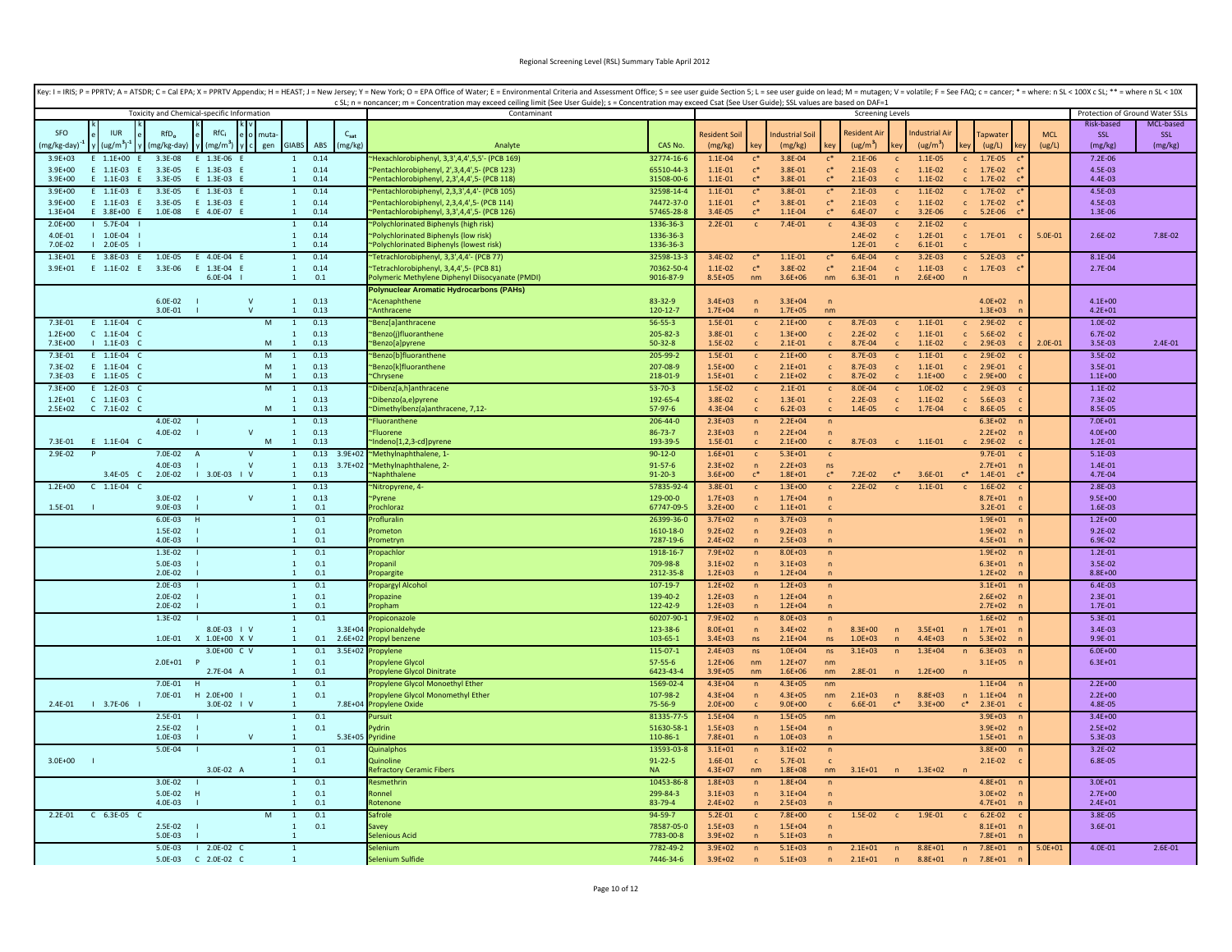Regional Screening Level (RSL) Summary Table April 2012

Key: I = IRIS; P = PPRTV; A = ATSDR; C = Cal EPA; X = PPRTV Appendix; H = HEAST; J = New Jersey; Y = New York; O = EPA Office of Water; E = Environmental Criteria and Assessment Office; S = see user guide Section 5; L = see user guide on lead; M = mutagen; V = volatile; F = See FAQ; c = cancer; * = where: n SL < 100X c SL; ** = where n SL < 10X c SL; n = noncancer; m = Concentration may exceed ceiling limit (See User Guide); s = Concentration may exceed Csat (See User Guide); SSL values are based on DAF=1

| Toxicity and Chemical-specific Information | | | | | | | | | | | | | Contaminant | | Screening Levels | | | | | | | | | | | Protection of Ground Water SSLs | |
|---|---|---|---|---|---|---|---|---|---|---|---|---|---|---|---|---|---|---|---|---|---|---|---|---|---|---|---|
| SFO (mg/kg-day)$^{-1}$ | key | IUR (ug/m$^3$)$^{-1}$ | key | RfD$_o$ (mg/kg-day) | key | RfC$_i$ (mg/m$^3$) | key | v o c | mutagen | GIABS | ABS | C$_{sat}$ (mg/kg) | Analyte | CAS No. | Resident Soil (mg/kg) | key | Industrial Soil (mg/kg) | key | Resident Air (ug/m$^3$) | key | Industrial Air (ug/m$^3$) | key | Tapwater (ug/L) | key | MCL (ug/L) | Risk-based SSL (mg/kg) | MCL-based SSL (mg/kg) |
| 3.9E+03 | E | 1.1E+00 | E | 3.3E-08 | E | 1.3E-06 | E | | | 1 | 0.14 | | ~Hexachlorobiphenyl, 3,3',4,4',5,5'- (PCB 169) | 32774-16-6 | 1.1E-04 | c* | 3.8E-04 | c* | 2.1E-06 | c | 1.1E-05 | c | 1.7E-05 | c* | | 7.2E-06 | |
| 3.9E+00 | E | 1.1E-03 | E | 3.3E-05 | E | 1.3E-03 | E | | | 1 | 0.14 | | ~Pentachlorobiphenyl, 2',3,4,4',5- (PCB 123) | 65510-44-3 | 1.1E-01 | c* | 3.8E-01 | c* | 2.1E-03 | c | 1.1E-02 | c | 1.7E-02 | c* | | 4.5E-03 | |
| 3.9E+00 | E | 1.1E-03 | E | 3.3E-05 | E | 1.3E-03 | E | | | 1 | 0.14 | | ~Pentachlorobiphenyl, 2,3',4,4',5- (PCB 118) | 31508-00-6 | 1.1E-01 | c* | 3.8E-01 | c* | 2.1E-03 | c | 1.1E-02 | c | 1.7E-02 | c* | | 4.4E-03 | |
| 3.9E+00 | E | 1.1E-03 | E | 3.3E-05 | E | 1.3E-03 | E | | | 1 | 0.14 | | ~Pentachlorobiphenyl, 2,3,3',4,4'- (PCB 105) | 32598-14-4 | 1.1E-01 | c* | 3.8E-01 | c* | 2.1E-03 | c | 1.1E-02 | c | 1.7E-02 | c* | | 4.5E-03 | |
| 3.9E+00 | E | 1.1E-03 | E | 3.3E-05 | E | 1.3E-03 | E | | | 1 | 0.14 | | ~Pentachlorobiphenyl, 2,3,4,4',5- (PCB 114) | 74472-37-0 | 1.1E-01 | c* | 3.8E-01 | c* | 2.1E-03 | c | 1.1E-02 | c | 1.7E-02 | c* | | 4.5E-03 | |
| 1.3E+04 | E | 3.8E+00 | E | 1.0E-08 | E | 4.0E-07 | E | | | 1 | 0.14 | | ~Pentachlorobiphenyl, 3,3',4,4',5- (PCB 126) | 57465-28-8 | 3.4E-05 | c* | 1.1E-04 | c* | 6.4E-07 | c | 3.2E-06 | c | 5.2E-06 | c* | | 1.3E-06 | |
| 2.0E+00 | I | 5.7E-04 | I | | | | | | | 1 | 0.14 | | ~Polychlorinated Biphenyls (high risk) | 1336-36-3 | 2.2E-01 | c | 7.4E-01 | c | 4.3E-03 | c | 2.1E-02 | c | | | | | |
| 4.0E-01 | I | 1.0E-04 | I | | | | | | | 1 | 0.14 | | ~Polychlorinated Biphenyls (low risk) | 1336-36-3 | | | | | 2.4E-02 | c | 1.2E-01 | c | 1.7E-01 | c | 5.0E-01 | 2.6E-02 | 7.8E-02 |
| 7.0E-02 | I | 2.0E-05 | I | | | | | | | 1 | 0.14 | | ~Polychlorinated Biphenyls (lowest risk) | 1336-36-3 | | | | | 1.2E-01 | c | 6.1E-01 | c | | | | | |
| 1.3E+01 | E | 3.8E-03 | E | 1.0E-05 | E | 4.0E-04 | E | | | 1 | 0.14 | | ~Tetrachlorobiphenyl, 3,3',4,4'- (PCB 77) | 32598-13-3 | 3.4E-02 | c* | 1.1E-01 | c* | 6.4E-04 | c | 3.2E-03 | c | 5.2E-03 | c* | | 8.1E-04 | |
| 3.9E+01 | E | 1.1E-02 | E | 3.3E-06 | E | 1.3E-04 | E | | | 1 | 0.14 | | ~Tetrachlorobiphenyl, 3,4,4',5- (PCB 81) | 70362-50-4 | 1.1E-02 | c* | 3.8E-02 | c* | 2.1E-04 | c | 1.1E-03 | c | 1.7E-03 | c* | | 2.7E-04 | |
| | | | | | | 6.0E-04 | I | | | 1 | 0.1 | | Polymeric Methylene Diphenyl Diisocyanate (PMDI) | 9016-87-9 | 8.5E+05 | nm | 3.6E+06 | nm | 6.3E-01 | n | 2.6E+00 | n | | | | | |
| | | | | | | | | | | | | | **Polynuclear Aromatic Hydrocarbons (PAHs)** | | | | | | | | | | | | | | |
| | | | | 6.0E-02 | I | | | V | | 1 | 0.13 | | ~Acenaphthene | 83-32-9 | 3.4E+03 | n | 3.3E+04 | n | | | | | 4.0E+02 | n | | 4.1E+00 | |
| | | | | 3.0E-01 | I | | | V | | 1 | 0.13 | | ~Anthracene | 120-12-7 | 1.7E+04 | n | 1.7E+05 | nm | | | | | 1.3E+03 | n | | 4.2E+01 | |
| 7.3E-01 | E | 1.1E-04 | C | | | | | | M | 1 | 0.13 | | ~Benz[a]anthracene | 56-55-3 | 1.5E-01 | c | 2.1E+00 | c | 8.7E-03 | c | 1.1E-01 | c | 2.9E-02 | c | | 1.0E-02 | |
| 1.2E+00 | C | 1.1E-04 | C | | | | | | | 1 | 0.13 | | ~Benzo(j)fluoranthene | 205-82-3 | 3.8E-01 | c | 1.3E+00 | c | 2.2E-02 | c | 1.1E-01 | c | 5.6E-02 | c | | 6.7E-02 | |
| 7.3E+00 | I | 1.1E-03 | C | | | | | | M | 1 | 0.13 | | ~Benzo[a]pyrene | 50-32-8 | 1.5E-02 | c | 2.1E-01 | c | 8.7E-04 | c | 1.1E-02 | c | 2.9E-03 | c | 2.0E-01 | 3.5E-03 | 2.4E-01 |
| 7.3E-01 | E | 1.1E-04 | C | | | | | | M | 1 | 0.13 | | ~Benzo[b]fluoranthene | 205-99-2 | 1.5E-01 | c | 2.1E+00 | c | 8.7E-03 | c | 1.1E-01 | c | 2.9E-02 | c | | 3.5E-02 | |
| 7.3E-02 | E | 1.1E-04 | C | | | | | | M | 1 | 0.13 | | ~Benzo[k]fluoranthene | 207-08-9 | 1.5E+00 | c | 2.1E+01 | c | 8.7E-03 | c | 1.1E-01 | c | 2.9E-01 | c | | 3.5E-01 | |
| 7.3E-03 | E | 1.1E-05 | C | | | | | | M | 1 | 0.13 | | ~Chrysene | 218-01-9 | 1.5E+01 | c | 2.1E+02 | c | 8.7E-02 | c | 1.1E+00 | c | 2.9E+00 | c | | 1.1E+00 | |
| 7.3E+00 | E | 1.2E-03 | C | | | | | | M | 1 | 0.13 | | ~Dibenz[a,h]anthracene | 53-70-3 | 1.5E-02 | c | 2.1E-01 | c | 8.0E-04 | c | 1.0E-02 | c | 2.9E-03 | c | | 1.1E-02 | |
| 1.2E+01 | C | 1.1E-03 | C | | | | | | | 1 | 0.13 | | ~Dibenzo(a,e)pyrene | 192-65-4 | 3.8E-02 | c | 1.3E-01 | c | 2.2E-03 | c | 1.1E-02 | c | 5.6E-03 | c | | 7.3E-02 | |
| 2.5E+02 | C | 7.1E-02 | C | | | | | | M | 1 | 0.13 | | ~Dimethylbenz(a)anthracene, 7,12- | 57-97-6 | 4.3E-04 | c | 6.2E-03 | c | 1.4E-05 | c | 1.7E-04 | c | 8.6E-05 | c | | 8.5E-05 | |
| | | | | 4.0E-02 | I | | | | | 1 | 0.13 | | ~Fluoranthene | 206-44-0 | 2.3E+03 | n | 2.2E+04 | n | | | | | 6.3E+02 | n | | 7.0E+01 | |
| | | | | 4.0E-02 | I | | | V | | 1 | 0.13 | | ~Fluorene | 86-73-7 | 2.3E+03 | n | 2.2E+04 | n | | | | | 2.2E+02 | n | | 4.0E+00 | |
| 7.3E-01 | E | 1.1E-04 | C | | | | | | M | 1 | 0.13 | | ~Indeno[1,2,3-cd]pyrene | 193-39-5 | 1.5E-01 | c | 2.1E+00 | c | 8.7E-03 | c | 1.1E-01 | c | 2.9E-02 | c | | 1.2E-01 | |
| 2.9E-02 | P | | | 7.0E-02 | A | | | V | | 1 | 0.13 | 3.9E+02 | ~Methylnaphthalene, 1- | 90-12-0 | 1.6E+01 | c | 5.3E+01 | c | | | | | 9.7E-01 | c | | 5.1E-03 | |
| | | | | 4.0E-03 | I | | | V | | 1 | 0.13 | 3.7E+02 | ~Methylnaphthalene, 2- | 91-57-6 | 2.3E+02 | n | 2.2E+03 | ns | | | | | 2.7E+01 | n | | 1.4E-01 | |
| | | 3.4E-05 | C | 2.0E-02 | I | 3.0E-03 | I | V | | 1 | 0.13 | | ~Naphthalene | 91-20-3 | 3.6E+00 | c* | 1.8E+01 | c* | 7.2E-02 | c* | 3.6E-01 | c* | 1.4E-01 | c* | | 4.7E-04 | |
| 1.2E+00 | C | 1.1E-04 | C | | | | | | | 1 | 0.13 | | ~Nitropyrene, 4- | 57835-92-4 | 3.8E-01 | c | 1.3E+00 | c | 2.2E-02 | c | 1.1E-01 | c | 1.6E-02 | c | | 2.8E-03 | |
| | | | | 3.0E-02 | I | | | V | | 1 | 0.13 | | ~Pyrene | 129-00-0 | 1.7E+03 | n | 1.7E+04 | n | | | | | 8.7E+01 | n | | 9.5E+00 | |
| 1.5E-01 | I | | | 9.0E-03 | I | | | | | 1 | 0.1 | | Prochloraz | 67747-09-5 | 3.2E+00 | c | 1.1E+01 | c | | | | | 3.2E-01 | c | | 1.6E-03 | |
| | | | | 6.0E-03 | H | | | | | 1 | 0.1 | | Profluralin | 26399-36-0 | 3.7E+02 | n | 3.7E+03 | n | | | | | 1.9E+01 | n | | 1.2E+00 | |
| | | | | 1.5E-02 | I | | | | | 1 | 0.1 | | Prometon | 1610-18-0 | 9.2E+02 | n | 9.2E+03 | n | | | | | 1.9E+02 | n | | 9.2E-02 | |
| | | | | 4.0E-03 | I | | | | | 1 | 0.1 | | Prometryn | 7287-19-6 | 2.4E+02 | n | 2.5E+03 | n | | | | | 4.5E+01 | n | | 6.9E-02 | |
| | | | | 1.3E-02 | I | | | | | 1 | 0.1 | | Propachlor | 1918-16-7 | 7.9E+02 | n | 8.0E+03 | n | | | | | 1.9E+02 | n | | 1.2E-01 | |
| | | | | 5.0E-03 | I | | | | | 1 | 0.1 | | Propanil | 709-98-8 | 3.1E+02 | n | 3.1E+03 | n | | | | | 6.3E+01 | n | | 3.5E-02 | |
| | | | | 2.0E-02 | I | | | | | 1 | 0.1 | | Propargite | 2312-35-8 | 1.2E+03 | n | 1.2E+04 | n | | | | | 1.2E+02 | n | | 8.8E+00 | |
| | | | | 2.0E-03 | I | | | | | 1 | 0.1 | | Propargyl Alcohol | 107-19-7 | 1.2E+02 | n | 1.2E+03 | n | | | | | 3.1E+01 | n | | 6.4E-03 | |
| | | | | 2.0E-02 | I | | | | | 1 | 0.1 | | Propazine | 139-40-2 | 1.2E+03 | n | 1.2E+04 | n | | | | | 2.6E+02 | n | | 2.3E-01 | |
| | | | | 2.0E-02 | I | | | | | 1 | 0.1 | | Propham | 122-42-9 | 1.2E+03 | n | 1.2E+04 | n | | | | | 2.7E+02 | n | | 1.7E-01 | |
| | | | | 1.3E-02 | I | | | | | 1 | 0.1 | | Propiconazole | 60207-90-1 | 7.9E+02 | n | 8.0E+03 | n | | | | | 1.6E+02 | n | | 5.3E-01 | |
| | | | | | | 8.0E-03 | I | V | | 1 | | 3.3E+04 | Propionaldehyde | 123-38-6 | 8.0E+01 | n | 3.4E+02 | n | 8.3E+00 | n | 3.5E+01 | n | 1.7E+01 | n | | 3.4E-03 | |
| | | | | 1.0E-01 | X | 1.0E+00 | X | V | | 1 | 0.1 | 2.6E+02 | Propyl benzene | 103-65-1 | 3.4E+03 | ns | 2.1E+04 | ns | 1.0E+03 | n | 4.4E+03 | n | 5.3E+02 | n | | 9.9E-01 | |
| | | | | | | 3.0E+00 | C | V | | 1 | 0.1 | 3.5E+02 | Propylene | 115-07-1 | 2.4E+03 | ns | 1.0E+04 | ns | 3.1E+03 | n | 1.3E+04 | n | 6.3E+03 | n | | 6.0E+00 | |
| | | | | 2.0E+01 | P | | | | | 1 | 0.1 | | Propylene Glycol | 57-55-6 | 1.2E+06 | nm | 1.2E+07 | nm | | | | | 3.1E+05 | n | | 6.3E+01 | |
| | | | | | | 2.7E-04 | A | | | 1 | 0.1 | | Propylene Glycol Dinitrate | 6423-43-4 | 3.9E+05 | nm | 1.6E+06 | nm | 2.8E-01 | n | 1.2E+00 | n | | | | | |
| | | | | 7.0E-01 | H | | | | | 1 | 0.1 | | Propylene Glycol Monoethyl Ether | 1569-02-4 | 4.3E+04 | n | 4.3E+05 | nm | | | | | 1.1E+04 | n | | 2.2E+00 | |
| | | | | 7.0E-01 | H | 2.0E+00 | I | | | 1 | 0.1 | | Propylene Glycol Monomethyl Ether | 107-98-2 | 4.3E+04 | n | 4.3E+05 | nm | 2.1E+03 | n | 8.8E+03 | n | 1.1E+04 | n | | 2.2E+00 | |
| 2.4E-01 | I | 3.7E-06 | I | | | 3.0E-02 | I | V | | 1 | | 7.8E+04 | Propylene Oxide | 75-56-9 | 2.0E+00 | c | 9.0E+00 | c | 6.6E-01 | c* | 3.3E+00 | c* | 2.3E-01 | c | | 4.8E-05 | |
| | | | | 2.5E-01 | I | | | | | 1 | 0.1 | | Pursuit | 81335-77-5 | 1.5E+04 | n | 1.5E+05 | nm | | | | | 3.9E+03 | n | | 3.4E+00 | |
| | | | | 2.5E-02 | I | | | | | 1 | 0.1 | | Pydrin | 51630-58-1 | 1.5E+03 | n | 1.5E+04 | n | | | | | 3.9E+02 | n | | 2.5E+02 | |
| | | | | 1.0E-03 | I | | | V | | 1 | | 5.3E+05 | Pyridine | 110-86-1 | 7.8E+01 | n | 1.0E+03 | n | | | | | 1.5E+01 | n | | 5.3E-03 | |
| | | | | 5.0E-04 | I | | | | | 1 | 0.1 | | Quinalphos | 13593-03-8 | 3.1E+01 | n | 3.1E+02 | n | | | | | 3.8E+00 | n | | 3.2E-02 | |
| 3.0E+00 | I | | | | | | | | | 1 | 0.1 | | Quinoline | 91-22-5 | 1.6E-01 | c | 5.7E-01 | c | | | | | 2.1E-02 | c | | 6.8E-05 | |
| | | | | | | 3.0E-02 | A | | | 1 | | | Refractory Ceramic Fibers | NA | 4.3E+07 | nm | 1.8E+08 | nm | 3.1E+01 | n | 1.3E+02 | n | | | | | |
| | | | | 3.0E-02 | I | | | | | 1 | 0.1 | | Resmethrin | 10453-86-8 | 1.8E+03 | n | 1.8E+04 | n | | | | | 4.8E+01 | n | | 3.0E+01 | |
| | | | | 5.0E-02 | H | | | | | 1 | 0.1 | | Ronnel | 299-84-3 | 3.1E+03 | n | 3.1E+04 | n | | | | | 3.0E+02 | n | | 2.7E+00 | |
| | | | | 4.0E-03 | I | | | | | 1 | 0.1 | | Rotenone | 83-79-4 | 2.4E+02 | n | 2.5E+03 | n | | | | | 4.7E+01 | n | | 2.4E+01 | |
| 2.2E-01 | C | 6.3E-05 | C | | | | | | M | 1 | 0.1 | | Safrole | 94-59-7 | 5.2E-01 | c | 7.8E+00 | c | 1.5E-02 | c | 1.9E-01 | c | 6.2E-02 | c | | 3.8E-05 | |
| | | | | 2.5E-02 | I | | | | | 1 | 0.1 | | Savey | 78587-05-0 | 1.5E+03 | n | 1.5E+04 | n | | | | | 8.1E+01 | n | | 3.6E-01 | |
| | | | | 5.0E-03 | I | | | | | 1 | | | Selenious Acid | 7783-00-8 | 3.9E+02 | n | 5.1E+03 | n | | | | | 7.8E+01 | n | | | |
| | | | | 5.0E-03 | I | 2.0E-02 | C | | | 1 | | | Selenium | 7782-49-2 | 3.9E+02 | n | 5.1E+03 | n | 2.1E+01 | n | 8.8E+01 | n | 7.8E+01 | n | 5.0E+01 | 4.0E-01 | 2.6E-01 |
| | | | | 5.0E-03 | C | 2.0E-02 | C | | | 1 | | | Selenium Sulfide | 7446-34-6 | 3.9E+02 | n | 5.1E+03 | n | 2.1E+01 | n | 8.8E+01 | n | 7.8E+01 | n | | | |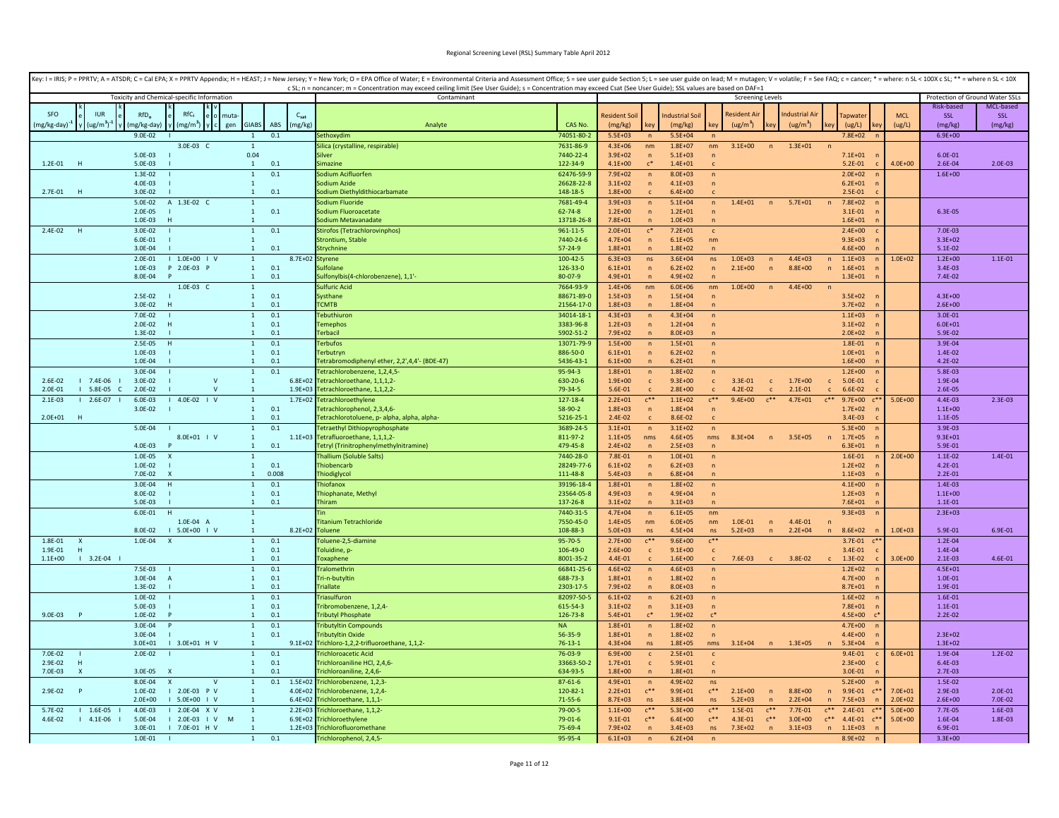Key: I = IRIS; P = PPRTV; A = ATSDR; C = Cal EPA; X = PPRTV Appendix; H = HEAST; J = New Jersey; Y = New York; O = EPA Office of Water; E = Environmental Criteria and Assessment Office; S = see user guide Section 5; L = see user guide on lead; M = mutagen; V = volatile; F = See FAQ; c = cancer; * = where: n SL < 100X c SL; ** = where n SL < 10X c SL; n = noncancer; m = Concentration may exceed ceiling limit (See User Guide); s = Concentration may exceed Csat (See User Guide); SSL values are based on DAF=1

| Toxicity and Chemical-specific Information | | | | | | | | | | | | | Contaminant | | Screening Levels | | | | | | | | | | | Protection of Ground Water SSLs | |
|---|---|---|---|---|---|---|---|---|---|---|---|---|---|---|---|---|---|---|---|---|---|---|---|---|---|---|---|
| SFO $(mg/kg\text{-}day)^{-1}$ | key | IUR $(ug/m^3)^{-1}$ | key | $RfD_o$ (mg/kg-day) | key | $RfC_i$ $(mg/m^3)$ | key | voc | mutagen | GIABS | ABS | $C_{sat}$ (mg/kg) | Analyte | CAS No. | Resident Soil (mg/kg) | key | Industrial Soil (mg/kg) | key | Resident Air $(ug/m^3)$ | key | Industrial Air $(ug/m^3)$ | key | Tapwater (ug/L) | key | MCL (ug/L) | Risk-based SSL (mg/kg) | MCL-based SSL (mg/kg) |
| | | | | 9.0E-02 | I | | | | | 1 | 0.1 | | Sethoxydim | 74051-80-2 | 5.5E+03 | n | 5.5E+04 | n | | | | | 7.8E+02 | n | | 6.9E+00 | |
| | | | | | | 3.0E-03 | C | | | 1 | | | Silica (crystalline, respirable) | 7631-86-9 | 4.3E+06 | nm | 1.8E+07 | nm | 3.1E+00 | n | 1.3E+01 | n | | | | | |
| | | | | 5.0E-03 | I | | | | | 0.04 | | | Silver | 7440-22-4 | 3.9E+02 | n | 5.1E+03 | n | | | | | 7.1E+01 | n | | 6.0E-01 | |
| 1.2E-01 | H | | | 5.0E-03 | I | | | | | 1 | 0.1 | | Simazine | 122-34-9 | 4.1E+00 | c* | 1.4E+01 | c | | | | | 5.2E-01 | c | 4.0E+00 | 2.6E-04 | 2.0E-03 |
| | | | | 1.3E-02 | I | | | | | 1 | 0.1 | | Sodium Acifluorfen | 62476-59-9 | 7.9E+02 | n | 8.0E+03 | n | | | | | 2.0E+02 | n | | 1.6E+00 | |
| | | | | 4.0E-03 | I | | | | | 1 | | | Sodium Azide | 26628-22-8 | 3.1E+02 | n | 4.1E+03 | n | | | | | 6.2E+01 | n | | | |
| 2.7E-01 | H | | | 3.0E-02 | I | | | | | 1 | 0.1 | | Sodium Diethyldithiocarbamate | 148-18-5 | 1.8E+00 | c | 6.4E+00 | c | | | | | 2.5E-01 | c | | | |
| | | | | 5.0E-02 | A | 1.3E-02 | C | | | 1 | | | Sodium Fluoride | 7681-49-4 | 3.9E+03 | n | 5.1E+04 | n | 1.4E+01 | n | 5.7E+01 | n | 7.8E+02 | n | | | |
| | | | | 2.0E-05 | I | | | | | 1 | 0.1 | | Sodium Fluoroacetate | 62-74-8 | 1.2E+00 | n | 1.2E+01 | n | | | | | 3.1E-01 | n | | 6.3E-05 | |
| | | | | 1.0E-03 | H | | | | | 1 | | | Sodium Metavanadate | 13718-26-8 | 7.8E+01 | n | 1.0E+03 | n | | | | | 1.6E+01 | n | | | |
| 2.4E-02 | H | | | 3.0E-02 | I | | | | | 1 | 0.1 | | Stirofos (Tetrachlorovinphos) | 961-11-5 | 2.0E+01 | c* | 7.2E+01 | c | | | | | 2.4E+00 | c | | 7.0E-03 | |
| | | | | 6.0E-01 | I | | | | | 1 | | | Strontium, Stable | 7440-24-6 | 4.7E+04 | n | 6.1E+05 | nm | | | | | 9.3E+03 | n | | 3.3E+02 | |
| | | | | 3.0E-04 | I | | | | | 1 | 0.1 | | Strychnine | 57-24-9 | 1.8E+01 | n | 1.8E+02 | n | | | | | 4.6E+00 | n | | 5.1E-02 | |
| | | | | 2.0E-01 | I | 1.0E+00 | I | V | | 1 | | 8.7E+02 | Styrene | 100-42-5 | 6.3E+03 | ns | 3.6E+04 | ns | 1.0E+03 | n | 4.4E+03 | n | 1.1E+03 | n | 1.0E+02 | 1.2E+00 | 1.1E-01 |
| | | | | 1.0E-03 | P | 2.0E-03 | P | | | 1 | 0.1 | | Sulfolane | 126-33-0 | 6.1E+01 | n | 6.2E+02 | n | 2.1E+00 | n | 8.8E+00 | n | 1.6E+01 | n | | 3.4E-03 | |
| | | | | 8.0E-04 | P | | | | | 1 | 0.1 | | Sulfonylbis(4-chlorobenzene), 1,1'- | 80-07-9 | 4.9E+01 | n | 4.9E+02 | n | | | | | 1.3E+01 | n | | 7.4E-02 | |
| | | | | | | 1.0E-03 | C | | | 1 | | | Sulfuric Acid | 7664-93-9 | 1.4E+06 | nm | 6.0E+06 | nm | 1.0E+00 | n | 4.4E+00 | n | | | | | |
| | | | | 2.5E-02 | I | | | | | 1 | 0.1 | | Systhane | 88671-89-0 | 1.5E+03 | n | 1.5E+04 | n | | | | | 3.5E+02 | n | | 4.3E+00 | |
| | | | | 3.0E-02 | H | | | | | 1 | 0.1 | | TCMTB | 21564-17-0 | 1.8E+03 | n | 1.8E+04 | n | | | | | 3.7E+02 | n | | 2.6E+00 | |
| | | | | 7.0E-02 | I | | | | | 1 | 0.1 | | Tebuthiuron | 34014-18-1 | 4.3E+03 | n | 4.3E+04 | n | | | | | 1.1E+03 | n | | 3.0E-01 | |
| | | | | 2.0E-02 | H | | | | | 1 | 0.1 | | Temephos | 3383-96-8 | 1.2E+03 | n | 1.2E+04 | n | | | | | 3.1E+02 | n | | 6.0E+01 | |
| | | | | 1.3E-02 | I | | | | | 1 | 0.1 | | Terbacil | 5902-51-2 | 7.9E+02 | n | 8.0E+03 | n | | | | | 2.0E+02 | n | | 5.9E-02 | |
| | | | | 2.5E-05 | H | | | | | 1 | 0.1 | | Terbufos | 13071-79-9 | 1.5E+00 | n | 1.5E+01 | n | | | | | 1.8E-01 | n | | 3.9E-04 | |
| | | | | 1.0E-03 | I | | | | | 1 | 0.1 | | Terbutryn | 886-50-0 | 6.1E+01 | n | 6.2E+02 | n | | | | | 1.0E+01 | n | | 1.4E-02 | |
| | | | | 1.0E-04 | I | | | | | 1 | 0.1 | | Tetrabromodiphenyl ether, 2,2',4,4'- (BDE-47) | 5436-43-1 | 6.1E+00 | n | 6.2E+01 | n | | | | | 1.6E+00 | n | | 4.2E-02 | |
| | | | | 3.0E-04 | I | | | | | 1 | 0.1 | | Tetrachlorobenzene, 1,2,4,5- | 95-94-3 | 1.8E+01 | n | 1.8E+02 | n | | | | | 1.2E+00 | n | | 5.8E-03 | |
| 2.6E-02 | I | 7.4E-06 | I | 3.0E-02 | I | | | V | | 1 | | 6.8E+02 | Tetrachloroethane, 1,1,1,2- | 630-20-6 | 1.9E+00 | c | 9.3E+00 | c | 3.3E-01 | c | 1.7E+00 | c | 5.0E-01 | c | | 1.9E-04 | |
| 2.0E-01 | I | 5.8E-05 | C | 2.0E-02 | I | | | V | | 1 | | 1.9E+03 | Tetrachloroethane, 1,1,2,2- | 79-34-5 | 5.6E-01 | c | 2.8E+00 | c | 4.2E-02 | c | 2.1E-01 | c | 6.6E-02 | c | | 2.6E-05 | |
| 2.1E-03 | I | 2.6E-07 | I | 6.0E-03 | I | 4.0E-02 | I | V | | 1 | | 1.7E+02 | Tetrachloroethylene | 127-18-4 | 2.2E+01 | c** | 1.1E+02 | c** | 9.4E+00 | c** | 4.7E+01 | c** | 9.7E+00 | c** | 5.0E+00 | 4.4E-03 | 2.3E-03 |
| | | | | 3.0E-02 | I | | | | | 1 | 0.1 | | Tetrachlorophenol, 2,3,4,6- | 58-90-2 | 1.8E+03 | n | 1.8E+04 | n | | | | | 1.7E+02 | n | | 1.1E+00 | |
| 2.0E+01 | H | | | | | | | | | 1 | 0.1 | | Tetrachlorotoluene, p- alpha, alpha, alpha- | 5216-25-1 | 2.4E-02 | c | 8.6E-02 | c | | | | | 3.4E-03 | c | | 1.1E-05 | |
| | | | | 5.0E-04 | I | | | | | 1 | 0.1 | | Tetraethyl Dithiopyrophosphate | 3689-24-5 | 3.1E+01 | n | 3.1E+02 | n | | | | | 5.3E+00 | n | | 3.9E-03 | |
| | | | | | | 8.0E+01 | I | V | | 1 | | 1.1E+03 | Tetrafluoroethane, 1,1,1,2- | 811-97-2 | 1.1E+05 | nms | 4.6E+05 | nms | 8.3E+04 | n | 3.5E+05 | n | 1.7E+05 | n | | 9.3E+01 | |
| | | | | 4.0E-03 | P | | | | | 1 | 0.1 | | Tetryl (Trinitrophenylmethylnitramine) | 479-45-8 | 2.4E+02 | n | 2.5E+03 | n | | | | | 6.3E+01 | n | | 5.9E-01 | |
| | | | | 1.0E-05 | X | | | | | 1 | | | Thallium (Soluble Salts) | 7440-28-0 | 7.8E-01 | n | 1.0E+01 | n | | | | | 1.6E-01 | n | 2.0E+00 | 1.1E-02 | 1.4E-01 |
| | | | | 1.0E-02 | I | | | | | 1 | 0.1 | | Thiobencarb | 28249-77-6 | 6.1E+02 | n | 6.2E+03 | n | | | | | 1.2E+02 | n | | 4.2E-01 | |
| | | | | 7.0E-02 | X | | | | | 1 | 0.008 | | Thiodiglycol | 111-48-8 | 5.4E+03 | n | 6.8E+04 | n | | | | | 1.1E+03 | n | | 2.2E-01 | |
| | | | | 3.0E-04 | H | | | | | 1 | 0.1 | | Thiofanox | 39196-18-4 | 1.8E+01 | n | 1.8E+02 | n | | | | | 4.1E+00 | n | | 1.4E-03 | |
| | | | | 8.0E-02 | I | | | | | 1 | 0.1 | | Thiophanate, Methyl | 23564-05-8 | 4.9E+03 | n | 4.9E+04 | n | | | | | 1.2E+03 | n | | 1.1E+00 | |
| | | | | 5.0E-03 | I | | | | | 1 | 0.1 | | Thiram | 137-26-8 | 3.1E+02 | n | 3.1E+03 | n | | | | | 7.6E+01 | n | | 1.1E-01 | |
| | | | | 6.0E-01 | H | | | | | 1 | | | Tin | 7440-31-5 | 4.7E+04 | n | 6.1E+05 | nm | | | | | 9.3E+03 | n | | 2.3E+03 | |
| | | | | | | 1.0E-04 | A | | | 1 | | | Titanium Tetrachloride | 7550-45-0 | 1.4E+05 | nm | 6.0E+05 | nm | 1.0E-01 | n | 4.4E-01 | n | | | | | |
| | | | | 8.0E-02 | I | 5.0E+00 | I | V | | 1 | | 8.2E+02 | Toluene | 108-88-3 | 5.0E+03 | ns | 4.5E+04 | ns | 5.2E+03 | n | 2.2E+04 | n | 8.6E+02 | n | 1.0E+03 | 5.9E-01 | 6.9E-01 |
| 1.8E-01 | X | | | 1.0E-04 | X | | | | | 1 | 0.1 | | Toluene-2,5-diamine | 95-70-5 | 2.7E+00 | c** | 9.6E+00 | c** | | | | | 3.7E-01 | c** | | 1.2E-04 | |
| 1.9E-01 | H | | | | | | | | | 1 | 0.1 | | Toluidine, p- | 106-49-0 | 2.6E+00 | c | 9.1E+00 | c | | | | | 3.4E-01 | c | | 1.4E-04 | |
| 1.1E+00 | I | 3.2E-04 | I | | | | | | | 1 | 0.1 | | Toxaphene | 8001-35-2 | 4.4E-01 | c | 1.6E+00 | c | 7.6E-03 | c | 3.8E-02 | c | 1.3E-02 | c | 3.0E+00 | 2.1E-03 | 4.6E-01 |
| | | | | 7.5E-03 | I | | | | | 1 | 0.1 | | Tralomethrin | 66841-25-6 | 4.6E+02 | n | 4.6E+03 | n | | | | | 1.2E+02 | n | | 4.5E+01 | |
| | | | | 3.0E-04 | A | | | | | 1 | 0.1 | | Tri-n-butyltin | 688-73-3 | 1.8E+01 | n | 1.8E+02 | n | | | | | 4.7E+00 | n | | 1.0E-01 | |
| | | | | 1.3E-02 | I | | | | | 1 | 0.1 | | Triallate | 2303-17-5 | 7.9E+02 | n | 8.0E+03 | n | | | | | 8.7E+01 | n | | 1.9E-01 | |
| | | | | 1.0E-02 | I | | | | | 1 | 0.1 | | Triasulfuron | 82097-50-5 | 6.1E+02 | n | 6.2E+03 | n | | | | | 1.6E+02 | n | | 1.6E-01 | |
| | | | | 5.0E-03 | I | | | | | 1 | 0.1 | | Tribromobenzene, 1,2,4- | 615-54-3 | 3.1E+02 | n | 3.1E+03 | n | | | | | 7.8E+01 | n | | 1.1E-01 | |
| 9.0E-03 | P | | | 1.0E-02 | P | | | | | 1 | 0.1 | | Tributyl Phosphate | 126-73-8 | 5.4E+01 | c* | 1.9E+02 | c* | | | | | 4.5E+00 | c* | | 2.2E-02 | |
| | | | | 3.0E-04 | P | | | | | 1 | 0.1 | | Tributyltin Compounds | NA | 1.8E+01 | n | 1.8E+02 | n | | | | | 4.7E+00 | n | | | |
| | | | | 3.0E-04 | I | | | | | 1 | 0.1 | | Tributyltin Oxide | 56-35-9 | 1.8E+01 | n | 1.8E+02 | n | | | | | 4.4E+00 | n | | 2.3E+02 | |
| | | | | 3.0E+01 | I | 3.0E+01 | H | V | | 1 | | 9.1E+02 | Trichloro-1,2,2-trifluoroethane, 1,1,2- | 76-13-1 | 4.3E+04 | ns | 1.8E+05 | nms | 3.1E+04 | n | 1.3E+05 | n | 5.3E+04 | n | | 1.3E+02 | |
| 7.0E-02 | I | | | 2.0E-02 | I | | | | | 1 | 0.1 | | Trichloroacetic Acid | 76-03-9 | 6.9E+00 | c | 2.5E+01 | c | | | | | 9.4E-01 | c | 6.0E+01 | 1.9E-04 | 1.2E-02 |
| 2.9E-02 | H | | | | | | | | | 1 | 0.1 | | Trichloroaniline HCl, 2,4,6- | 33663-50-2 | 1.7E+01 | c | 5.9E+01 | c | | | | | 2.3E+00 | c | | 6.4E-03 | |
| 7.0E-03 | X | | | 3.0E-05 | X | | | | | 1 | 0.1 | | Trichloroaniline, 2,4,6- | 634-93-5 | 1.8E+00 | n | 1.8E+01 | n | | | | | 3.0E-01 | n | | 2.7E-03 | |
| | | | | 8.0E-04 | X | | | V | | 1 | 0.1 | 1.5E+02 | Trichlorobenzene, 1,2,3- | 87-61-6 | 4.9E+01 | n | 4.9E+02 | ns | | | | | 5.2E+00 | n | | 1.5E-02 | |
| 2.9E-02 | P | | | 1.0E-02 | I | 2.0E-03 | P | V | | 1 | | 4.0E+02 | Trichlorobenzene, 1,2,4- | 120-82-1 | 2.2E+01 | c** | 9.9E+01 | c** | 2.1E+00 | n | 8.8E+00 | n | 9.9E-01 | c** | 7.0E+01 | 2.9E-03 | 2.0E-01 |
| | | | | 2.0E+00 | I | 5.0E+00 | I | V | | 1 | | 6.4E+02 | Trichloroethane, 1,1,1- | 71-55-6 | 8.7E+03 | ns | 3.8E+04 | ns | 5.2E+03 | n | 2.2E+04 | n | 7.5E+03 | n | 2.0E+02 | 2.6E+00 | 7.0E-02 |
| 5.7E-02 | I | 1.6E-05 | I | 4.0E-03 | I | 2.0E-04 | X | V | | 1 | | 2.2E+03 | Trichloroethane, 1,1,2- | 79-00-5 | 1.1E+00 | c** | 5.3E+00 | c** | 1.5E-01 | c** | 7.7E-01 | c** | 2.4E-01 | c** | 5.0E+00 | 7.7E-05 | 1.6E-03 |
| 4.6E-02 | I | 4.1E-06 | I | 5.0E-04 | I | 2.0E-03 | I | V | M | 1 | | 6.9E+02 | Trichloroethylene | 79-01-6 | 9.1E-01 | c** | 6.4E+00 | c** | 4.3E-01 | c** | 3.0E+00 | c** | 4.4E-01 | c** | 5.0E+00 | 1.6E-04 | 1.8E-03 |
| | | | | 3.0E-01 | I | 7.0E-01 | H | V | | 1 | | 1.2E+03 | Trichlorofluoromethane | 75-69-4 | 7.9E+02 | n | 3.4E+03 | ns | 7.3E+02 | n | 3.1E+03 | n | 1.1E+03 | n | | 6.9E-01 | |
| | | | | 1.0E-01 | I | | | | | 1 | 0.1 | | Trichlorophenol, 2,4,5- | 95-95-4 | 6.1E+03 | n | 6.2E+04 | n | | | | | 8.9E+02 | n | | 3.3E+00 | |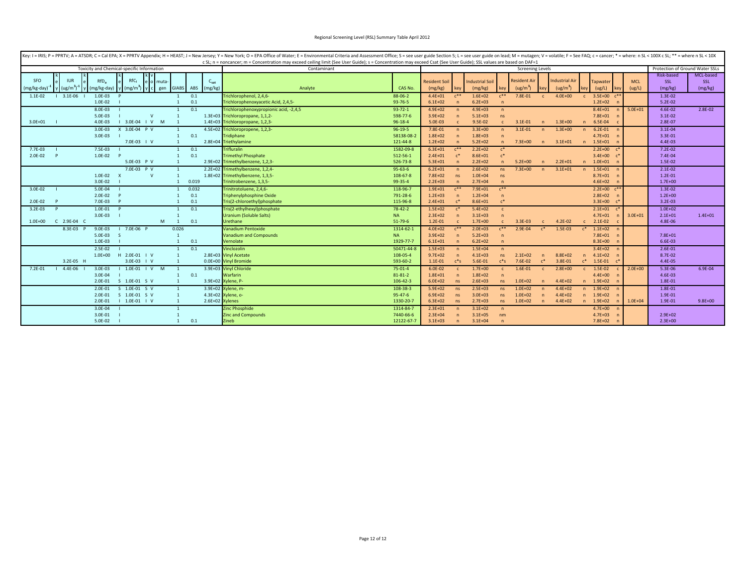Key: I = IRIS; P = PPRTV; A = ATSDR; C = Cal EPA; X = PPRTV Appendix; H = HEAST; J = New Jersey; Y = New York; O = EPA Office of Water; E = Environmental Criteria and Assessment Office; S = see user guide Section 5; L = see user guide on lead; M = mutagen; V = volatile; F = See FAQ; c = cancer; * = where: n SL < 100X c SL; ** = where n SL < 10X c SL; n = noncancer; m = Concentration may exceed ceiling limit (See User Guide); s = Concentration may exceed Csat (See User Guide); SSL values are based on DAF=1

| Toxicity and Chemical-specific Information | | | | | | | | | | | | | Contaminant | | Screening Levels | | | | | | | | | | | Protection of Ground Water SSLs | | |
|---|---|---|---|---|---|---|---|---|---|---|---|---|---|---|---|---|---|---|---|---|---|---|---|---|---|---|---|---|
| SFO (mg/kg-day)$^{-1}$ | key | IUR (ug/m$^3$)$^{-1}$ | key | RfD$_o$ (mg/kg-day) | key | RfC$_i$ (mg/m$^3$) | key | voc | mutagen | GIABS | ABS | C$_{sat}$ (mg/kg) | Analyte | CAS No. | Resident Soil (mg/kg) | key | Industrial Soil (mg/kg) | key | Resident Air (ug/m$^3$) | key | Industrial Air (ug/m$^3$) | key | Tapwater (ug/L) | key | MCL (ug/L) | Risk-based SSL (mg/kg) | MCL-based SSL (mg/kg) |
| 1.1E-02 | I | 3.1E-06 | I | 1.0E-03 | P | | | | | 1 | 0.1 | | Trichlorophenol, 2,4,6- | 88-06-2 | 4.4E+01 | c** | 1.6E+02 | c** | 7.8E-01 | c | 4.0E+00 | c | 3.5E+00 | c** | | 1.3E-02 | |
| | | | | 1.0E-02 | I | | | | | 1 | 0.1 | | Trichlorophenoxyacetic Acid, 2,4,5- | 93-76-5 | 6.1E+02 | n | 6.2E+03 | n | | | | | 1.2E+02 | n | | 5.2E-02 | |
| | | | | 8.0E-03 | I | | | | | 1 | 0.1 | | Trichlorophenoxypropionic acid, -2,4,5 | 93-72-1 | 4.9E+02 | n | 4.9E+03 | n | | | | | 8.4E+01 | n | 5.0E+01 | 4.6E-02 | 2.8E-02 |
| | | | | 5.0E-03 | I | | | V | | 1 | | 1.3E+03 | Trichloropropane, 1,1,2- | 598-77-6 | 3.9E+02 | n | 5.1E+03 | ns | | | | | 7.8E+01 | n | | 3.1E-02 | |
| 3.0E+01 | I | | | 4.0E-03 | I | 3.0E-04 | I | V | M | 1 | | 1.4E+03 | Trichloropropane, 1,2,3- | 96-18-4 | 5.0E-03 | c | 9.5E-02 | c | 3.1E-01 | n | 1.3E+00 | n | 6.5E-04 | c | | 2.8E-07 | |
| | | | | 3.0E-03 | X | 3.0E-04 | P | V | | 1 | | 4.5E+02 | Trichloropropene, 1,2,3- | 96-19-5 | 7.8E-01 | n | 3.3E+00 | n | 3.1E-01 | n | 1.3E+00 | n | 6.2E-01 | n | | 3.1E-04 | |
| | | | | 3.0E-03 | I | | | | | 1 | 0.1 | | Tridiphane | 58138-08-2 | 1.8E+02 | n | 1.8E+03 | n | | | | | 4.7E+01 | n | | 3.3E-01 | |
| | | | | | | 7.0E-03 | I | V | | 1 | | 2.8E+04 | Triethylamine | 121-44-8 | 1.2E+02 | n | 5.2E+02 | n | 7.3E+00 | n | 3.1E+01 | n | 1.5E+01 | n | | 4.4E-03 | |
| 7.7E-03 | I | | | 7.5E-03 | I | | | | | 1 | 0.1 | | Trifluralin | 1582-09-8 | 6.3E+01 | c** | 2.2E+02 | c* | | | | | 2.2E+00 | c* | | 7.2E-02 | |
| 2.0E-02 | P | | | 1.0E-02 | P | | | | | 1 | 0.1 | | Trimethyl Phosphate | 512-56-1 | 2.4E+01 | c* | 8.6E+01 | c* | | | | | 3.4E+00 | c* | | 7.4E-04 | |
| | | | | | | 5.0E-03 | P | V | | 1 | | 2.9E+02 | Trimethylbenzene, 1,2,3- | 526-73-8 | 5.3E+01 | n | 2.2E+02 | n | 5.2E+00 | n | 2.2E+01 | n | 1.0E+01 | n | | 1.5E-02 | |
| | | | | | | 7.0E-03 | P | V | | 1 | | 2.2E+02 | Trimethylbenzene, 1,2,4- | 95-63-6 | 6.2E+01 | n | 2.6E+02 | ns | 7.3E+00 | n | 3.1E+01 | n | 1.5E+01 | n | | 2.1E-02 | |
| | | | | 1.0E-02 | X | | | V | | 1 | | 1.8E+02 | Trimethylbenzene, 1,3,5- | 108-67-8 | 7.8E+02 | ns | 1.0E+04 | ns | | | | | 8.7E+01 | n | | 1.2E-01 | |
| | | | | 3.0E-02 | I | | | | | 1 | 0.019 | | Trinitrobenzene, 1,3,5- | 99-35-4 | 2.2E+03 | n | 2.7E+04 | n | | | | | 4.6E+02 | n | | 1.7E+00 | |
| 3.0E-02 | I | | | 5.0E-04 | I | | | | | 1 | 0.032 | | Trinitrotoluene, 2,4,6- | 118-96-7 | 1.9E+01 | c** | 7.9E+01 | c** | | | | | 2.2E+00 | c** | | 1.3E-02 | |
| | | | | 2.0E-02 | P | | | | | 1 | 0.1 | | Triphenylphosphine Oxide | 791-28-6 | 1.2E+03 | n | 1.2E+04 | n | | | | | 2.8E+02 | n | | 1.2E+00 | |
| 2.0E-02 | P | | | 7.0E-03 | P | | | | | 1 | 0.1 | | Tris(2-chloroethyl)phosphate | 115-96-8 | 2.4E+01 | c* | 8.6E+01 | c* | | | | | 3.3E+00 | c* | | 3.2E-03 | |
| 3.2E-03 | P | | | 1.0E-01 | P | | | | | 1 | 0.1 | | Tris(2-ethylhexyl)phosphate | 78-42-2 | 1.5E+02 | c* | 5.4E+02 | c | | | | | 2.1E+01 | c* | | 1.0E+02 | |
| | | | | 3.0E-03 | I | | | | | 1 | | | Uranium (Soluble Salts) | NA | 2.3E+02 | n | 3.1E+03 | n | | | | | 4.7E+01 | n | 3.0E+01 | 2.1E+01 | 1.4E+01 |
| 1.0E+00 | C | 2.9E-04 | C | | | | | | M | 1 | 0.1 | | Urethane | 51-79-6 | 1.2E-01 | c | 1.7E+00 | c | 3.3E-03 | c | 4.2E-02 | c | 2.1E-02 | c | | 4.8E-06 | |
| | | 8.3E-03 | P | 9.0E-03 | I | 7.0E-06 | P | | | 0.026 | | | Vanadium Pentoxide | 1314-62-1 | 4.0E+02 | c** | 2.0E+03 | c** | 2.9E-04 | c* | 1.5E-03 | c* | 1.1E+02 | n | | | |
| | | | | 5.0E-03 | S | | | | | 1 | | | Vanadium and Compounds | NA | 3.9E+02 | n | 5.2E+03 | n | | | | | 7.8E+01 | n | | 7.8E+01 | |
| | | | | 1.0E-03 | I | | | | | 1 | 0.1 | | Vernolate | 1929-77-7 | 6.1E+01 | n | 6.2E+02 | n | | | | | 8.3E+00 | n | | 6.6E-03 | |
| | | | | 2.5E-02 | I | | | | | 1 | 0.1 | | Vinclozolin | 50471-44-8 | 1.5E+03 | n | 1.5E+04 | n | | | | | 3.4E+02 | n | | 2.6E-01 | |
| | | | | 1.0E+00 | H | 2.0E-01 | I | V | | 1 | | 2.8E+03 | Vinyl Acetate | 108-05-4 | 9.7E+02 | n | 4.1E+03 | ns | 2.1E+02 | n | 8.8E+02 | n | 4.1E+02 | n | | 8.7E-02 | |
| | | 3.2E-05 | H | | | 3.0E-03 | I | V | | 1 | | 0.0E+00 | Vinyl Bromide | 593-60-2 | 1.1E-01 | c*s | 5.6E-01 | c*s | 7.6E-02 | c* | 3.8E-01 | c* | 1.5E-01 | c* | | 4.4E-05 | |
| 7.2E-01 | I | 4.4E-06 | I | 3.0E-03 | I | 1.0E-01 | I | V | M | 1 | | 3.9E+03 | Vinyl Chloride | 75-01-4 | 6.0E-02 | c | 1.7E+00 | c | 1.6E-01 | c | 2.8E+00 | c | 1.5E-02 | c | 2.0E+00 | 5.3E-06 | 6.9E-04 |
| | | | | 3.0E-04 | I | | | | | 1 | 0.1 | | Warfarin | 81-81-2 | 1.8E+01 | n | 1.8E+02 | n | | | | | 4.4E+00 | n | | 4.6E-03 | |
| | | | | 2.0E-01 | S | 1.0E-01 | S | V | | 1 | | 3.9E+02 | Xylene, P- | 106-42-3 | 6.0E+02 | ns | 2.6E+03 | ns | 1.0E+02 | n | 4.4E+02 | n | 1.9E+02 | n | | 1.8E-01 | |
| | | | | 2.0E-01 | S | 1.0E-01 | S | V | | 1 | | 3.9E+02 | Xylene, m- | 108-38-3 | 5.9E+02 | ns | 2.5E+03 | ns | 1.0E+02 | n | 4.4E+02 | n | 1.9E+02 | n | | 1.8E-01 | |
| | | | | 2.0E-01 | S | 1.0E-01 | S | V | | 1 | | 4.3E+02 | Xylene, o- | 95-47-6 | 6.9E+02 | ns | 3.0E+03 | ns | 1.0E+02 | n | 4.4E+02 | n | 1.9E+02 | n | | 1.9E-01 | |
| | | | | 2.0E-01 | I | 1.0E-01 | I | V | | 1 | | 2.6E+02 | Xylenes | 1330-20-7 | 6.3E+02 | ns | 2.7E+03 | ns | 1.0E+02 | n | 4.4E+02 | n | 1.9E+02 | n | 1.0E+04 | 1.9E-01 | 9.8E+00 |
| | | | | 3.0E-04 | I | | | | | 1 | | | Zinc Phosphide | 1314-84-7 | 2.3E+01 | n | 3.1E+02 | n | | | | | 4.7E+00 | n | | | |
| | | | | 3.0E-01 | I | | | | | 1 | | | Zinc and Compounds | 7440-66-6 | 2.3E+04 | n | 3.1E+05 | nm | | | | | 4.7E+03 | n | | 2.9E+02 | |
| | | | | 5.0E-02 | I | | | | | 1 | 0.1 | | Zineb | 12122-67-7 | 3.1E+03 | n | 3.1E+04 | n | | | | | 7.8E+02 | n | | 2.3E+00 | |